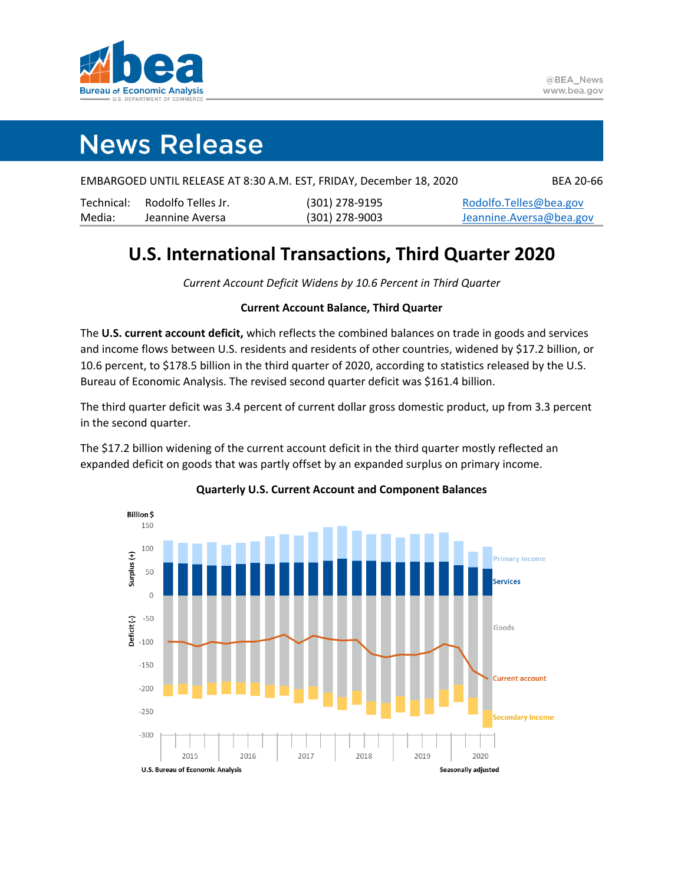# News Release

EMBARGOED UNTIL RELEASE AT 8:30 A.M. EST, FRIDAY, December 18, 2020 BEA 20-66

| Technical: | Rodolfo Telles Jr. | (301) 278-9195 | Rodolfo.Telles@bea.gov |
|---|---|---|---|
| Media: | Jeannine Aversa | (301) 278-9003 | Jeannine.Aversa@bea.gov |

## U.S. International Transactions, Third Quarter 2020

*Current Account Deficit Widens by 10.6 Percent in Third Quarter*

**Current Account Balance, Third Quarter**

The **U.S. current account deficit,** which reflects the combined balances on trade in goods and services and income flows between U.S. residents and residents of other countries, widened by $17.2 billion, or 10.6 percent, to $178.5 billion in the third quarter of 2020, according to statistics released by the U.S. Bureau of Economic Analysis. The revised second quarter deficit was $161.4 billion.

The third quarter deficit was 3.4 percent of current dollar gross domestic product, up from 3.3 percent in the second quarter.

The $17.2 billion widening of the current account deficit in the third quarter mostly reflected an expanded deficit on goods that was partly offset by an expanded surplus on primary income.

**Quarterly U.S. Current Account and Component Balances**

U.S. Bureau of Economic Analysis

Seasonally adjusted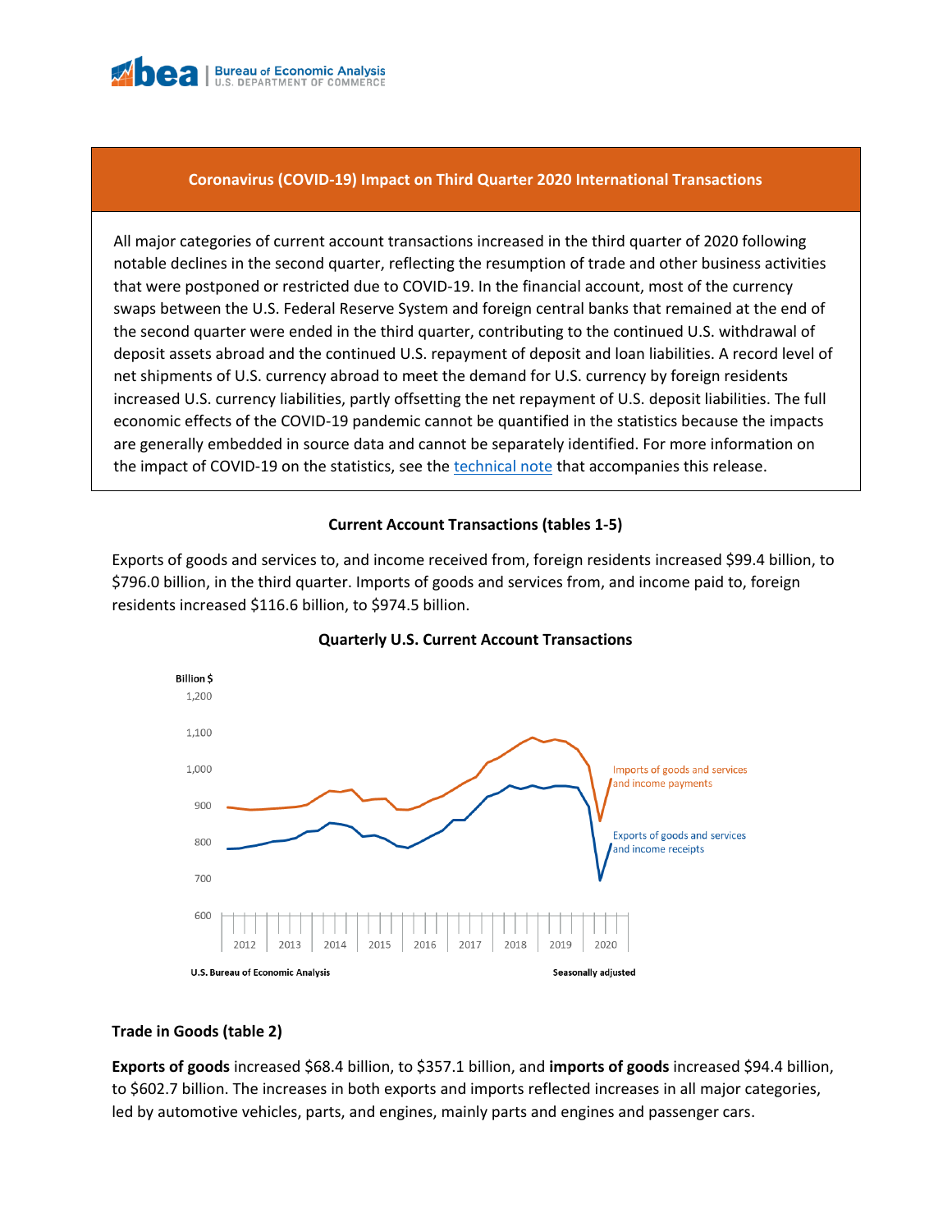**Coronavirus (COVID-19) Impact on Third Quarter 2020 International Transactions**

All major categories of current account transactions increased in the third quarter of 2020 following notable declines in the second quarter, reflecting the resumption of trade and other business activities that were postponed or restricted due to COVID-19. In the financial account, most of the currency swaps between the U.S. Federal Reserve System and foreign central banks that remained at the end of the second quarter were ended in the third quarter, contributing to the continued U.S. withdrawal of deposit assets abroad and the continued U.S. repayment of deposit and loan liabilities. A record level of net shipments of U.S. currency abroad to meet the demand for U.S. currency by foreign residents increased U.S. currency liabilities, partly offsetting the net repayment of U.S. deposit liabilities. The full economic effects of the COVID-19 pandemic cannot be quantified in the statistics because the impacts are generally embedded in source data and cannot be separately identified. For more information on the impact of COVID-19 on the statistics, see the technical note that accompanies this release.

### Current Account Transactions (tables 1-5)

Exports of goods and services to, and income received from, foreign residents increased $99.4 billion, to $796.0 billion, in the third quarter. Imports of goods and services from, and income paid to, foreign residents increased $116.6 billion, to $974.5 billion.

**Quarterly U.S. Current Account Transactions**

Billion $
1,200
1,100
1,000
900
800
700
600
2012 2013 2014 2015 2016 2017 2018 2019 2020
Imports of goods and services and income payments
Exports of goods and services and income receipts
U.S. Bureau of Economic Analysis
Seasonally adjusted

### Trade in Goods (table 2)

**Exports of goods** increased $68.4 billion, to $357.1 billion, and **imports of goods** increased $94.4 billion, to $602.7 billion. The increases in both exports and imports reflected increases in all major categories, led by automotive vehicles, parts, and engines, mainly parts and engines and passenger cars.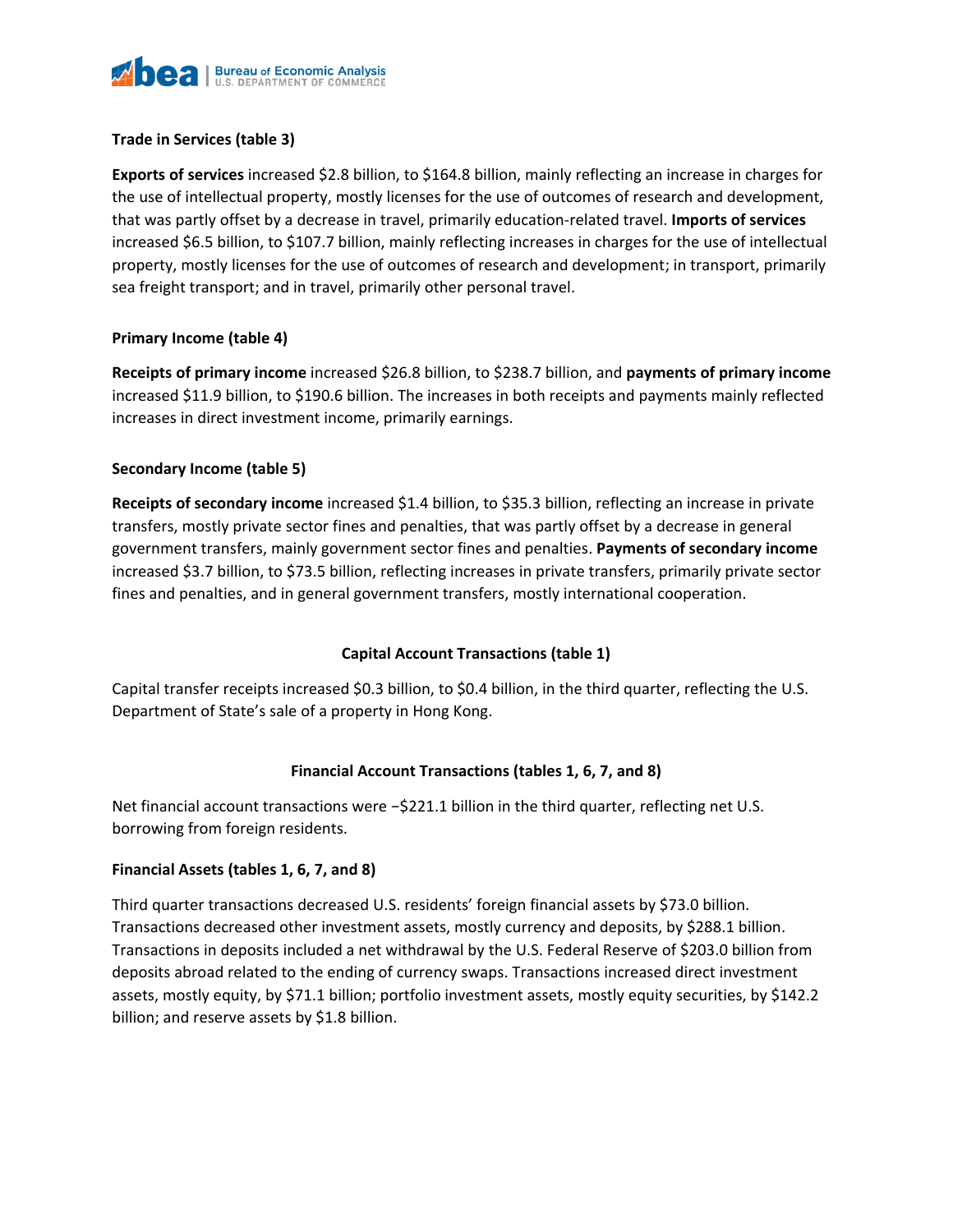**Trade in Services (table 3)**

**Exports of services** increased $2.8 billion, to $164.8 billion, mainly reflecting an increase in charges for the use of intellectual property, mostly licenses for the use of outcomes of research and development, that was partly offset by a decrease in travel, primarily education-related travel. **Imports of services** increased $6.5 billion, to $107.7 billion, mainly reflecting increases in charges for the use of intellectual property, mostly licenses for the use of outcomes of research and development; in transport, primarily sea freight transport; and in travel, primarily other personal travel.

**Primary Income (table 4)**

**Receipts of primary income** increased $26.8 billion, to $238.7 billion, and **payments of primary income** increased $11.9 billion, to $190.6 billion. The increases in both receipts and payments mainly reflected increases in direct investment income, primarily earnings.

**Secondary Income (table 5)**

**Receipts of secondary income** increased $1.4 billion, to $35.3 billion, reflecting an increase in private transfers, mostly private sector fines and penalties, that was partly offset by a decrease in general government transfers, mainly government sector fines and penalties. **Payments of secondary income** increased $3.7 billion, to $73.5 billion, reflecting increases in private transfers, primarily private sector fines and penalties, and in general government transfers, mostly international cooperation.

## Capital Account Transactions (table 1)

Capital transfer receipts increased $0.3 billion, to $0.4 billion, in the third quarter, reflecting the U.S. Department of State's sale of a property in Hong Kong.

## Financial Account Transactions (tables 1, 6, 7, and 8)

Net financial account transactions were −$221.1 billion in the third quarter, reflecting net U.S. borrowing from foreign residents.

**Financial Assets (tables 1, 6, 7, and 8)**

Third quarter transactions decreased U.S. residents' foreign financial assets by $73.0 billion. Transactions decreased other investment assets, mostly currency and deposits, by $288.1 billion. Transactions in deposits included a net withdrawal by the U.S. Federal Reserve of $203.0 billion from deposits abroad related to the ending of currency swaps. Transactions increased direct investment assets, mostly equity, by $71.1 billion; portfolio investment assets, mostly equity securities, by $142.2 billion; and reserve assets by $1.8 billion.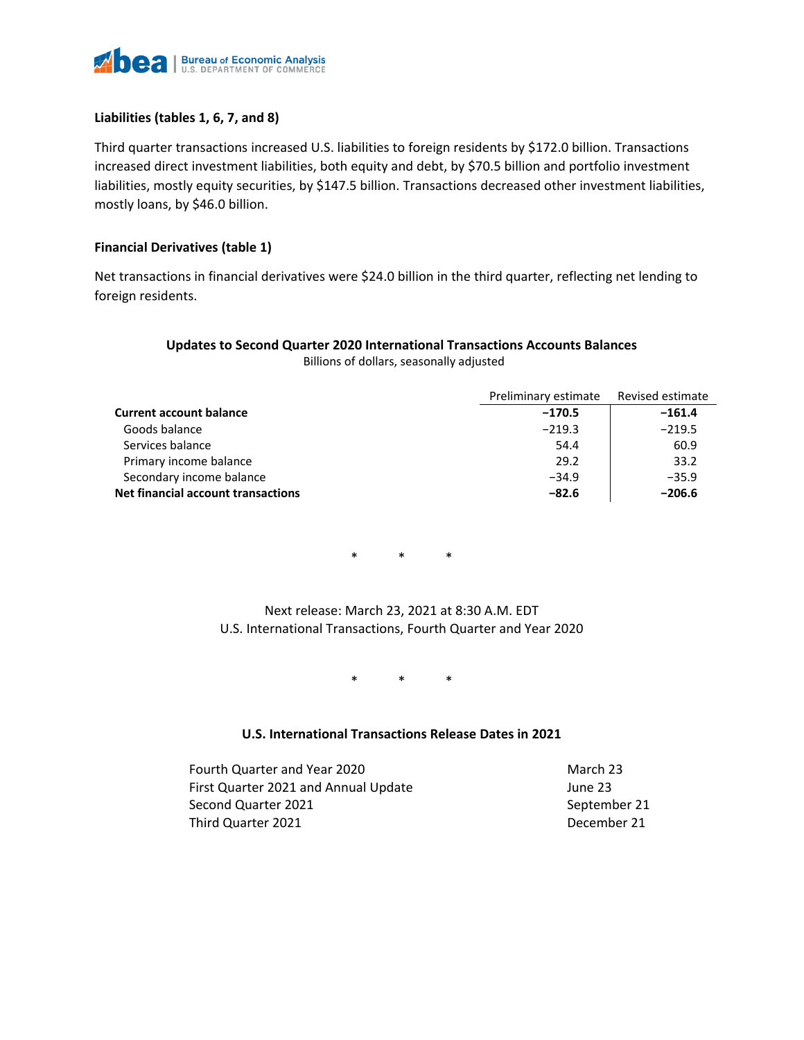### Liabilities (tables 1, 6, 7, and 8)

Third quarter transactions increased U.S. liabilities to foreign residents by $172.0 billion. Transactions increased direct investment liabilities, both equity and debt, by $70.5 billion and portfolio investment liabilities, mostly equity securities, by $147.5 billion. Transactions decreased other investment liabilities, mostly loans, by $46.0 billion.

### Financial Derivatives (table 1)

Net transactions in financial derivatives were $24.0 billion in the third quarter, reflecting net lending to foreign residents.

**Updates to Second Quarter 2020 International Transactions Accounts Balances**

Billions of dollars, seasonally adjusted

| | Preliminary estimate | Revised estimate |
|---|---|---|
| **Current account balance** | **−170.5** | **−161.4** |
| Goods balance | −219.3 | −219.5 |
| Services balance | 54.4 | 60.9 |
| Primary income balance | 29.2 | 33.2 |
| Secondary income balance | −34.9 | −35.9 |
| **Net financial account transactions** | **−82.6** | **−206.6** |

\* \* \*

Next release: March 23, 2021 at 8:30 A.M. EDT
U.S. International Transactions, Fourth Quarter and Year 2020

\* \* \*

**U.S. International Transactions Release Dates in 2021**

| | |
|---|---|
| Fourth Quarter and Year 2020 | March 23 |
| First Quarter 2021 and Annual Update | June 23 |
| Second Quarter 2021 | September 21 |
| Third Quarter 2021 | December 21 |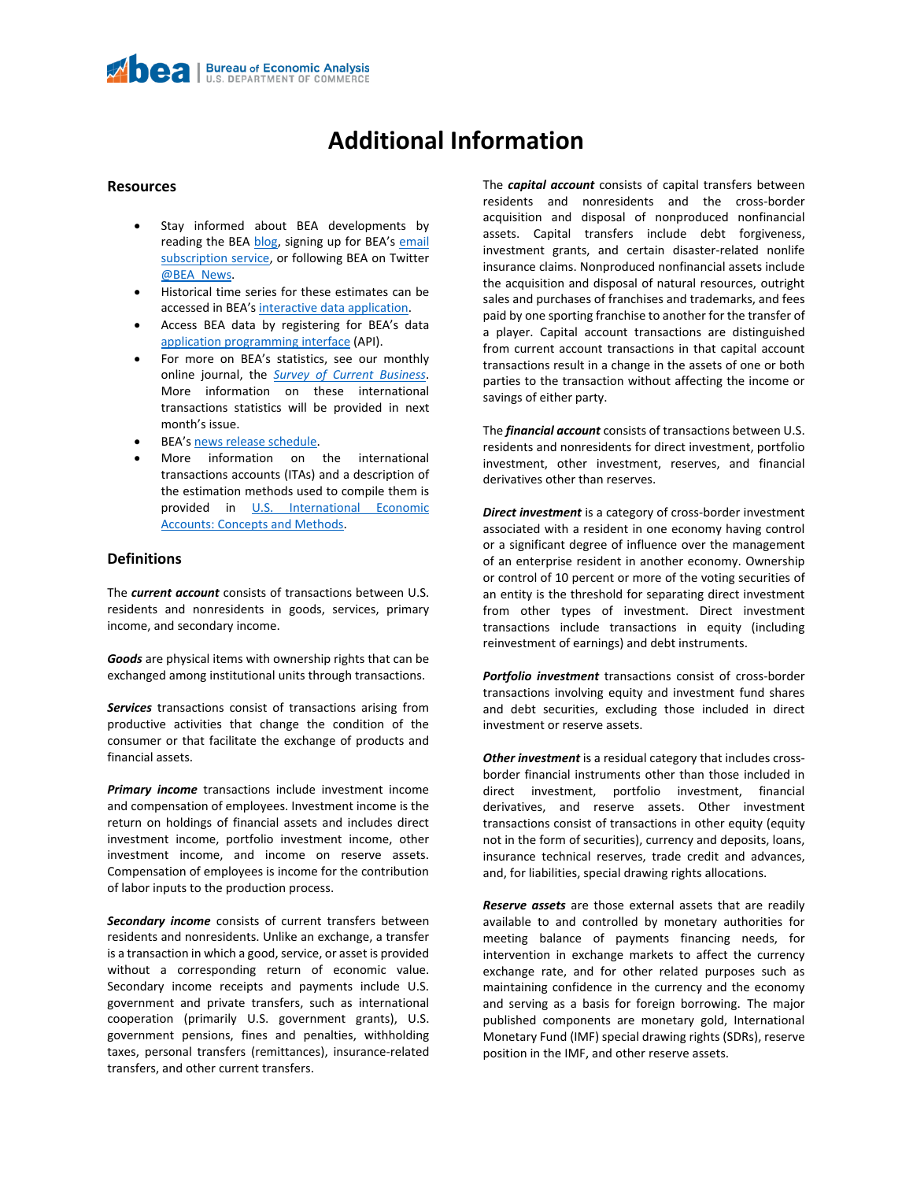# Additional Information

## Resources

- Stay informed about BEA developments by reading the BEA blog, signing up for BEA's email subscription service, or following BEA on Twitter @BEA_News.
- Historical time series for these estimates can be accessed in BEA's interactive data application.
- Access BEA data by registering for BEA's data application programming interface (API).
- For more on BEA's statistics, see our monthly online journal, the *Survey of Current Business*. More information on these international transactions statistics will be provided in next month's issue.
- BEA's news release schedule.
- More information on the international transactions accounts (ITAs) and a description of the estimation methods used to compile them is provided in U.S. International Economic Accounts: Concepts and Methods.

## Definitions

The ***current account*** consists of transactions between U.S. residents and nonresidents in goods, services, primary income, and secondary income.

***Goods*** are physical items with ownership rights that can be exchanged among institutional units through transactions.

***Services*** transactions consist of transactions arising from productive activities that change the condition of the consumer or that facilitate the exchange of products and financial assets.

***Primary income*** transactions include investment income and compensation of employees. Investment income is the return on holdings of financial assets and includes direct investment income, portfolio investment income, other investment income, and income on reserve assets. Compensation of employees is income for the contribution of labor inputs to the production process.

***Secondary income*** consists of current transfers between residents and nonresidents. Unlike an exchange, a transfer is a transaction in which a good, service, or asset is provided without a corresponding return of economic value. Secondary income receipts and payments include U.S. government and private transfers, such as international cooperation (primarily U.S. government grants), U.S. government pensions, fines and penalties, withholding taxes, personal transfers (remittances), insurance-related transfers, and other current transfers.

The ***capital account*** consists of capital transfers between residents and nonresidents and the cross-border acquisition and disposal of nonproduced nonfinancial assets. Capital transfers include debt forgiveness, investment grants, and certain disaster-related nonlife insurance claims. Nonproduced nonfinancial assets include the acquisition and disposal of natural resources, outright sales and purchases of franchises and trademarks, and fees paid by one sporting franchise to another for the transfer of a player. Capital account transactions are distinguished from current account transactions in that capital account transactions result in a change in the assets of one or both parties to the transaction without affecting the income or savings of either party.

The ***financial account*** consists of transactions between U.S. residents and nonresidents for direct investment, portfolio investment, other investment, reserves, and financial derivatives other than reserves.

***Direct investment*** is a category of cross-border investment associated with a resident in one economy having control or a significant degree of influence over the management of an enterprise resident in another economy. Ownership or control of 10 percent or more of the voting securities of an entity is the threshold for separating direct investment from other types of investment. Direct investment transactions include transactions in equity (including reinvestment of earnings) and debt instruments.

***Portfolio investment*** transactions consist of cross-border transactions involving equity and investment fund shares and debt securities, excluding those included in direct investment or reserve assets.

***Other investment*** is a residual category that includes cross-border financial instruments other than those included in direct investment, portfolio investment, financial derivatives, and reserve assets. Other investment transactions consist of transactions in other equity (equity not in the form of securities), currency and deposits, loans, insurance technical reserves, trade credit and advances, and, for liabilities, special drawing rights allocations.

***Reserve assets*** are those external assets that are readily available to and controlled by monetary authorities for meeting balance of payments financing needs, for intervention in exchange markets to affect the currency exchange rate, and for other related purposes such as maintaining confidence in the currency and the economy and serving as a basis for foreign borrowing. The major published components are monetary gold, International Monetary Fund (IMF) special drawing rights (SDRs), reserve position in the IMF, and other reserve assets.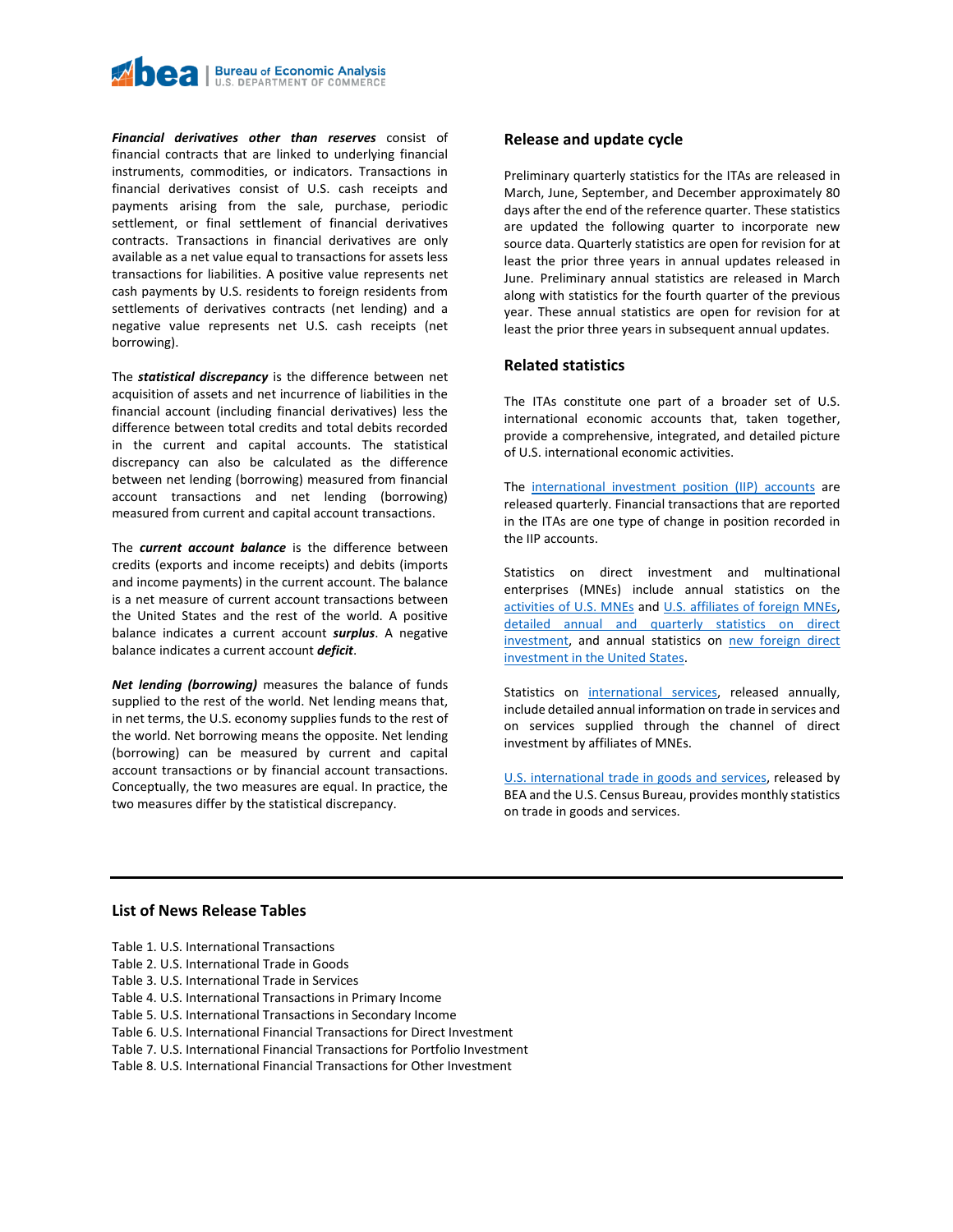***Financial derivatives other than reserves*** consist of financial contracts that are linked to underlying financial instruments, commodities, or indicators. Transactions in financial derivatives consist of U.S. cash receipts and payments arising from the sale, purchase, periodic settlement, or final settlement of financial derivatives contracts. Transactions in financial derivatives are only available as a net value equal to transactions for assets less transactions for liabilities. A positive value represents net cash payments by U.S. residents to foreign residents from settlements of derivatives contracts (net lending) and a negative value represents net U.S. cash receipts (net borrowing).

The ***statistical discrepancy*** is the difference between net acquisition of assets and net incurrence of liabilities in the financial account (including financial derivatives) less the difference between total credits and total debits recorded in the current and capital accounts. The statistical discrepancy can also be calculated as the difference between net lending (borrowing) measured from financial account transactions and net lending (borrowing) measured from current and capital account transactions.

The ***current account balance*** is the difference between credits (exports and income receipts) and debits (imports and income payments) in the current account. The balance is a net measure of current account transactions between the United States and the rest of the world. A positive balance indicates a current account ***surplus***. A negative balance indicates a current account ***deficit***.

***Net lending (borrowing)*** measures the balance of funds supplied to the rest of the world. Net lending means that, in net terms, the U.S. economy supplies funds to the rest of the world. Net borrowing means the opposite. Net lending (borrowing) can be measured by current and capital account transactions or by financial account transactions. Conceptually, the two measures are equal. In practice, the two measures differ by the statistical discrepancy.

## Release and update cycle

Preliminary quarterly statistics for the ITAs are released in March, June, September, and December approximately 80 days after the end of the reference quarter. These statistics are updated the following quarter to incorporate new source data. Quarterly statistics are open for revision for at least the prior three years in annual updates released in June. Preliminary annual statistics are released in March along with statistics for the fourth quarter of the previous year. These annual statistics are open for revision for at least the prior three years in subsequent annual updates.

## Related statistics

The ITAs constitute one part of a broader set of U.S. international economic accounts that, taken together, provide a comprehensive, integrated, and detailed picture of U.S. international economic activities.

The international investment position (IIP) accounts are released quarterly. Financial transactions that are reported in the ITAs are one type of change in position recorded in the IIP accounts.

Statistics on direct investment and multinational enterprises (MNEs) include annual statistics on the activities of U.S. MNEs and U.S. affiliates of foreign MNEs, detailed annual and quarterly statistics on direct investment, and annual statistics on new foreign direct investment in the United States.

Statistics on international services, released annually, include detailed annual information on trade in services and on services supplied through the channel of direct investment by affiliates of MNEs.

U.S. international trade in goods and services, released by BEA and the U.S. Census Bureau, provides monthly statistics on trade in goods and services.

## List of News Release Tables

Table 1. U.S. International Transactions
Table 2. U.S. International Trade in Goods
Table 3. U.S. International Trade in Services
Table 4. U.S. International Transactions in Primary Income
Table 5. U.S. International Transactions in Secondary Income
Table 6. U.S. International Financial Transactions for Direct Investment
Table 7. U.S. International Financial Transactions for Portfolio Investment
Table 8. U.S. International Financial Transactions for Other Investment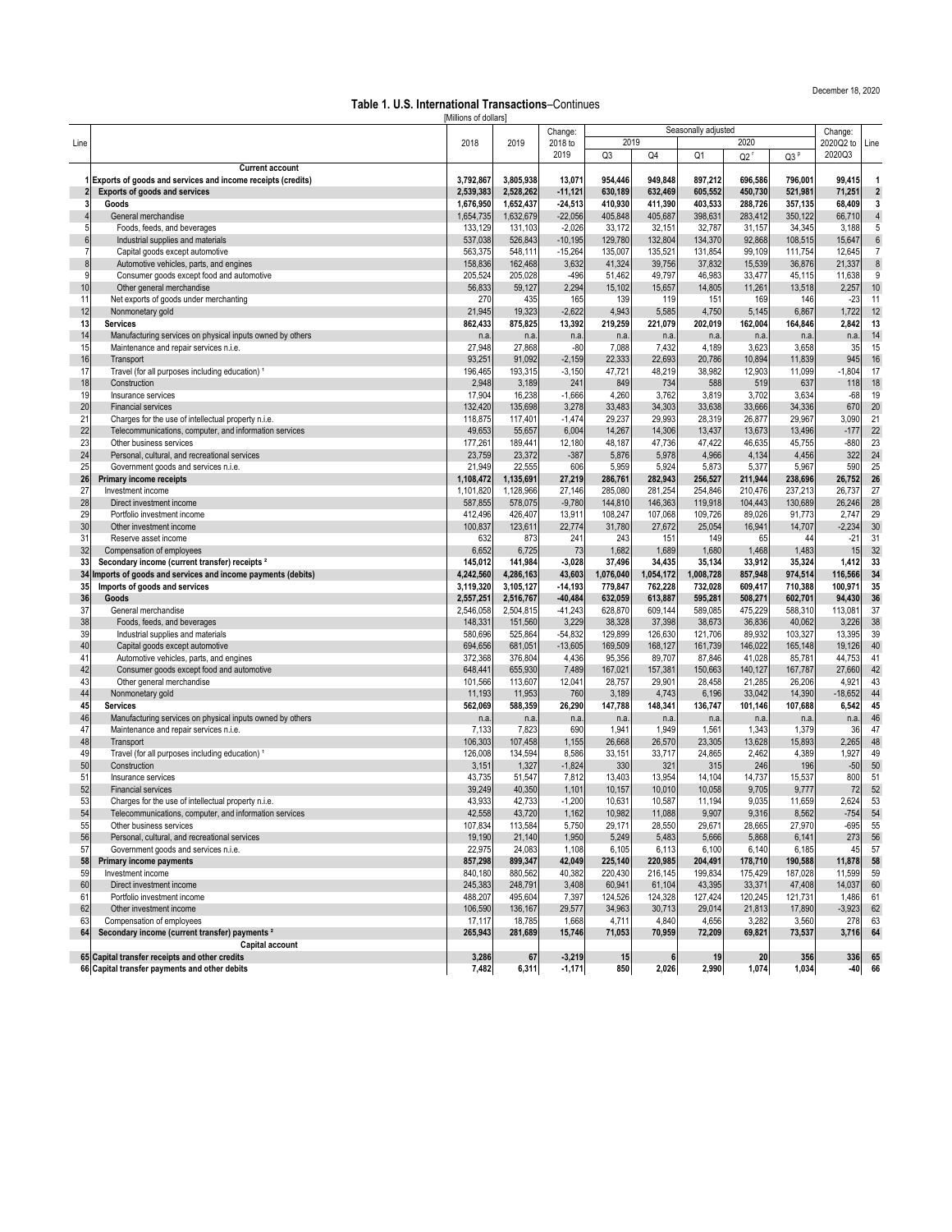December 18, 2020

# Table 1. U.S. International Transactions–Continues

[Millions of dollars]

| Line | | 2018 | 2019 | Change: 2018 to 2019 | Seasonally adjusted 2019 Q3 | 2019 Q4 | 2020 Q1 | 2020 Q2 [r] | 2020 Q3 [p] | Change: 2020Q2 to 2020Q3 | Line |
|---|---|---|---|---|---|---|---|---|---|---|---|
| | **Current account** | | | | | | | | | | |
| 1 | **Exports of goods and services and income receipts (credits)** | **3,792,867** | **3,805,938** | **13,071** | **954,446** | **949,848** | **897,212** | **696,586** | **796,001** | **99,415** | **1** |
| 2 | **Exports of goods and services** | **2,539,383** | **2,528,262** | **-11,121** | **630,189** | **632,469** | **605,552** | **450,730** | **521,981** | **71,251** | **2** |
| 3 | **Goods** | **1,676,950** | **1,652,437** | **-24,513** | **410,930** | **411,390** | **403,533** | **288,726** | **357,135** | **68,409** | **3** |
| 4 | General merchandise | 1,654,735 | 1,632,679 | -22,056 | 405,848 | 405,687 | 398,631 | 283,412 | 350,122 | 66,710 | 4 |
| 5 | Foods, feeds, and beverages | 133,129 | 131,103 | -2,026 | 33,172 | 32,151 | 32,787 | 31,157 | 34,345 | 3,188 | 5 |
| 6 | Industrial supplies and materials | 537,038 | 526,843 | -10,195 | 129,780 | 132,804 | 134,370 | 92,868 | 108,515 | 15,647 | 6 |
| 7 | Capital goods except automotive | 563,375 | 548,111 | -15,264 | 135,007 | 135,521 | 131,854 | 99,109 | 111,754 | 12,645 | 7 |
| 8 | Automotive vehicles, parts, and engines | 158,836 | 162,468 | 3,632 | 41,324 | 39,756 | 37,832 | 15,539 | 36,876 | 21,337 | 8 |
| 9 | Consumer goods except food and automotive | 205,524 | 205,028 | -496 | 51,462 | 49,797 | 46,983 | 33,477 | 45,115 | 11,638 | 9 |
| 10 | Other general merchandise | 56,833 | 59,127 | 2,294 | 15,102 | 15,657 | 14,805 | 11,261 | 13,518 | 2,257 | 10 |
| 11 | Net exports of goods under merchanting | 270 | 435 | 165 | 139 | 119 | 151 | 169 | 146 | -23 | 11 |
| 12 | Nonmonetary gold | 21,945 | 19,323 | -2,622 | 4,943 | 5,585 | 4,750 | 5,145 | 6,867 | 1,722 | 12 |
| 13 | **Services** | **862,433** | **875,825** | **13,392** | **219,259** | **221,079** | **202,019** | **162,004** | **164,846** | **2,842** | **13** |
| 14 | Manufacturing services on physical inputs owned by others | n.a. | n.a. | n.a. | n.a. | n.a. | n.a. | n.a. | n.a. | n.a. | 14 |
| 15 | Maintenance and repair services n.i.e. | 27,948 | 27,868 | -80 | 7,088 | 7,432 | 4,189 | 3,623 | 3,658 | 35 | 15 |
| 16 | Transport | 93,251 | 91,092 | -2,159 | 22,333 | 22,693 | 20,786 | 10,894 | 11,839 | 945 | 16 |
| 17 | Travel (for all purposes including education) [1] | 196,465 | 193,315 | -3,150 | 47,721 | 48,219 | 38,982 | 12,903 | 11,099 | -1,804 | 17 |
| 18 | Construction | 2,948 | 3,189 | 241 | 849 | 734 | 588 | 519 | 637 | 118 | 18 |
| 19 | Insurance services | 17,904 | 16,238 | -1,666 | 4,260 | 3,762 | 3,819 | 3,702 | 3,634 | -68 | 19 |
| 20 | Financial services | 132,420 | 135,698 | 3,278 | 33,483 | 34,303 | 33,638 | 33,666 | 34,336 | 670 | 20 |
| 21 | Charges for the use of intellectual property n.i.e. | 118,875 | 117,401 | -1,474 | 29,237 | 29,993 | 28,319 | 26,877 | 29,967 | 3,090 | 21 |
| 22 | Telecommunications, computer, and information services | 49,653 | 55,657 | 6,004 | 14,267 | 14,306 | 13,437 | 13,673 | 13,496 | -177 | 22 |
| 23 | Other business services | 177,261 | 189,441 | 12,180 | 48,187 | 47,736 | 47,422 | 46,635 | 45,755 | -880 | 23 |
| 24 | Personal, cultural, and recreational services | 23,759 | 23,372 | -387 | 5,876 | 5,978 | 4,966 | 4,134 | 4,456 | 322 | 24 |
| 25 | Government goods and services n.i.e. | 21,949 | 22,555 | 606 | 5,959 | 5,924 | 5,873 | 5,377 | 5,967 | 590 | 25 |
| 26 | **Primary income receipts** | **1,108,472** | **1,135,691** | **27,219** | **286,761** | **282,943** | **256,527** | **211,944** | **238,696** | **26,752** | **26** |
| 27 | Investment income | 1,101,820 | 1,128,966 | 27,146 | 285,080 | 281,254 | 254,846 | 210,476 | 237,213 | 26,737 | 27 |
| 28 | Direct investment income | 587,855 | 578,075 | -9,780 | 144,810 | 146,363 | 119,918 | 104,443 | 130,689 | 26,246 | 28 |
| 29 | Portfolio investment income | 412,496 | 426,407 | 13,911 | 108,247 | 107,068 | 109,726 | 89,026 | 91,773 | 2,747 | 29 |
| 30 | Other investment income | 100,837 | 123,611 | 22,774 | 31,780 | 27,672 | 25,054 | 16,941 | 14,707 | -2,234 | 30 |
| 31 | Reserve asset income | 632 | 873 | 241 | 243 | 151 | 149 | 65 | 44 | -21 | 31 |
| 32 | Compensation of employees | 6,652 | 6,725 | 73 | 1,682 | 1,689 | 1,680 | 1,468 | 1,483 | 15 | 32 |
| 33 | **Secondary income (current transfer) receipts [2]** | **145,012** | **141,984** | **-3,028** | **37,496** | **34,435** | **35,134** | **33,912** | **35,324** | **1,412** | **33** |
| 34 | **Imports of goods and services and income payments (debits)** | **4,242,560** | **4,286,163** | **43,603** | **1,076,040** | **1,054,172** | **1,008,728** | **857,948** | **974,514** | **116,566** | **34** |
| 35 | **Imports of goods and services** | **3,119,320** | **3,105,127** | **-14,193** | **779,847** | **762,228** | **732,028** | **609,417** | **710,388** | **100,971** | **35** |
| 36 | **Goods** | **2,557,251** | **2,516,767** | **-40,484** | **632,059** | **613,887** | **595,281** | **508,271** | **602,701** | **94,430** | **36** |
| 37 | General merchandise | 2,546,058 | 2,504,815 | -41,243 | 628,870 | 609,144 | 589,085 | 475,229 | 588,310 | 113,081 | 37 |
| 38 | Foods, feeds, and beverages | 148,331 | 151,560 | 3,229 | 38,328 | 37,398 | 38,673 | 36,836 | 40,062 | 3,226 | 38 |
| 39 | Industrial supplies and materials | 580,696 | 525,864 | -54,832 | 129,899 | 126,630 | 121,706 | 89,932 | 103,327 | 13,395 | 39 |
| 40 | Capital goods except automotive | 694,656 | 681,051 | -13,605 | 169,509 | 168,127 | 161,739 | 146,022 | 165,148 | 19,126 | 40 |
| 41 | Automotive vehicles, parts, and engines | 372,368 | 376,804 | 4,436 | 95,356 | 89,707 | 87,846 | 41,028 | 85,781 | 44,753 | 41 |
| 42 | Consumer goods except food and automotive | 648,441 | 655,930 | 7,489 | 167,021 | 157,381 | 150,663 | 140,127 | 167,787 | 27,660 | 42 |
| 43 | Other general merchandise | 101,566 | 113,607 | 12,041 | 28,757 | 29,901 | 28,458 | 21,285 | 26,206 | 4,921 | 43 |
| 44 | Nonmonetary gold | 11,193 | 11,953 | 760 | 3,189 | 4,743 | 6,196 | 33,042 | 14,390 | -18,652 | 44 |
| 45 | **Services** | **562,069** | **588,359** | **26,290** | **147,788** | **148,341** | **136,747** | **101,146** | **107,688** | **6,542** | **45** |
| 46 | Manufacturing services on physical inputs owned by others | n.a. | n.a. | n.a. | n.a. | n.a. | n.a. | n.a. | n.a. | n.a. | 46 |
| 47 | Maintenance and repair services n.i.e. | 7,133 | 7,823 | 690 | 1,941 | 1,949 | 1,561 | 1,343 | 1,379 | 36 | 47 |
| 48 | Transport | 106,303 | 107,458 | 1,155 | 26,668 | 26,570 | 23,305 | 13,628 | 15,893 | 2,265 | 48 |
| 49 | Travel (for all purposes including education) [1] | 126,008 | 134,594 | 8,586 | 33,151 | 33,717 | 24,865 | 2,462 | 4,389 | 1,927 | 49 |
| 50 | Construction | 3,151 | 1,327 | -1,824 | 330 | 321 | 315 | 246 | 196 | -50 | 50 |
| 51 | Insurance services | 43,735 | 51,547 | 7,812 | 13,403 | 13,954 | 14,104 | 14,737 | 15,537 | 800 | 51 |
| 52 | Financial services | 39,249 | 40,350 | 1,101 | 10,157 | 10,010 | 10,058 | 9,705 | 9,777 | 72 | 52 |
| 53 | Charges for the use of intellectual property n.i.e. | 43,933 | 42,733 | -1,200 | 10,631 | 10,587 | 11,194 | 9,035 | 11,659 | 2,624 | 53 |
| 54 | Telecommunications, computer, and information services | 42,558 | 43,720 | 1,162 | 10,982 | 11,088 | 9,907 | 9,316 | 8,562 | -754 | 54 |
| 55 | Other business services | 107,834 | 113,584 | 5,750 | 29,171 | 28,550 | 29,671 | 28,665 | 27,970 | -695 | 55 |
| 56 | Personal, cultural, and recreational services | 19,190 | 21,140 | 1,950 | 5,249 | 5,483 | 5,666 | 5,868 | 6,141 | 273 | 56 |
| 57 | Government goods and services n.i.e. | 22,975 | 24,083 | 1,108 | 6,105 | 6,113 | 6,100 | 6,140 | 6,185 | 45 | 57 |
| 58 | **Primary income payments** | **857,298** | **899,347** | **42,049** | **225,140** | **220,985** | **204,491** | **178,710** | **190,588** | **11,878** | **58** |
| 59 | Investment income | 840,180 | 880,562 | 40,382 | 220,430 | 216,145 | 199,834 | 175,429 | 187,028 | 11,599 | 59 |
| 60 | Direct investment income | 245,383 | 248,791 | 3,408 | 60,941 | 61,104 | 43,395 | 33,371 | 47,408 | 14,037 | 60 |
| 61 | Portfolio investment income | 488,207 | 495,604 | 7,397 | 124,526 | 124,328 | 127,424 | 120,245 | 121,731 | 1,486 | 61 |
| 62 | Other investment income | 106,590 | 136,167 | 29,577 | 34,963 | 30,713 | 29,014 | 21,813 | 17,890 | -3,923 | 62 |
| 63 | Compensation of employees | 17,117 | 18,785 | 1,668 | 4,711 | 4,840 | 4,656 | 3,282 | 3,560 | 278 | 63 |
| 64 | **Secondary income (current transfer) payments [2]** | **265,943** | **281,689** | **15,746** | **71,053** | **70,959** | **72,209** | **69,821** | **73,537** | **3,716** | **64** |
| | **Capital account** | | | | | | | | | | |
| 65 | **Capital transfer receipts and other credits** | **3,286** | **67** | **-3,219** | **15** | **6** | **19** | **20** | **356** | **336** | **65** |
| 66 | **Capital transfer payments and other debits** | **7,482** | **6,311** | **-1,171** | **850** | **2,026** | **2,990** | **1,074** | **1,034** | **-40** | **66** |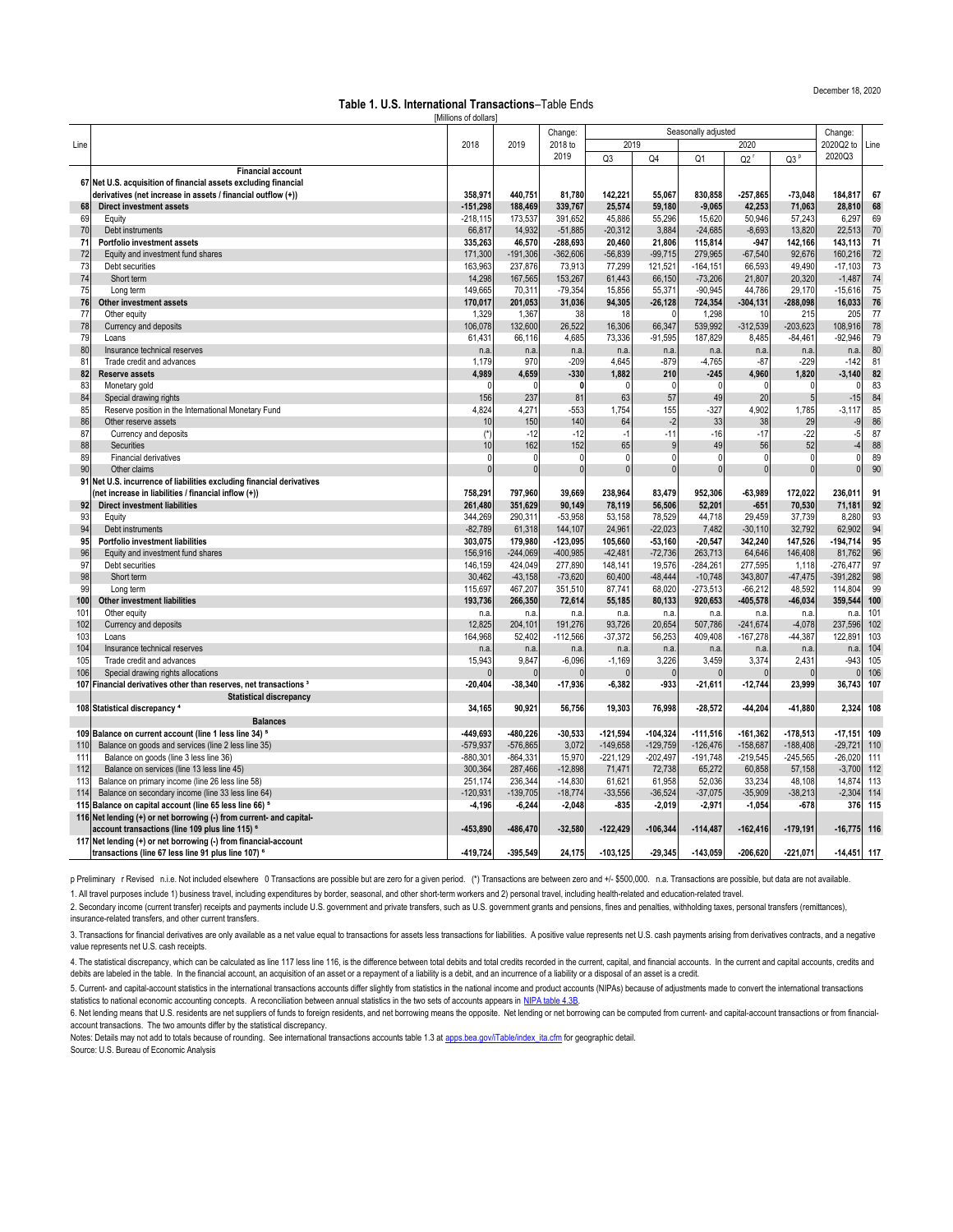December 18, 2020

# Table 1. U.S. International Transactions–Table Ends

[Millions of dollars]

| Line | | 2018 | 2019 | Change: 2018 to 2019 | Seasonally adjusted 2019 Q3 | 2019 Q4 | 2020 Q1 | 2020 Q2 r | 2020 Q3 p | Change: 2020Q2 to 2020Q3 | Line |
|---|---|---|---|---|---|---|---|---|---|---|---|
| | **Financial account** | | | | | | | | | | |
| 67 | **Net U.S. acquisition of financial assets excluding financial derivatives (net increase in assets / financial outflow (+))** | **358,971** | **440,751** | **81,780** | **142,221** | **55,067** | **830,858** | **-257,865** | **-73,048** | **184,817** | 67 |
| 68 | **Direct investment assets** | **-151,298** | **188,469** | **339,767** | **25,574** | **59,180** | **-9,065** | **42,253** | **71,063** | **28,810** | 68 |
| 69 | Equity | -218,115 | 173,537 | 391,652 | 45,886 | 55,296 | 15,620 | 50,946 | 57,243 | 6,297 | 69 |
| 70 | Debt instruments | 66,817 | 14,932 | -51,885 | -20,312 | 3,884 | -24,685 | -8,693 | 13,820 | 22,513 | 70 |
| 71 | **Portfolio investment assets** | **335,263** | **46,570** | **-288,693** | **20,460** | **21,806** | **115,814** | **-947** | **142,166** | **143,113** | 71 |
| 72 | Equity and investment fund shares | 171,300 | -191,306 | -362,606 | -56,839 | -99,715 | 279,965 | -67,540 | 92,676 | 160,216 | 72 |
| 73 | Debt securities | 163,963 | 237,876 | 73,913 | 77,299 | 121,521 | -164,151 | 66,593 | 49,490 | -17,103 | 73 |
| 74 | Short term | 14,298 | 167,565 | 153,267 | 61,443 | 66,150 | -73,206 | 21,807 | 20,320 | -1,487 | 74 |
| 75 | Long term | 149,665 | 70,311 | -79,354 | 15,856 | 55,371 | -90,945 | 44,786 | 29,170 | -15,616 | 75 |
| 76 | **Other investment assets** | **170,017** | **201,053** | **31,036** | **94,305** | **-26,128** | **724,354** | **-304,131** | **-288,098** | **16,033** | 76 |
| 77 | Other equity | 1,329 | 1,367 | 38 | 18 | 0 | 1,298 | 10 | 215 | 205 | 77 |
| 78 | Currency and deposits | 106,078 | 132,600 | 26,522 | 16,306 | 66,347 | 539,992 | -312,539 | -203,623 | 108,916 | 78 |
| 79 | Loans | 61,431 | 66,116 | 4,685 | 73,336 | -91,595 | 187,829 | 8,485 | -84,461 | -92,946 | 79 |
| 80 | Insurance technical reserves | n.a. | n.a. | n.a. | n.a. | n.a. | n.a. | n.a. | n.a. | n.a. | 80 |
| 81 | Trade credit and advances | 1,179 | 970 | -209 | 4,645 | -879 | -4,765 | -87 | -229 | -142 | 81 |
| 82 | **Reserve assets** | **4,989** | **4,659** | **-330** | **1,882** | **210** | **-245** | **4,960** | **1,820** | **-3,140** | 82 |
| 83 | Monetary gold | 0 | 0 | 0 | 0 | 0 | 0 | 0 | 0 | 0 | 83 |
| 84 | Special drawing rights | 156 | 237 | 81 | 63 | 57 | 49 | 20 | 5 | -15 | 84 |
| 85 | Reserve position in the International Monetary Fund | 4,824 | 4,271 | -553 | 1,754 | 155 | -327 | 4,902 | 1,785 | -3,117 | 85 |
| 86 | Other reserve assets | 10 | 150 | 140 | 64 | -2 | 33 | 38 | 29 | -9 | 86 |
| 87 | Currency and deposits | (*) | -12 | -12 | -1 | -11 | -16 | -17 | -22 | -5 | 87 |
| 88 | Securities | 10 | 162 | 152 | 65 | 9 | 49 | 56 | 52 | -4 | 88 |
| 89 | Financial derivatives | 0 | 0 | 0 | 0 | 0 | 0 | 0 | 0 | 0 | 89 |
| 90 | Other claims | 0 | 0 | 0 | 0 | 0 | 0 | 0 | 0 | 0 | 90 |
| 91 | **Net U.S. incurrence of liabilities excluding financial derivatives (net increase in liabilities / financial inflow (+))** | **758,291** | **797,960** | **39,669** | **238,964** | **83,479** | **952,306** | **-63,989** | **172,022** | **236,011** | 91 |
| 92 | **Direct investment liabilities** | **261,480** | **351,629** | **90,149** | **78,119** | **56,506** | **52,201** | **-651** | **70,530** | **71,181** | 92 |
| 93 | Equity | 344,269 | 290,311 | -53,958 | 53,158 | 78,529 | 44,718 | 29,459 | 37,739 | 8,280 | 93 |
| 94 | Debt instruments | -82,789 | 61,318 | 144,107 | 24,961 | -22,023 | 7,482 | -30,110 | 32,792 | 62,902 | 94 |
| 95 | **Portfolio investment liabilities** | **303,075** | **179,980** | **-123,095** | **105,660** | **-53,160** | **-20,547** | **342,240** | **147,526** | **-194,714** | 95 |
| 96 | Equity and investment fund shares | 156,916 | -244,069 | -400,985 | -42,481 | -72,736 | 263,713 | 64,646 | 146,408 | 81,762 | 96 |
| 97 | Debt securities | 146,159 | 424,049 | 277,890 | 148,141 | 19,576 | -284,261 | 277,595 | 1,118 | -276,477 | 97 |
| 98 | Short term | 30,462 | -43,158 | -73,620 | 60,400 | -48,444 | -10,748 | 343,807 | -47,475 | -391,282 | 98 |
| 99 | Long term | 115,697 | 467,207 | 351,510 | 87,741 | 68,020 | -273,513 | -66,212 | 48,592 | 114,804 | 99 |
| 100 | **Other investment liabilities** | **193,736** | **266,350** | **72,614** | **55,185** | **80,133** | **920,653** | **-405,578** | **-46,034** | **359,544** | 100 |
| 101 | Other equity | n.a. | n.a. | n.a. | n.a. | n.a. | n.a. | n.a. | n.a. | n.a. | 101 |
| 102 | Currency and deposits | 12,825 | 204,101 | 191,276 | 93,726 | 20,654 | 507,786 | -241,674 | -4,078 | 237,596 | 102 |
| 103 | Loans | 164,968 | 52,402 | -112,566 | -37,372 | 56,253 | 409,408 | -167,278 | -44,387 | 122,891 | 103 |
| 104 | Insurance technical reserves | n.a. | n.a. | n.a. | n.a. | n.a. | n.a. | n.a. | n.a. | n.a. | 104 |
| 105 | Trade credit and advances | 15,943 | 9,847 | -6,096 | -1,169 | 3,226 | 3,459 | 3,374 | 2,431 | -943 | 105 |
| 106 | Special drawing rights allocations | 0 | 0 | 0 | 0 | 0 | 0 | 0 | 0 | 0 | 106 |
| 107 | **Financial derivatives other than reserves, net transactions [3]** | **-20,404** | **-38,340** | **-17,936** | **-6,382** | **-933** | **-21,611** | **-12,744** | **23,999** | **36,743** | 107 |
| | **Statistical discrepancy** | | | | | | | | | | |
| 108 | **Statistical discrepancy [4]** | **34,165** | **90,921** | **56,756** | **19,303** | **76,998** | **-28,572** | **-44,204** | **-41,880** | **2,324** | 108 |
| | **Balances** | | | | | | | | | | |
| 109 | **Balance on current account (line 1 less line 34) [5]** | **-449,693** | **-480,226** | **-30,533** | **-121,594** | **-104,324** | **-111,516** | **-161,362** | **-178,513** | **-17,151** | 109 |
| 110 | Balance on goods and services (line 2 less line 35) | -579,937 | -576,865 | 3,072 | -149,658 | -129,759 | -126,476 | -158,687 | -188,408 | -29,721 | 110 |
| 111 | Balance on goods (line 3 less line 36) | -880,301 | -864,331 | 15,970 | -221,129 | -202,497 | -191,748 | -219,545 | -245,565 | -26,020 | 111 |
| 112 | Balance on services (line 13 less line 45) | 300,364 | 287,466 | -12,898 | 71,471 | 72,738 | 65,272 | 60,858 | 57,158 | -3,700 | 112 |
| 113 | Balance on primary income (line 26 less line 58) | 251,174 | 236,344 | -14,830 | 61,621 | 61,958 | 52,036 | 33,234 | 48,108 | 14,874 | 113 |
| 114 | Balance on secondary income (line 33 less line 64) | -120,931 | -139,705 | -18,774 | -33,556 | -36,524 | -37,075 | -35,909 | -38,213 | -2,304 | 114 |
| 115 | **Balance on capital account (line 65 less line 66) [5]** | **-4,196** | **-6,244** | **-2,048** | **-835** | **-2,019** | **-2,971** | **-1,054** | **-678** | **376** | 115 |
| 116 | **Net lending (+) or net borrowing (-) from current- and capital-account transactions (line 109 plus line 115) [6]** | **-453,890** | **-486,470** | **-32,580** | **-122,429** | **-106,344** | **-114,487** | **-162,416** | **-179,191** | **-16,775** | 116 |
| 117 | **Net lending (+) or net borrowing (-) from financial-account transactions (line 67 less line 91 plus line 107) [6]** | **-419,724** | **-395,549** | **24,175** | **-103,125** | **-29,345** | **-143,059** | **-206,620** | **-221,071** | **-14,451** | 117 |

p Preliminary r Revised n.i.e. Not included elsewhere 0 Transactions are possible but are zero for a given period. (*) Transactions are between zero and +/- $500,000. n.a. Transactions are possible, but data are not available.

1. All travel purposes include 1) business travel, including expenditures by border, seasonal, and other short-term workers and 2) personal travel, including health-related and education-related travel.

2. Secondary income (current transfer) receipts and payments include U.S. government and private transfers, such as U.S. government grants and pensions, fines and penalties, withholding taxes, personal transfers (remittances), insurance-related transfers, and other current transfers.

3. Transactions for financial derivatives are only available as a net value equal to transactions for assets less transactions for liabilities. A positive value represents net U.S. cash payments arising from derivatives contracts, and a negative value represents net U.S. cash receipts.

4. The statistical discrepancy, which can be calculated as line 117 less line 116, is the difference between total debits and total credits recorded in the current, capital, and financial accounts. In the current and capital accounts, credits and debits are labeled in the table. In the financial account, an acquisition of an asset or a repayment of a liability is a debit, and an incurrence of a liability or a disposal of an asset is a credit.

5. Current- and capital-account statistics in the international transactions accounts differ slightly from statistics in the national income and product accounts (NIPAs) because of adjustments made to convert the international transactions statistics to national economic accounting concepts. A reconciliation between annual statistics in the two sets of accounts appears in NIPA table 4.3B.

6. Net lending means that U.S. residents are net suppliers of funds to foreign residents, and net borrowing means the opposite. Net lending or net borrowing can be computed from current- and capital-account transactions or from financial-account transactions. The two amounts differ by the statistical discrepancy.

Notes: Details may not add to totals because of rounding. See international transactions accounts table 1.3 at apps.bea.gov/iTable/index_ita.cfm for geographic detail.

Source: U.S. Bureau of Economic Analysis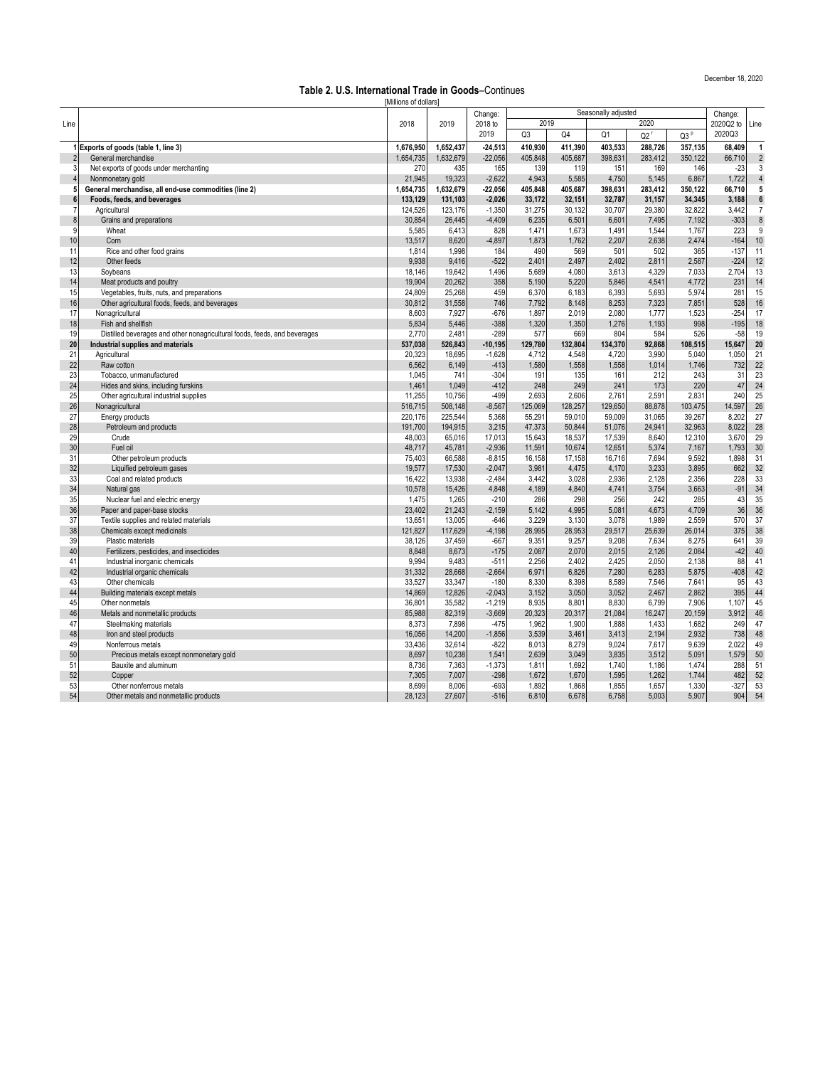December 18, 2020

**Table 2. U.S. International Trade in Goods**–Continues

[Millions of dollars]

| Line | | 2018 | 2019 | Change: 2018 to 2019 | Seasonally adjusted | | | | | Change: 2020Q2 to 2020Q3 | Line |
|---|---|---|---|---|---|---|---|---|---|---|---|
| | | | | | 2019 | | 2020 | | | | |
| | | | | | Q3 | Q4 | Q1 | Q2 r | Q3 p | | |
| 1 | **Exports of goods (table 1, line 3)** | **1,676,950** | **1,652,437** | **-24,513** | **410,930** | **411,390** | **403,533** | **288,726** | **357,135** | **68,409** | **1** |
| 2 | General merchandise | 1,654,735 | 1,632,679 | -22,056 | 405,848 | 405,687 | 398,631 | 283,412 | 350,122 | 66,710 | 2 |
| 3 | Net exports of goods under merchanting | 270 | 435 | 165 | 139 | 119 | 151 | 169 | 146 | -23 | 3 |
| 4 | Nonmonetary gold | 21,945 | 19,323 | -2,622 | 4,943 | 5,585 | 4,750 | 5,145 | 6,867 | 1,722 | 4 |
| 5 | **General merchandise, all end-use commodities (line 2)** | **1,654,735** | **1,632,679** | **-22,056** | **405,848** | **405,687** | **398,631** | **283,412** | **350,122** | **66,710** | **5** |
| 6 | **Foods, feeds, and beverages** | **133,129** | **131,103** | **-2,026** | **33,172** | **32,151** | **32,787** | **31,157** | **34,345** | **3,188** | **6** |
| 7 | Agricultural | 124,526 | 123,176 | -1,350 | 31,275 | 30,132 | 30,707 | 29,380 | 32,822 | 3,442 | 7 |
| 8 | Grains and preparations | 30,854 | 26,445 | -4,409 | 6,235 | 6,501 | 6,601 | 7,495 | 7,192 | -303 | 8 |
| 9 | Wheat | 5,585 | 6,413 | 828 | 1,471 | 1,673 | 1,491 | 1,544 | 1,767 | 223 | 9 |
| 10 | Corn | 13,517 | 8,620 | -4,897 | 1,873 | 1,762 | 2,207 | 2,638 | 2,474 | -164 | 10 |
| 11 | Rice and other food grains | 1,814 | 1,998 | 184 | 490 | 569 | 501 | 502 | 365 | -137 | 11 |
| 12 | Other feeds | 9,938 | 9,416 | -522 | 2,401 | 2,497 | 2,402 | 2,811 | 2,587 | -224 | 12 |
| 13 | Soybeans | 18,146 | 19,642 | 1,496 | 5,689 | 4,080 | 3,613 | 4,329 | 7,033 | 2,704 | 13 |
| 14 | Meat products and poultry | 19,904 | 20,262 | 358 | 5,190 | 5,220 | 5,846 | 4,541 | 4,772 | 231 | 14 |
| 15 | Vegetables, fruits, nuts, and preparations | 24,809 | 25,268 | 459 | 6,370 | 6,183 | 6,393 | 5,693 | 5,974 | 281 | 15 |
| 16 | Other agricultural foods, feeds, and beverages | 30,812 | 31,558 | 746 | 7,792 | 8,148 | 8,253 | 7,323 | 7,851 | 528 | 16 |
| 17 | Nonagricultural | 8,603 | 7,927 | -676 | 1,897 | 2,019 | 2,080 | 1,777 | 1,523 | -254 | 17 |
| 18 | Fish and shellfish | 5,834 | 5,446 | -388 | 1,320 | 1,350 | 1,276 | 1,193 | 998 | -195 | 18 |
| 19 | Distilled beverages and other nonagricultural foods, feeds, and beverages | 2,770 | 2,481 | -289 | 577 | 669 | 804 | 584 | 526 | -58 | 19 |
| 20 | **Industrial supplies and materials** | **537,038** | **526,843** | **-10,195** | **129,780** | **132,804** | **134,370** | **92,868** | **108,515** | **15,647** | **20** |
| 21 | Agricultural | 20,323 | 18,695 | -1,628 | 4,712 | 4,548 | 4,720 | 3,990 | 5,040 | 1,050 | 21 |
| 22 | Raw cotton | 6,562 | 6,149 | -413 | 1,580 | 1,558 | 1,558 | 1,014 | 1,746 | 732 | 22 |
| 23 | Tobacco, unmanufactured | 1,045 | 741 | -304 | 191 | 135 | 161 | 212 | 243 | 31 | 23 |
| 24 | Hides and skins, including furskins | 1,461 | 1,049 | -412 | 248 | 249 | 241 | 173 | 220 | 47 | 24 |
| 25 | Other agricultural industrial supplies | 11,255 | 10,756 | -499 | 2,693 | 2,606 | 2,761 | 2,591 | 2,831 | 240 | 25 |
| 26 | Nonagricultural | 516,715 | 508,148 | -8,567 | 125,069 | 128,257 | 129,650 | 88,878 | 103,475 | 14,597 | 26 |
| 27 | Energy products | 220,176 | 225,544 | 5,368 | 55,291 | 59,010 | 59,009 | 31,065 | 39,267 | 8,202 | 27 |
| 28 | Petroleum and products | 191,700 | 194,915 | 3,215 | 47,373 | 50,844 | 51,076 | 24,941 | 32,963 | 8,022 | 28 |
| 29 | Crude | 48,003 | 65,016 | 17,013 | 15,643 | 18,537 | 17,539 | 8,640 | 12,310 | 3,670 | 29 |
| 30 | Fuel oil | 48,717 | 45,781 | -2,936 | 11,591 | 10,674 | 12,651 | 5,374 | 7,167 | 1,793 | 30 |
| 31 | Other petroleum products | 75,403 | 66,588 | -8,815 | 16,158 | 17,158 | 16,716 | 7,694 | 9,592 | 1,898 | 31 |
| 32 | Liquified petroleum gases | 19,577 | 17,530 | -2,047 | 3,981 | 4,475 | 4,170 | 3,233 | 3,895 | 662 | 32 |
| 33 | Coal and related products | 16,422 | 13,938 | -2,484 | 3,442 | 3,028 | 2,936 | 2,128 | 2,356 | 228 | 33 |
| 34 | Natural gas | 10,578 | 15,426 | 4,848 | 4,189 | 4,840 | 4,741 | 3,754 | 3,663 | -91 | 34 |
| 35 | Nuclear fuel and electric energy | 1,475 | 1,265 | -210 | 286 | 298 | 256 | 242 | 285 | 43 | 35 |
| 36 | Paper and paper-base stocks | 23,402 | 21,243 | -2,159 | 5,142 | 4,995 | 5,081 | 4,673 | 4,709 | 36 | 36 |
| 37 | Textile supplies and related materials | 13,651 | 13,005 | -646 | 3,229 | 3,130 | 3,078 | 1,989 | 2,559 | 570 | 37 |
| 38 | Chemicals except medicinals | 121,827 | 117,629 | -4,198 | 28,995 | 28,953 | 29,517 | 25,639 | 26,014 | 375 | 38 |
| 39 | Plastic materials | 38,126 | 37,459 | -667 | 9,351 | 9,257 | 9,208 | 7,634 | 8,275 | 641 | 39 |
| 40 | Fertilizers, pesticides, and insecticides | 8,848 | 8,673 | -175 | 2,087 | 2,070 | 2,015 | 2,126 | 2,084 | -42 | 40 |
| 41 | Industrial inorganic chemicals | 9,994 | 9,483 | -511 | 2,256 | 2,402 | 2,425 | 2,050 | 2,138 | 88 | 41 |
| 42 | Industrial organic chemicals | 31,332 | 28,668 | -2,664 | 6,971 | 6,826 | 7,280 | 6,283 | 5,875 | -408 | 42 |
| 43 | Other chemicals | 33,527 | 33,347 | -180 | 8,330 | 8,398 | 8,589 | 7,546 | 7,641 | 95 | 43 |
| 44 | Building materials except metals | 14,869 | 12,826 | -2,043 | 3,152 | 3,050 | 3,052 | 2,467 | 2,862 | 395 | 44 |
| 45 | Other nonmetals | 36,801 | 35,582 | -1,219 | 8,935 | 8,801 | 8,830 | 6,799 | 7,906 | 1,107 | 45 |
| 46 | Metals and nonmetallic products | 85,988 | 82,319 | -3,669 | 20,323 | 20,317 | 21,084 | 16,247 | 20,159 | 3,912 | 46 |
| 47 | Steelmaking materials | 8,373 | 7,898 | -475 | 1,962 | 1,900 | 1,888 | 1,433 | 1,682 | 249 | 47 |
| 48 | Iron and steel products | 16,056 | 14,200 | -1,856 | 3,539 | 3,461 | 3,413 | 2,194 | 2,932 | 738 | 48 |
| 49 | Nonferrous metals | 33,436 | 32,614 | -822 | 8,013 | 8,279 | 9,024 | 7,617 | 9,639 | 2,022 | 49 |
| 50 | Precious metals except nonmonetary gold | 8,697 | 10,238 | 1,541 | 2,639 | 3,049 | 3,835 | 3,512 | 5,091 | 1,579 | 50 |
| 51 | Bauxite and aluminum | 8,736 | 7,363 | -1,373 | 1,811 | 1,692 | 1,740 | 1,186 | 1,474 | 288 | 51 |
| 52 | Copper | 7,305 | 7,007 | -298 | 1,672 | 1,670 | 1,595 | 1,262 | 1,744 | 482 | 52 |
| 53 | Other nonferrous metals | 8,699 | 8,006 | -693 | 1,892 | 1,868 | 1,855 | 1,657 | 1,330 | -327 | 53 |
| 54 | Other metals and nonmetallic products | 28,123 | 27,607 | -516 | 6,810 | 6,678 | 6,758 | 5,003 | 5,907 | 904 | 54 |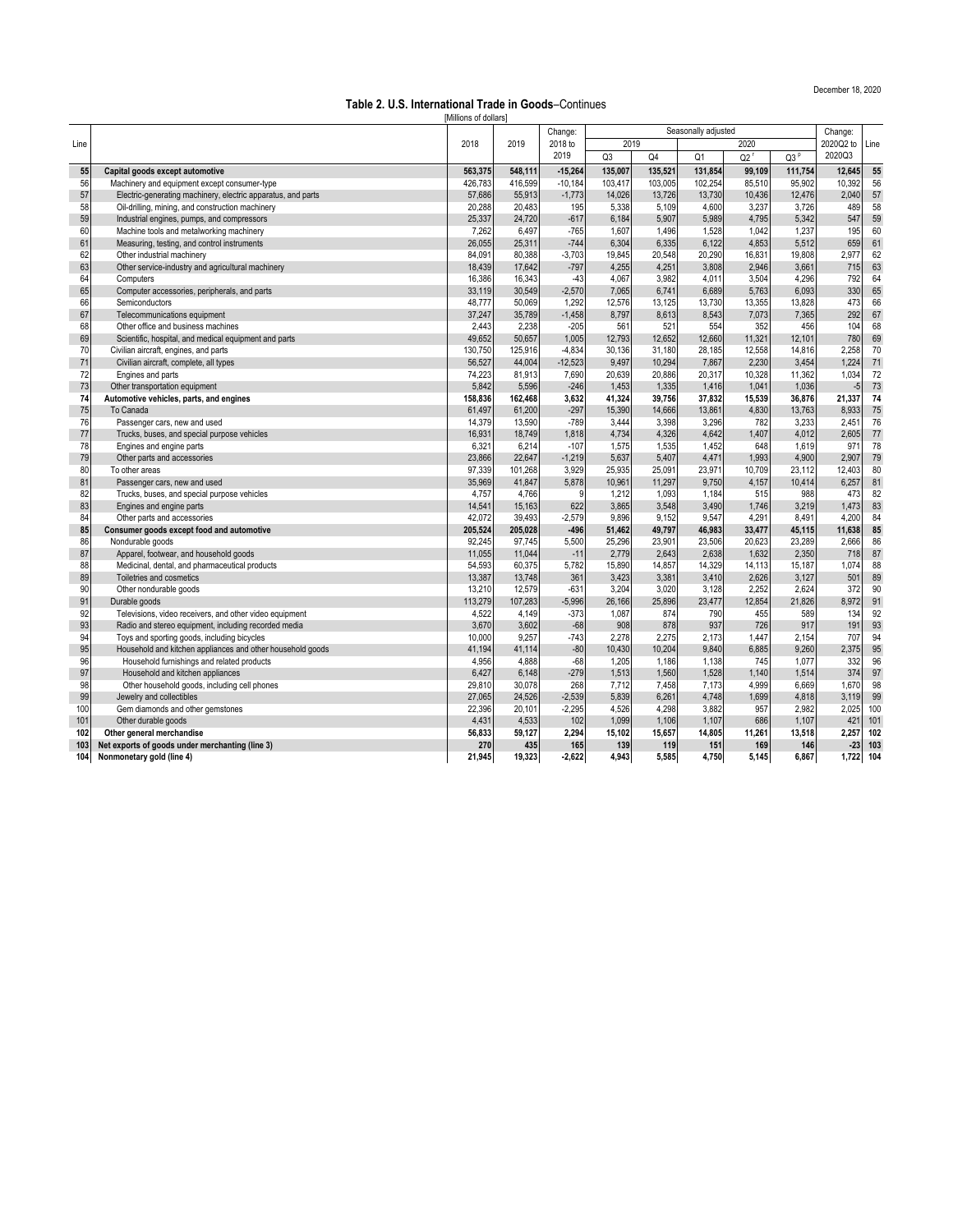December 18, 2020

## Table 2. U.S. International Trade in Goods–Continues

[Millions of dollars]

| Line | | 2018 | 2019 | Change: 2018 to 2019 | Seasonally adjusted 2019 Q3 | 2019 Q4 | 2020 Q1 | 2020 Q2 [r] | 2020 Q3 [p] | Change: 2020Q2 to 2020Q3 | Line |
|---|---|---|---|---|---|---|---|---|---|---|---|
| 55 | **Capital goods except automotive** | **563,375** | **548,111** | **-15,264** | **135,007** | **135,521** | **131,854** | **99,109** | **111,754** | **12,645** | **55** |
| 56 | Machinery and equipment except consumer-type | 426,783 | 416,599 | -10,184 | 103,417 | 103,005 | 102,254 | 85,510 | 95,902 | 10,392 | 56 |
| 57 | Electric-generating machinery, electric apparatus, and parts | 57,686 | 55,913 | -1,773 | 14,026 | 13,726 | 13,730 | 10,436 | 12,476 | 2,040 | 57 |
| 58 | Oil-drilling, mining, and construction machinery | 20,288 | 20,483 | 195 | 5,338 | 5,109 | 4,600 | 3,237 | 3,726 | 489 | 58 |
| 59 | Industrial engines, pumps, and compressors | 25,337 | 24,720 | -617 | 6,184 | 5,907 | 5,989 | 4,795 | 5,342 | 547 | 59 |
| 60 | Machine tools and metalworking machinery | 7,262 | 6,497 | -765 | 1,607 | 1,496 | 1,528 | 1,042 | 1,237 | 195 | 60 |
| 61 | Measuring, testing, and control instruments | 26,055 | 25,311 | -744 | 6,304 | 6,335 | 6,122 | 4,853 | 5,512 | 659 | 61 |
| 62 | Other industrial machinery | 84,091 | 80,388 | -3,703 | 19,845 | 20,548 | 20,290 | 16,831 | 19,808 | 2,977 | 62 |
| 63 | Other service-industry and agricultural machinery | 18,439 | 17,642 | -797 | 4,255 | 4,251 | 3,808 | 2,946 | 3,661 | 715 | 63 |
| 64 | Computers | 16,386 | 16,343 | -43 | 4,067 | 3,982 | 4,011 | 3,504 | 4,296 | 792 | 64 |
| 65 | Computer accessories, peripherals, and parts | 33,119 | 30,549 | -2,570 | 7,065 | 6,741 | 6,689 | 5,763 | 6,093 | 330 | 65 |
| 66 | Semiconductors | 48,777 | 50,069 | 1,292 | 12,576 | 13,125 | 13,730 | 13,355 | 13,828 | 473 | 66 |
| 67 | Telecommunications equipment | 37,247 | 35,789 | -1,458 | 8,797 | 8,613 | 8,543 | 7,073 | 7,365 | 292 | 67 |
| 68 | Other office and business machines | 2,443 | 2,238 | -205 | 561 | 521 | 554 | 352 | 456 | 104 | 68 |
| 69 | Scientific, hospital, and medical equipment and parts | 49,652 | 50,657 | 1,005 | 12,793 | 12,652 | 12,660 | 11,321 | 12,101 | 780 | 69 |
| 70 | Civilian aircraft, engines, and parts | 130,750 | 125,916 | -4,834 | 30,136 | 31,180 | 28,185 | 12,558 | 14,816 | 2,258 | 70 |
| 71 | Civilian aircraft, complete, all types | 56,527 | 44,004 | -12,523 | 9,497 | 10,294 | 7,867 | 2,230 | 3,454 | 1,224 | 71 |
| 72 | Engines and parts | 74,223 | 81,913 | 7,690 | 20,639 | 20,886 | 20,317 | 10,328 | 11,362 | 1,034 | 72 |
| 73 | Other transportation equipment | 5,842 | 5,596 | -246 | 1,453 | 1,335 | 1,416 | 1,041 | 1,036 | -5 | 73 |
| 74 | **Automotive vehicles, parts, and engines** | **158,836** | **162,468** | **3,632** | **41,324** | **39,756** | **37,832** | **15,539** | **36,876** | **21,337** | **74** |
| 75 | To Canada | 61,497 | 61,200 | -297 | 15,390 | 14,666 | 13,861 | 4,830 | 13,763 | 8,933 | 75 |
| 76 | Passenger cars, new and used | 14,379 | 13,590 | -789 | 3,444 | 3,398 | 3,296 | 782 | 3,233 | 2,451 | 76 |
| 77 | Trucks, buses, and special purpose vehicles | 16,931 | 18,749 | 1,818 | 4,734 | 4,326 | 4,642 | 1,407 | 4,012 | 2,605 | 77 |
| 78 | Engines and engine parts | 6,321 | 6,214 | -107 | 1,575 | 1,535 | 1,452 | 648 | 1,619 | 971 | 78 |
| 79 | Other parts and accessories | 23,866 | 22,647 | -1,219 | 5,637 | 5,407 | 4,471 | 1,993 | 4,900 | 2,907 | 79 |
| 80 | To other areas | 97,339 | 101,268 | 3,929 | 25,935 | 25,091 | 23,971 | 10,709 | 23,112 | 12,403 | 80 |
| 81 | Passenger cars, new and used | 35,969 | 41,847 | 5,878 | 10,961 | 11,297 | 9,750 | 4,157 | 10,414 | 6,257 | 81 |
| 82 | Trucks, buses, and special purpose vehicles | 4,757 | 4,766 | 9 | 1,212 | 1,093 | 1,184 | 515 | 988 | 473 | 82 |
| 83 | Engines and engine parts | 14,541 | 15,163 | 622 | 3,865 | 3,548 | 3,490 | 1,746 | 3,219 | 1,473 | 83 |
| 84 | Other parts and accessories | 42,072 | 39,493 | -2,579 | 9,896 | 9,152 | 9,547 | 4,291 | 8,491 | 4,200 | 84 |
| 85 | **Consumer goods except food and automotive** | **205,524** | **205,028** | **-496** | **51,462** | **49,797** | **46,983** | **33,477** | **45,115** | **11,638** | **85** |
| 86 | Nondurable goods | 92,245 | 97,745 | 5,500 | 25,296 | 23,901 | 23,506 | 20,623 | 23,289 | 2,666 | 86 |
| 87 | Apparel, footwear, and household goods | 11,055 | 11,044 | -11 | 2,779 | 2,643 | 2,638 | 1,632 | 2,350 | 718 | 87 |
| 88 | Medicinal, dental, and pharmaceutical products | 54,593 | 60,375 | 5,782 | 15,890 | 14,857 | 14,329 | 14,113 | 15,187 | 1,074 | 88 |
| 89 | Toiletries and cosmetics | 13,387 | 13,748 | 361 | 3,423 | 3,381 | 3,410 | 2,626 | 3,127 | 501 | 89 |
| 90 | Other nondurable goods | 13,210 | 12,579 | -631 | 3,204 | 3,020 | 3,128 | 2,252 | 2,624 | 372 | 90 |
| 91 | Durable goods | 113,279 | 107,283 | -5,996 | 26,166 | 25,896 | 23,477 | 12,854 | 21,826 | 8,972 | 91 |
| 92 | Televisions, video receivers, and other video equipment | 4,522 | 4,149 | -373 | 1,087 | 874 | 790 | 455 | 589 | 134 | 92 |
| 93 | Radio and stereo equipment, including recorded media | 3,670 | 3,602 | -68 | 908 | 878 | 937 | 726 | 917 | 191 | 93 |
| 94 | Toys and sporting goods, including bicycles | 10,000 | 9,257 | -743 | 2,278 | 2,275 | 2,173 | 1,447 | 2,154 | 707 | 94 |
| 95 | Household and kitchen appliances and other household goods | 41,194 | 41,114 | -80 | 10,430 | 10,204 | 9,840 | 6,885 | 9,260 | 2,375 | 95 |
| 96 | Household furnishings and related products | 4,956 | 4,888 | -68 | 1,205 | 1,186 | 1,138 | 745 | 1,077 | 332 | 96 |
| 97 | Household and kitchen appliances | 6,427 | 6,148 | -279 | 1,513 | 1,560 | 1,528 | 1,140 | 1,514 | 374 | 97 |
| 98 | Other household goods, including cell phones | 29,810 | 30,078 | 268 | 7,712 | 7,458 | 7,173 | 4,999 | 6,669 | 1,670 | 98 |
| 99 | Jewelry and collectibles | 27,065 | 24,526 | -2,539 | 5,839 | 6,261 | 4,748 | 1,699 | 4,818 | 3,119 | 99 |
| 100 | Gem diamonds and other gemstones | 22,396 | 20,101 | -2,295 | 4,526 | 4,298 | 3,882 | 957 | 2,982 | 2,025 | 100 |
| 101 | Other durable goods | 4,431 | 4,533 | 102 | 1,099 | 1,106 | 1,107 | 686 | 1,107 | 421 | 101 |
| 102 | **Other general merchandise** | **56,833** | **59,127** | **2,294** | **15,102** | **15,657** | **14,805** | **11,261** | **13,518** | **2,257** | **102** |
| 103 | **Net exports of goods under merchanting (line 3)** | **270** | **435** | **165** | **139** | **119** | **151** | **169** | **146** | **-23** | **103** |
| 104 | **Nonmonetary gold (line 4)** | **21,945** | **19,323** | **-2,622** | **4,943** | **5,585** | **4,750** | **5,145** | **6,867** | **1,722** | **104** |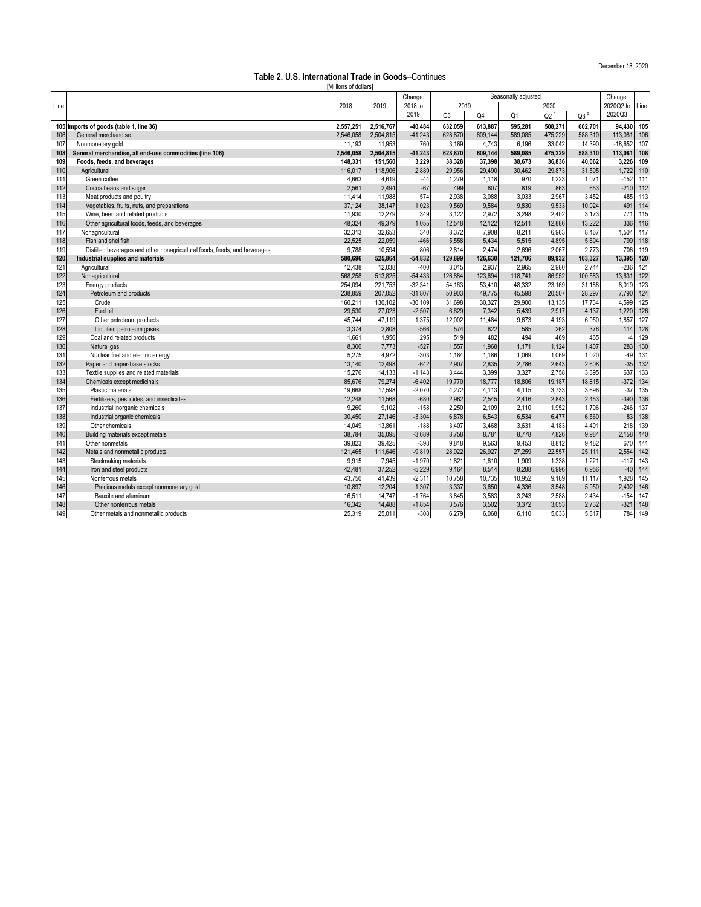December 18, 2020

## Table 2. U.S. International Trade in Goods–Continues

[Millions of dollars]

| Line | | 2018 | 2019 | Change: 2018 to 2019 | Seasonally adjusted | | | | | Change: 2020Q2 to 2020Q3 | Line |
|---|---|---|---|---|---|---|---|---|---|---|---|
| | | | | | 2019 | | 2020 | | | | |
| | | | | | Q3 | Q4 | Q1 | Q2 [r] | Q3 [p] | | |
| 105 | **Imports of goods (table 1, line 36)** | **2,557,251** | **2,516,767** | **-40,484** | **632,059** | **613,887** | **595,281** | **508,271** | **602,701** | **94,430** | **105** |
| 106 | General merchandise | 2,546,058 | 2,504,815 | -41,243 | 628,870 | 609,144 | 589,085 | 475,229 | 588,310 | 113,081 | 106 |
| 107 | Nonmonetary gold | 11,193 | 11,953 | 760 | 3,189 | 4,743 | 6,196 | 33,042 | 14,390 | -18,652 | 107 |
| 108 | **General merchandise, all end-use commodities (line 106)** | **2,546,058** | **2,504,815** | **-41,243** | **628,870** | **609,144** | **589,085** | **475,229** | **588,310** | **113,081** | **108** |
| 109 | **Foods, feeds, and beverages** | **148,331** | **151,560** | **3,229** | **38,328** | **37,398** | **38,673** | **36,836** | **40,062** | **3,226** | **109** |
| 110 | Agricultural | 116,017 | 118,906 | 2,889 | 29,956 | 29,490 | 30,462 | 29,873 | 31,595 | 1,722 | 110 |
| 111 | Green coffee | 4,663 | 4,619 | -44 | 1,279 | 1,118 | 970 | 1,223 | 1,071 | -152 | 111 |
| 112 | Cocoa beans and sugar | 2,561 | 2,494 | -67 | 499 | 607 | 819 | 863 | 653 | -210 | 112 |
| 113 | Meat products and poultry | 11,414 | 11,988 | 574 | 2,938 | 3,088 | 3,033 | 2,967 | 3,452 | 485 | 113 |
| 114 | Vegetables, fruits, nuts, and preparations | 37,124 | 38,147 | 1,023 | 9,569 | 9,584 | 9,830 | 9,533 | 10,024 | 491 | 114 |
| 115 | Wine, beer, and related products | 11,930 | 12,279 | 349 | 3,122 | 2,972 | 3,298 | 2,402 | 3,173 | 771 | 115 |
| 116 | Other agricultural foods, feeds, and beverages | 48,324 | 49,379 | 1,055 | 12,548 | 12,122 | 12,511 | 12,886 | 13,222 | 336 | 116 |
| 117 | Nonagricultural | 32,313 | 32,653 | 340 | 8,372 | 7,908 | 8,211 | 6,963 | 8,467 | 1,504 | 117 |
| 118 | Fish and shellfish | 22,525 | 22,059 | -466 | 5,558 | 5,434 | 5,515 | 4,895 | 5,694 | 799 | 118 |
| 119 | Distilled beverages and other nonagricultural foods, feeds, and beverages | 9,788 | 10,594 | 806 | 2,814 | 2,474 | 2,696 | 2,067 | 2,773 | 706 | 119 |
| 120 | **Industrial supplies and materials** | **580,696** | **525,864** | **-54,832** | **129,899** | **126,630** | **121,706** | **89,932** | **103,327** | **13,395** | **120** |
| 121 | Agricultural | 12,438 | 12,038 | -400 | 3,015 | 2,937 | 2,965 | 2,980 | 2,744 | -236 | 121 |
| 122 | Nonagricultural | 568,258 | 513,825 | -54,433 | 126,884 | 123,694 | 118,741 | 86,952 | 100,583 | 13,631 | 122 |
| 123 | Energy products | 254,094 | 221,753 | -32,341 | 54,163 | 53,410 | 48,332 | 23,169 | 31,188 | 8,019 | 123 |
| 124 | Petroleum and products | 238,859 | 207,052 | -31,807 | 50,903 | 49,775 | 45,598 | 20,507 | 28,297 | 7,790 | 124 |
| 125 | Crude | 160,211 | 130,102 | -30,109 | 31,698 | 30,327 | 29,900 | 13,135 | 17,734 | 4,599 | 125 |
| 126 | Fuel oil | 29,530 | 27,023 | -2,507 | 6,629 | 7,342 | 5,439 | 2,917 | 4,137 | 1,220 | 126 |
| 127 | Other petroleum products | 45,744 | 47,119 | 1,375 | 12,002 | 11,484 | 9,673 | 4,193 | 6,050 | 1,857 | 127 |
| 128 | Liquified petroleum gases | 3,374 | 2,808 | -566 | 574 | 622 | 585 | 262 | 376 | 114 | 128 |
| 129 | Coal and related products | 1,661 | 1,956 | 295 | 519 | 482 | 494 | 469 | 465 | -4 | 129 |
| 130 | Natural gas | 8,300 | 7,773 | -527 | 1,557 | 1,968 | 1,171 | 1,124 | 1,407 | 283 | 130 |
| 131 | Nuclear fuel and electric energy | 5,275 | 4,972 | -303 | 1,184 | 1,186 | 1,069 | 1,069 | 1,020 | -49 | 131 |
| 132 | Paper and paper-base stocks | 13,140 | 12,498 | -642 | 2,907 | 2,835 | 2,786 | 2,643 | 2,608 | -35 | 132 |
| 133 | Textile supplies and related materials | 15,276 | 14,133 | -1,143 | 3,444 | 3,399 | 3,327 | 2,758 | 3,395 | 637 | 133 |
| 134 | Chemicals except medicinals | 85,676 | 79,274 | -6,402 | 19,770 | 18,777 | 18,806 | 19,187 | 18,815 | -372 | 134 |
| 135 | Plastic materials | 19,668 | 17,598 | -2,070 | 4,272 | 4,113 | 4,115 | 3,733 | 3,696 | -37 | 135 |
| 136 | Fertilizers, pesticides, and insecticides | 12,248 | 11,568 | -680 | 2,962 | 2,545 | 2,416 | 2,843 | 2,453 | -390 | 136 |
| 137 | Industrial inorganic chemicals | 9,260 | 9,102 | -158 | 2,250 | 2,109 | 2,110 | 1,952 | 1,706 | -246 | 137 |
| 138 | Industrial organic chemicals | 30,450 | 27,146 | -3,304 | 6,878 | 6,543 | 6,534 | 6,477 | 6,560 | 83 | 138 |
| 139 | Other chemicals | 14,049 | 13,861 | -188 | 3,407 | 3,468 | 3,631 | 4,183 | 4,401 | 218 | 139 |
| 140 | Building materials except metals | 38,784 | 35,095 | -3,689 | 8,758 | 8,781 | 8,778 | 7,826 | 9,984 | 2,158 | 140 |
| 141 | Other nonmetals | 39,823 | 39,425 | -398 | 9,818 | 9,563 | 9,453 | 8,812 | 9,482 | 670 | 141 |
| 142 | Metals and nonmetallic products | 121,465 | 111,646 | -9,819 | 28,022 | 26,927 | 27,259 | 22,557 | 25,111 | 2,554 | 142 |
| 143 | Steelmaking materials | 9,915 | 7,945 | -1,970 | 1,821 | 1,610 | 1,909 | 1,338 | 1,221 | -117 | 143 |
| 144 | Iron and steel products | 42,481 | 37,252 | -5,229 | 9,164 | 8,514 | 8,288 | 6,996 | 6,956 | -40 | 144 |
| 145 | Nonferrous metals | 43,750 | 41,439 | -2,311 | 10,758 | 10,735 | 10,952 | 9,189 | 11,117 | 1,928 | 145 |
| 146 | Precious metals except nonmonetary gold | 10,897 | 12,204 | 1,307 | 3,337 | 3,650 | 4,336 | 3,548 | 5,950 | 2,402 | 146 |
| 147 | Bauxite and aluminum | 16,511 | 14,747 | -1,764 | 3,845 | 3,583 | 3,243 | 2,588 | 2,434 | -154 | 147 |
| 148 | Other nonferrous metals | 16,342 | 14,488 | -1,854 | 3,576 | 3,502 | 3,372 | 3,053 | 2,732 | -321 | 148 |
| 149 | Other metals and nonmetallic products | 25,319 | 25,011 | -308 | 6,279 | 6,068 | 6,110 | 5,033 | 5,817 | 784 | 149 |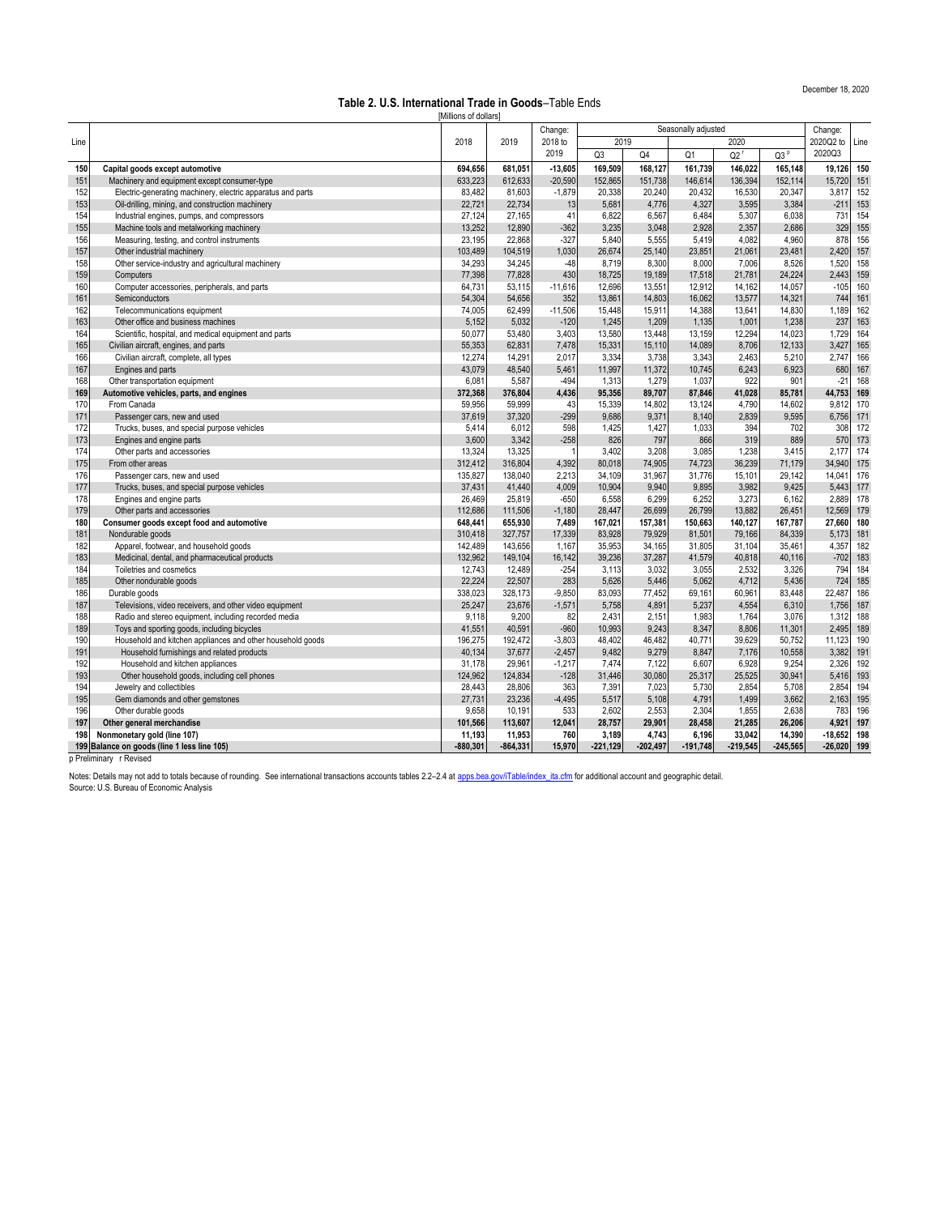December 18, 2020

## Table 2. U.S. International Trade in Goods–Table Ends

[Millions of dollars]

| Line | | 2018 | 2019 | Change: 2018 to 2019 | Seasonally adjusted 2019 Q3 | 2019 Q4 | 2020 Q1 | 2020 Q2 r | 2020 Q3 p | Change: 2020Q2 to 2020Q3 | Line |
|---|---|---|---|---|---|---|---|---|---|---|---|
| 150 | **Capital goods except automotive** | **694,656** | **681,051** | **-13,605** | **169,509** | **168,127** | **161,739** | **146,022** | **165,148** | **19,126** | **150** |
| 151 | Machinery and equipment except consumer-type | 633,223 | 612,633 | -20,590 | 152,865 | 151,738 | 146,614 | 136,394 | 152,114 | 15,720 | 151 |
| 152 | Electric-generating machinery, electric apparatus and parts | 83,482 | 81,603 | -1,879 | 20,338 | 20,240 | 20,432 | 16,530 | 20,347 | 3,817 | 152 |
| 153 | Oil-drilling, mining, and construction machinery | 22,721 | 22,734 | 13 | 5,681 | 4,776 | 4,327 | 3,595 | 3,384 | -211 | 153 |
| 154 | Industrial engines, pumps, and compressors | 27,124 | 27,165 | 41 | 6,822 | 6,567 | 6,484 | 5,307 | 6,038 | 731 | 154 |
| 155 | Machine tools and metalworking machinery | 13,252 | 12,890 | -362 | 3,235 | 3,048 | 2,928 | 2,357 | 2,686 | 329 | 155 |
| 156 | Measuring, testing, and control instruments | 23,195 | 22,868 | -327 | 5,840 | 5,555 | 5,419 | 4,082 | 4,960 | 878 | 156 |
| 157 | Other industrial machinery | 103,489 | 104,519 | 1,030 | 26,674 | 25,140 | 23,851 | 21,061 | 23,481 | 2,420 | 157 |
| 158 | Other service-industry and agricultural machinery | 34,293 | 34,245 | -48 | 8,719 | 8,300 | 8,000 | 7,006 | 8,526 | 1,520 | 158 |
| 159 | Computers | 77,398 | 77,828 | 430 | 18,725 | 19,189 | 17,518 | 21,781 | 24,224 | 2,443 | 159 |
| 160 | Computer accessories, peripherals, and parts | 64,731 | 53,115 | -11,616 | 12,696 | 13,551 | 12,912 | 14,162 | 14,057 | -105 | 160 |
| 161 | Semiconductors | 54,304 | 54,656 | 352 | 13,861 | 14,803 | 16,062 | 13,577 | 14,321 | 744 | 161 |
| 162 | Telecommunications equipment | 74,005 | 62,499 | -11,506 | 15,448 | 15,911 | 14,388 | 13,641 | 14,830 | 1,189 | 162 |
| 163 | Other office and business machines | 5,152 | 5,032 | -120 | 1,245 | 1,209 | 1,135 | 1,001 | 1,238 | 237 | 163 |
| 164 | Scientific, hospital, and medical equipment and parts | 50,077 | 53,480 | 3,403 | 13,580 | 13,448 | 13,159 | 12,294 | 14,023 | 1,729 | 164 |
| 165 | Civilian aircraft, engines, and parts | 55,353 | 62,831 | 7,478 | 15,331 | 15,110 | 14,089 | 8,706 | 12,133 | 3,427 | 165 |
| 166 | Civilian aircraft, complete, all types | 12,274 | 14,291 | 2,017 | 3,334 | 3,738 | 3,343 | 2,463 | 5,210 | 2,747 | 166 |
| 167 | Engines and parts | 43,079 | 48,540 | 5,461 | 11,997 | 11,372 | 10,745 | 6,243 | 6,923 | 680 | 167 |
| 168 | Other transportation equipment | 6,081 | 5,587 | -494 | 1,313 | 1,279 | 1,037 | 922 | 901 | -21 | 168 |
| 169 | **Automotive vehicles, parts, and engines** | **372,368** | **376,804** | **4,436** | **95,356** | **89,707** | **87,846** | **41,028** | **85,781** | **44,753** | **169** |
| 170 | From Canada | 59,956 | 59,999 | 43 | 15,339 | 14,802 | 13,124 | 4,790 | 14,602 | 9,812 | 170 |
| 171 | Passenger cars, new and used | 37,619 | 37,320 | -299 | 9,686 | 9,371 | 8,140 | 2,839 | 9,595 | 6,756 | 171 |
| 172 | Trucks, buses, and special purpose vehicles | 5,414 | 6,012 | 598 | 1,425 | 1,427 | 1,033 | 394 | 702 | 308 | 172 |
| 173 | Engines and engine parts | 3,600 | 3,342 | -258 | 826 | 797 | 866 | 319 | 889 | 570 | 173 |
| 174 | Other parts and accessories | 13,324 | 13,325 | 1 | 3,402 | 3,208 | 3,085 | 1,238 | 3,415 | 2,177 | 174 |
| 175 | From other areas | 312,412 | 316,804 | 4,392 | 80,018 | 74,905 | 74,723 | 36,239 | 71,179 | 34,940 | 175 |
| 176 | Passenger cars, new and used | 135,827 | 138,040 | 2,213 | 34,109 | 31,967 | 31,776 | 15,101 | 29,142 | 14,041 | 176 |
| 177 | Trucks, buses, and special purpose vehicles | 37,431 | 41,440 | 4,009 | 10,904 | 9,940 | 9,895 | 3,982 | 9,425 | 5,443 | 177 |
| 178 | Engines and engine parts | 26,469 | 25,819 | -650 | 6,558 | 6,299 | 6,252 | 3,273 | 6,162 | 2,889 | 178 |
| 179 | Other parts and accessories | 112,686 | 111,506 | -1,180 | 28,447 | 26,699 | 26,799 | 13,882 | 26,451 | 12,569 | 179 |
| 180 | **Consumer goods except food and automotive** | **648,441** | **655,930** | **7,489** | **167,021** | **157,381** | **150,663** | **140,127** | **167,787** | **27,660** | **180** |
| 181 | Nondurable goods | 310,418 | 327,757 | 17,339 | 83,928 | 79,929 | 81,501 | 79,166 | 84,339 | 5,173 | 181 |
| 182 | Apparel, footwear, and household goods | 142,489 | 143,656 | 1,167 | 35,953 | 34,165 | 31,805 | 31,104 | 35,461 | 4,357 | 182 |
| 183 | Medicinal, dental, and pharmaceutical products | 132,962 | 149,104 | 16,142 | 39,236 | 37,287 | 41,579 | 40,818 | 40,116 | -702 | 183 |
| 184 | Toiletries and cosmetics | 12,743 | 12,489 | -254 | 3,113 | 3,032 | 3,055 | 2,532 | 3,326 | 794 | 184 |
| 185 | Other nondurable goods | 22,224 | 22,507 | 283 | 5,626 | 5,446 | 5,062 | 4,712 | 5,436 | 724 | 185 |
| 186 | Durable goods | 338,023 | 328,173 | -9,850 | 83,093 | 77,452 | 69,161 | 60,961 | 83,448 | 22,487 | 186 |
| 187 | Televisions, video receivers, and other video equipment | 25,247 | 23,676 | -1,571 | 5,758 | 4,891 | 5,237 | 4,554 | 6,310 | 1,756 | 187 |
| 188 | Radio and stereo equipment, including recorded media | 9,118 | 9,200 | 82 | 2,431 | 2,151 | 1,983 | 1,764 | 3,076 | 1,312 | 188 |
| 189 | Toys and sporting goods, including bicycles | 41,551 | 40,591 | -960 | 10,993 | 9,243 | 8,347 | 8,806 | 11,301 | 2,495 | 189 |
| 190 | Household and kitchen appliances and other household goods | 196,275 | 192,472 | -3,803 | 48,402 | 46,482 | 40,771 | 39,629 | 50,752 | 11,123 | 190 |
| 191 | Household furnishings and related products | 40,134 | 37,677 | -2,457 | 9,482 | 9,279 | 8,847 | 7,176 | 10,558 | 3,382 | 191 |
| 192 | Household and kitchen appliances | 31,178 | 29,961 | -1,217 | 7,474 | 7,122 | 6,607 | 6,928 | 9,254 | 2,326 | 192 |
| 193 | Other household goods, including cell phones | 124,962 | 124,834 | -128 | 31,446 | 30,080 | 25,317 | 25,525 | 30,941 | 5,416 | 193 |
| 194 | Jewelry and collectibles | 28,443 | 28,806 | 363 | 7,391 | 7,023 | 5,730 | 2,854 | 5,708 | 2,854 | 194 |
| 195 | Gem diamonds and other gemstones | 27,731 | 23,236 | -4,495 | 5,517 | 5,108 | 4,791 | 1,499 | 3,662 | 2,163 | 195 |
| 196 | Other durable goods | 9,658 | 10,191 | 533 | 2,602 | 2,553 | 2,304 | 1,855 | 2,638 | 783 | 196 |
| 197 | **Other general merchandise** | **101,566** | **113,607** | **12,041** | **28,757** | **29,901** | **28,458** | **21,285** | **26,206** | **4,921** | **197** |
| 198 | **Nonmonetary gold (line 107)** | **11,193** | **11,953** | **760** | **3,189** | **4,743** | **6,196** | **33,042** | **14,390** | **-18,652** | **198** |
| 199 | **Balance on goods (line 1 less line 105)** | **-880,301** | **-864,331** | **15,970** | **-221,129** | **-202,497** | **-191,748** | **-219,545** | **-245,565** | **-26,020** | **199** |

p Preliminary r Revised

Notes: Details may not add to totals because of rounding. See international transactions accounts tables 2.2–2.4 at apps.bea.gov/iTable/index_ita.cfm for additional account and geographic detail.
Source: U.S. Bureau of Economic Analysis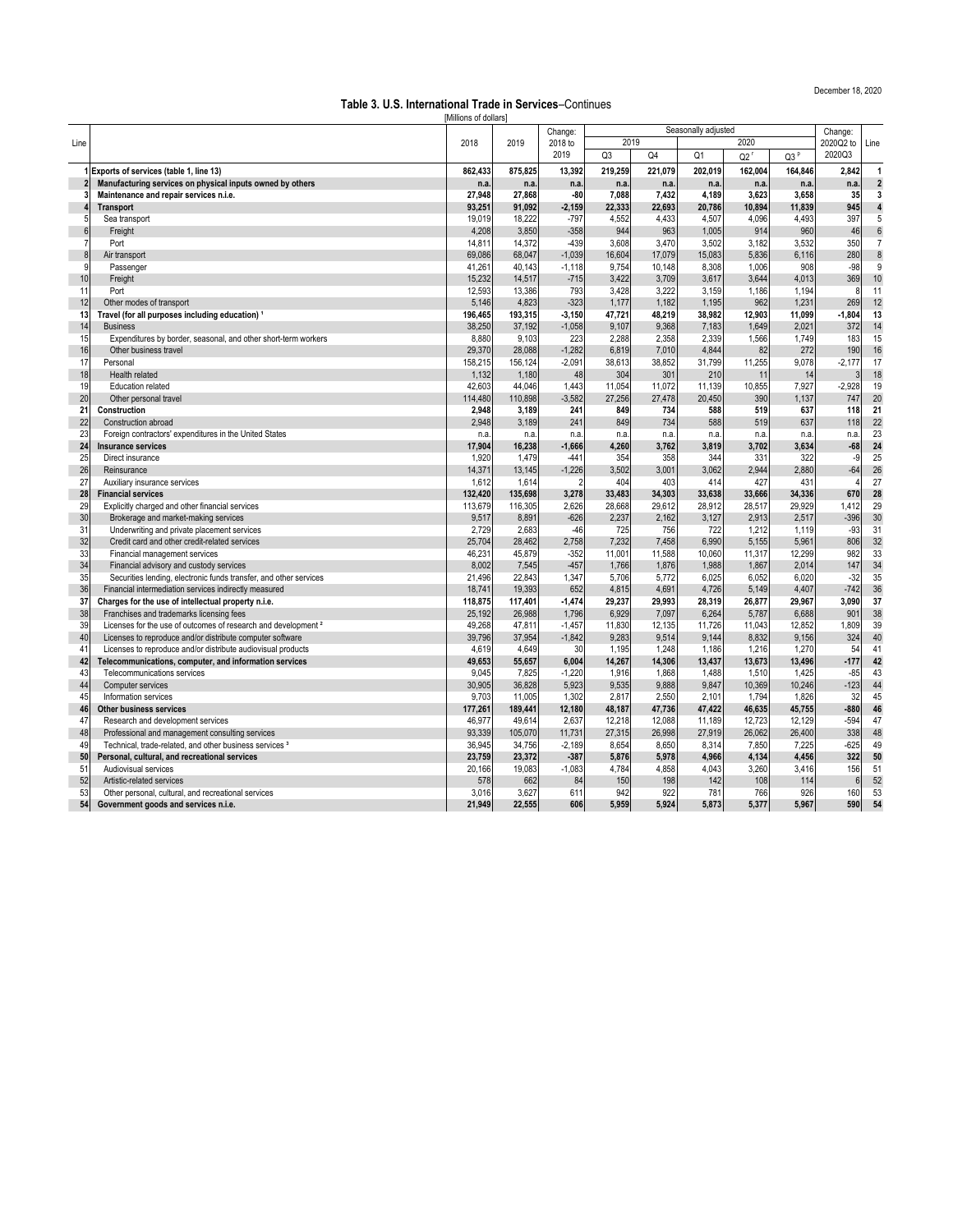December 18, 2020

## Table 3. U.S. International Trade in Services–Continues

[Millions of dollars]

| Line | | 2018 | 2019 | Change: 2018 to 2019 | Seasonally adjusted | | | | | Change: 2020Q2 to 2020Q3 | Line |
|---|---|---|---|---|---|---|---|---|---|---|---|
| | | | | | 2019 | | 2020 | | | | |
| | | | | | Q3 | Q4 | Q1 | Q2 [r] | Q3 [p] | | |
| 1 | **Exports of services (table 1, line 13)** | **862,433** | **875,825** | **13,392** | **219,259** | **221,079** | **202,019** | **162,004** | **164,846** | **2,842** | 1 |
| 2 | **Manufacturing services on physical inputs owned by others** | **n.a.** | **n.a.** | **n.a.** | **n.a.** | **n.a.** | **n.a.** | **n.a.** | **n.a.** | **n.a.** | 2 |
| 3 | **Maintenance and repair services n.i.e.** | **27,948** | **27,868** | **-80** | **7,088** | **7,432** | **4,189** | **3,623** | **3,658** | **35** | 3 |
| 4 | **Transport** | **93,251** | **91,092** | **-2,159** | **22,333** | **22,693** | **20,786** | **10,894** | **11,839** | **945** | 4 |
| 5 | Sea transport | 19,019 | 18,222 | -797 | 4,552 | 4,433 | 4,507 | 4,096 | 4,493 | 397 | 5 |
| 6 | Freight | 4,208 | 3,850 | -358 | 944 | 963 | 1,005 | 914 | 960 | 46 | 6 |
| 7 | Port | 14,811 | 14,372 | -439 | 3,608 | 3,470 | 3,502 | 3,182 | 3,532 | 350 | 7 |
| 8 | Air transport | 69,086 | 68,047 | -1,039 | 16,604 | 17,079 | 15,083 | 5,836 | 6,116 | 280 | 8 |
| 9 | Passenger | 41,261 | 40,143 | -1,118 | 9,754 | 10,148 | 8,308 | 1,006 | 908 | -98 | 9 |
| 10 | Freight | 15,232 | 14,517 | -715 | 3,422 | 3,709 | 3,617 | 3,644 | 4,013 | 369 | 10 |
| 11 | Port | 12,593 | 13,386 | 793 | 3,428 | 3,222 | 3,159 | 1,186 | 1,194 | 8 | 11 |
| 12 | Other modes of transport | 5,146 | 4,823 | -323 | 1,177 | 1,182 | 1,195 | 962 | 1,231 | 269 | 12 |
| 13 | **Travel (for all purposes including education) [1]** | **196,465** | **193,315** | **-3,150** | **47,721** | **48,219** | **38,982** | **12,903** | **11,099** | **-1,804** | 13 |
| 14 | Business | 38,250 | 37,192 | -1,058 | 9,107 | 9,368 | 7,183 | 1,649 | 2,021 | 372 | 14 |
| 15 | Expenditures by border, seasonal, and other short-term workers | 8,880 | 9,103 | 223 | 2,288 | 2,358 | 2,339 | 1,566 | 1,749 | 183 | 15 |
| 16 | Other business travel | 29,370 | 28,088 | -1,282 | 6,819 | 7,010 | 4,844 | 82 | 272 | 190 | 16 |
| 17 | Personal | 158,215 | 156,124 | -2,091 | 38,613 | 38,852 | 31,799 | 11,255 | 9,078 | -2,177 | 17 |
| 18 | Health related | 1,132 | 1,180 | 48 | 304 | 301 | 210 | 11 | 14 | 3 | 18 |
| 19 | Education related | 42,603 | 44,046 | 1,443 | 11,054 | 11,072 | 11,139 | 10,855 | 7,927 | -2,928 | 19 |
| 20 | Other personal travel | 114,480 | 110,898 | -3,582 | 27,256 | 27,478 | 20,450 | 390 | 1,137 | 747 | 20 |
| 21 | **Construction** | **2,948** | **3,189** | **241** | **849** | **734** | **588** | **519** | **637** | **118** | 21 |
| 22 | Construction abroad | 2,948 | 3,189 | 241 | 849 | 734 | 588 | 519 | 637 | 118 | 22 |
| 23 | Foreign contractors' expenditures in the United States | n.a. | n.a. | n.a. | n.a. | n.a. | n.a. | n.a. | n.a. | n.a. | 23 |
| 24 | **Insurance services** | **17,904** | **16,238** | **-1,666** | **4,260** | **3,762** | **3,819** | **3,702** | **3,634** | **-68** | 24 |
| 25 | Direct insurance | 1,920 | 1,479 | -441 | 354 | 358 | 344 | 331 | 322 | -9 | 25 |
| 26 | Reinsurance | 14,371 | 13,145 | -1,226 | 3,502 | 3,001 | 3,062 | 2,944 | 2,880 | -64 | 26 |
| 27 | Auxiliary insurance services | 1,612 | 1,614 | 2 | 404 | 403 | 414 | 427 | 431 | 4 | 27 |
| 28 | **Financial services** | **132,420** | **135,698** | **3,278** | **33,483** | **34,303** | **33,638** | **33,666** | **34,336** | **670** | 28 |
| 29 | Explicitly charged and other financial services | 113,679 | 116,305 | 2,626 | 28,668 | 29,612 | 28,912 | 28,517 | 29,929 | 1,412 | 29 |
| 30 | Brokerage and market-making services | 9,517 | 8,891 | -626 | 2,237 | 2,162 | 3,127 | 2,913 | 2,517 | -396 | 30 |
| 31 | Underwriting and private placement services | 2,729 | 2,683 | -46 | 725 | 756 | 722 | 1,212 | 1,119 | -93 | 31 |
| 32 | Credit card and other credit-related services | 25,704 | 28,462 | 2,758 | 7,232 | 7,458 | 6,990 | 5,155 | 5,961 | 806 | 32 |
| 33 | Financial management services | 46,231 | 45,879 | -352 | 11,001 | 11,588 | 10,060 | 11,317 | 12,299 | 982 | 33 |
| 34 | Financial advisory and custody services | 8,002 | 7,545 | -457 | 1,766 | 1,876 | 1,988 | 1,867 | 2,014 | 147 | 34 |
| 35 | Securities lending, electronic funds transfer, and other services | 21,496 | 22,843 | 1,347 | 5,706 | 5,772 | 6,025 | 6,052 | 6,020 | -32 | 35 |
| 36 | Financial intermediation services indirectly measured | 18,741 | 19,393 | 652 | 4,815 | 4,691 | 4,726 | 5,149 | 4,407 | -742 | 36 |
| 37 | **Charges for the use of intellectual property n.i.e.** | **118,875** | **117,401** | **-1,474** | **29,237** | **29,993** | **28,319** | **26,877** | **29,967** | **3,090** | 37 |
| 38 | Franchises and trademarks licensing fees | 25,192 | 26,988 | 1,796 | 6,929 | 7,097 | 6,264 | 5,787 | 6,688 | 901 | 38 |
| 39 | Licenses for the use of outcomes of research and development [2] | 49,268 | 47,811 | -1,457 | 11,830 | 12,135 | 11,726 | 11,043 | 12,852 | 1,809 | 39 |
| 40 | Licenses to reproduce and/or distribute computer software | 39,796 | 37,954 | -1,842 | 9,283 | 9,514 | 9,144 | 8,832 | 9,156 | 324 | 40 |
| 41 | Licenses to reproduce and/or distribute audiovisual products | 4,619 | 4,649 | 30 | 1,195 | 1,248 | 1,186 | 1,216 | 1,270 | 54 | 41 |
| 42 | **Telecommunications, computer, and information services** | **49,653** | **55,657** | **6,004** | **14,267** | **14,306** | **13,437** | **13,673** | **13,496** | **-177** | 42 |
| 43 | Telecommunications services | 9,045 | 7,825 | -1,220 | 1,916 | 1,868 | 1,488 | 1,510 | 1,425 | -85 | 43 |
| 44 | Computer services | 30,905 | 36,828 | 5,923 | 9,535 | 9,888 | 9,847 | 10,369 | 10,246 | -123 | 44 |
| 45 | Information services | 9,703 | 11,005 | 1,302 | 2,817 | 2,550 | 2,101 | 1,794 | 1,826 | 32 | 45 |
| 46 | **Other business services** | **177,261** | **189,441** | **12,180** | **48,187** | **47,736** | **47,422** | **46,635** | **45,755** | **-880** | 46 |
| 47 | Research and development services | 46,977 | 49,614 | 2,637 | 12,218 | 12,088 | 11,189 | 12,723 | 12,129 | -594 | 47 |
| 48 | Professional and management consulting services | 93,339 | 105,070 | 11,731 | 27,315 | 26,998 | 27,919 | 26,062 | 26,400 | 338 | 48 |
| 49 | Technical, trade-related, and other business services [3] | 36,945 | 34,756 | -2,189 | 8,654 | 8,650 | 8,314 | 7,850 | 7,225 | -625 | 49 |
| 50 | **Personal, cultural, and recreational services** | **23,759** | **23,372** | **-387** | **5,876** | **5,978** | **4,966** | **4,134** | **4,456** | **322** | 50 |
| 51 | Audiovisual services | 20,166 | 19,083 | -1,083 | 4,784 | 4,858 | 4,043 | 3,260 | 3,416 | 156 | 51 |
| 52 | Artistic-related services | 578 | 662 | 84 | 150 | 198 | 142 | 108 | 114 | 6 | 52 |
| 53 | Other personal, cultural, and recreational services | 3,016 | 3,627 | 611 | 942 | 922 | 781 | 766 | 926 | 160 | 53 |
| 54 | **Government goods and services n.i.e.** | **21,949** | **22,555** | **606** | **5,959** | **5,924** | **5,873** | **5,377** | **5,967** | **590** | 54 |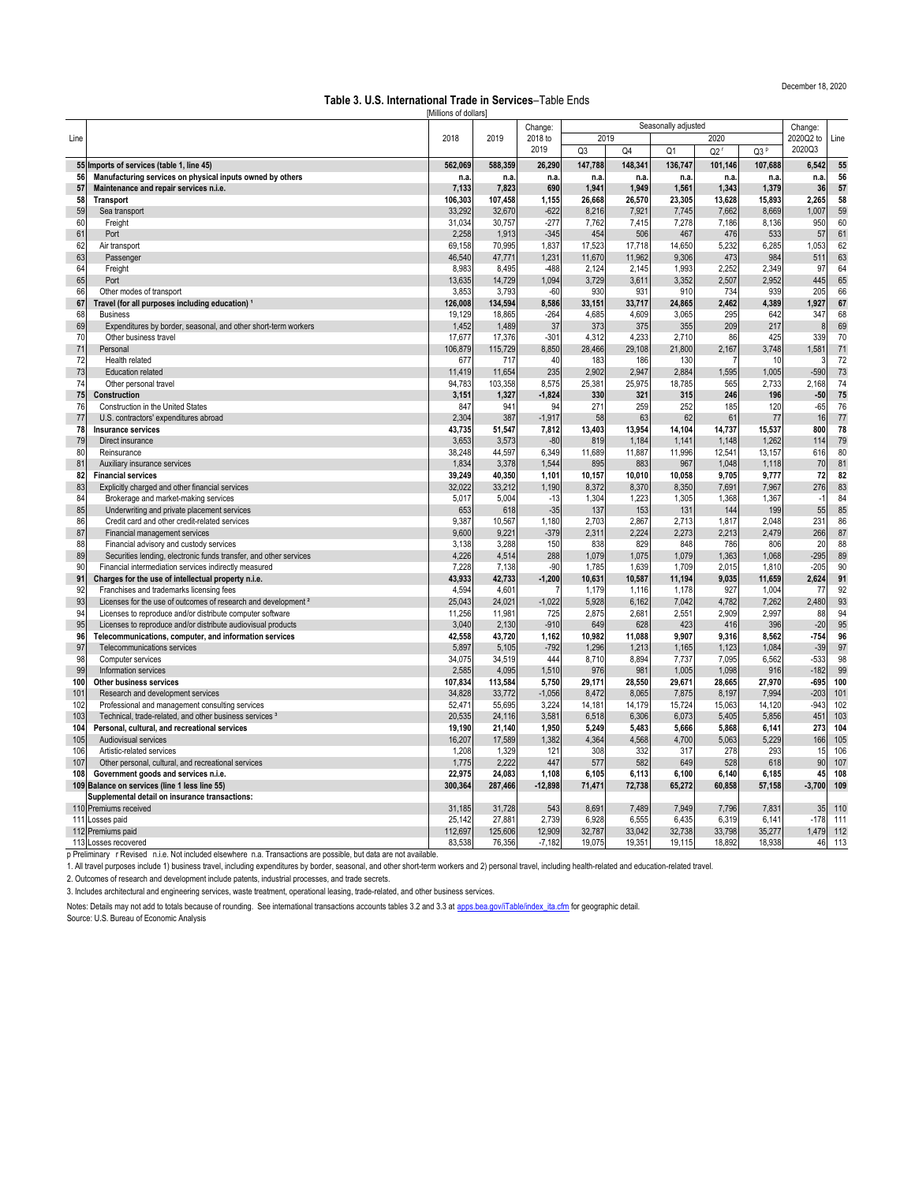December 18, 2020

## Table 3. U.S. International Trade in Services–Table Ends

[Millions of dollars]

| Line | | 2018 | 2019 | Change: 2018 to 2019 | Seasonally adjusted 2019 Q3 | 2019 Q4 | 2020 Q1 | 2020 Q2 r | 2020 Q3 p | Change: 2020Q2 to 2020Q3 | Line |
|---|---|---|---|---|---|---|---|---|---|---|---|
| 55 | **Imports of services (table 1, line 45)** | **562,069** | **588,359** | **26,290** | **147,788** | **148,341** | **136,747** | **101,146** | **107,688** | **6,542** | **55** |
| 56 | **Manufacturing services on physical inputs owned by others** | **n.a.** | **n.a.** | **n.a.** | **n.a.** | **n.a.** | **n.a.** | **n.a.** | **n.a.** | **n.a.** | **56** |
| 57 | **Maintenance and repair services n.i.e.** | **7,133** | **7,823** | **690** | **1,941** | **1,949** | **1,561** | **1,343** | **1,379** | **36** | **57** |
| 58 | **Transport** | **106,303** | **107,458** | **1,155** | **26,668** | **26,570** | **23,305** | **13,628** | **15,893** | **2,265** | **58** |
| 59 | Sea transport | 33,292 | 32,670 | -622 | 8,216 | 7,921 | 7,745 | 7,662 | 8,669 | 1,007 | 59 |
| 60 | Freight | 31,034 | 30,757 | -277 | 7,762 | 7,415 | 7,278 | 7,186 | 8,136 | 950 | 60 |
| 61 | Port | 2,258 | 1,913 | -345 | 454 | 506 | 467 | 476 | 533 | 57 | 61 |
| 62 | Air transport | 69,158 | 70,995 | 1,837 | 17,523 | 17,718 | 14,650 | 5,232 | 6,285 | 1,053 | 62 |
| 63 | Passenger | 46,540 | 47,771 | 1,231 | 11,670 | 11,962 | 9,306 | 473 | 984 | 511 | 63 |
| 64 | Freight | 8,983 | 8,495 | -488 | 2,124 | 2,145 | 1,993 | 2,252 | 2,349 | 97 | 64 |
| 65 | Port | 13,635 | 14,729 | 1,094 | 3,729 | 3,611 | 3,352 | 2,507 | 2,952 | 445 | 65 |
| 66 | Other modes of transport | 3,853 | 3,793 | -60 | 930 | 931 | 910 | 734 | 939 | 205 | 66 |
| 67 | **Travel (for all purposes including education) [1]** | **126,008** | **134,594** | **8,586** | **33,151** | **33,717** | **24,865** | **2,462** | **4,389** | **1,927** | **67** |
| 68 | Business | 19,129 | 18,865 | -264 | 4,685 | 4,609 | 3,065 | 295 | 642 | 347 | 68 |
| 69 | Expenditures by border, seasonal, and other short-term workers | 1,452 | 1,489 | 37 | 373 | 375 | 355 | 209 | 217 | 8 | 69 |
| 70 | Other business travel | 17,677 | 17,376 | -301 | 4,312 | 4,233 | 2,710 | 86 | 425 | 339 | 70 |
| 71 | Personal | 106,879 | 115,729 | 8,850 | 28,466 | 29,108 | 21,800 | 2,167 | 3,748 | 1,581 | 71 |
| 72 | Health related | 677 | 717 | 40 | 183 | 186 | 130 | 7 | 10 | 3 | 72 |
| 73 | Education related | 11,419 | 11,654 | 235 | 2,902 | 2,947 | 2,884 | 1,595 | 1,005 | -590 | 73 |
| 74 | Other personal travel | 94,783 | 103,358 | 8,575 | 25,381 | 25,975 | 18,785 | 565 | 2,733 | 2,168 | 74 |
| 75 | **Construction** | **3,151** | **1,327** | **-1,824** | **330** | **321** | **315** | **246** | **196** | **-50** | **75** |
| 76 | Construction in the United States | 847 | 941 | 94 | 271 | 259 | 252 | 185 | 120 | -65 | 76 |
| 77 | U.S. contractors' expenditures abroad | 2,304 | 387 | -1,917 | 58 | 63 | 62 | 61 | 77 | 16 | 77 |
| 78 | **Insurance services** | **43,735** | **51,547** | **7,812** | **13,403** | **13,954** | **14,104** | **14,737** | **15,537** | **800** | **78** |
| 79 | Direct insurance | 3,653 | 3,573 | -80 | 819 | 1,184 | 1,141 | 1,148 | 1,262 | 114 | 79 |
| 80 | Reinsurance | 38,248 | 44,597 | 6,349 | 11,689 | 11,887 | 11,996 | 12,541 | 13,157 | 616 | 80 |
| 81 | Auxiliary insurance services | 1,834 | 3,378 | 1,544 | 895 | 883 | 967 | 1,048 | 1,118 | 70 | 81 |
| 82 | **Financial services** | **39,249** | **40,350** | **1,101** | **10,157** | **10,010** | **10,058** | **9,705** | **9,777** | **72** | **82** |
| 83 | Explicitly charged and other financial services | 32,022 | 33,212 | 1,190 | 8,372 | 8,370 | 8,350 | 7,691 | 7,967 | 276 | 83 |
| 84 | Brokerage and market-making services | 5,017 | 5,004 | -13 | 1,304 | 1,223 | 1,305 | 1,368 | 1,367 | -1 | 84 |
| 85 | Underwriting and private placement services | 653 | 618 | -35 | 137 | 153 | 131 | 144 | 199 | 55 | 85 |
| 86 | Credit card and other credit-related services | 9,387 | 10,567 | 1,180 | 2,703 | 2,867 | 2,713 | 1,817 | 2,048 | 231 | 86 |
| 87 | Financial management services | 9,600 | 9,221 | -379 | 2,311 | 2,224 | 2,273 | 2,213 | 2,479 | 266 | 87 |
| 88 | Financial advisory and custody services | 3,138 | 3,288 | 150 | 838 | 829 | 848 | 786 | 806 | 20 | 88 |
| 89 | Securities lending, electronic funds transfer, and other services | 4,226 | 4,514 | 288 | 1,079 | 1,075 | 1,079 | 1,363 | 1,068 | -295 | 89 |
| 90 | Financial intermediation services indirectly measured | 7,228 | 7,138 | -90 | 1,785 | 1,639 | 1,709 | 2,015 | 1,810 | -205 | 90 |
| 91 | **Charges for the use of intellectual property n.i.e.** | **43,933** | **42,733** | **-1,200** | **10,631** | **10,587** | **11,194** | **9,035** | **11,659** | **2,624** | **91** |
| 92 | Franchises and trademarks licensing fees | 4,594 | 4,601 | 7 | 1,179 | 1,116 | 1,178 | 927 | 1,004 | 77 | 92 |
| 93 | Licenses for the use of outcomes of research and development [2] | 25,043 | 24,021 | -1,022 | 5,928 | 6,162 | 7,042 | 4,782 | 7,262 | 2,480 | 93 |
| 94 | Licenses to reproduce and/or distribute computer software | 11,256 | 11,981 | 725 | 2,875 | 2,681 | 2,551 | 2,909 | 2,997 | 88 | 94 |
| 95 | Licenses to reproduce and/or distribute audiovisual products | 3,040 | 2,130 | -910 | 649 | 628 | 423 | 416 | 396 | -20 | 95 |
| 96 | **Telecommunications, computer, and information services** | **42,558** | **43,720** | **1,162** | **10,982** | **11,088** | **9,907** | **9,316** | **8,562** | **-754** | **96** |
| 97 | Telecommunications services | 5,897 | 5,105 | -792 | 1,296 | 1,213 | 1,165 | 1,123 | 1,084 | -39 | 97 |
| 98 | Computer services | 34,075 | 34,519 | 444 | 8,710 | 8,894 | 7,737 | 7,095 | 6,562 | -533 | 98 |
| 99 | Information services | 2,585 | 4,095 | 1,510 | 976 | 981 | 1,005 | 1,098 | 916 | -182 | 99 |
| 100 | **Other business services** | **107,834** | **113,584** | **5,750** | **29,171** | **28,550** | **29,671** | **28,665** | **27,970** | **-695** | **100** |
| 101 | Research and development services | 34,828 | 33,772 | -1,056 | 8,472 | 8,065 | 7,875 | 8,197 | 7,994 | -203 | 101 |
| 102 | Professional and management consulting services | 52,471 | 55,695 | 3,224 | 14,181 | 14,179 | 15,724 | 15,063 | 14,120 | -943 | 102 |
| 103 | Technical, trade-related, and other business services [3] | 20,535 | 24,116 | 3,581 | 6,518 | 6,306 | 6,073 | 5,405 | 5,856 | 451 | 103 |
| 104 | **Personal, cultural, and recreational services** | **19,190** | **21,140** | **1,950** | **5,249** | **5,483** | **5,666** | **5,868** | **6,141** | **273** | **104** |
| 105 | Audiovisual services | 16,207 | 17,589 | 1,382 | 4,364 | 4,568 | 4,700 | 5,063 | 5,229 | 166 | 105 |
| 106 | Artistic-related services | 1,208 | 1,329 | 121 | 308 | 332 | 317 | 278 | 293 | 15 | 106 |
| 107 | Other personal, cultural, and recreational services | 1,775 | 2,222 | 447 | 577 | 582 | 649 | 528 | 618 | 90 | 107 |
| 108 | **Government goods and services n.i.e.** | **22,975** | **24,083** | **1,108** | **6,105** | **6,113** | **6,100** | **6,140** | **6,185** | **45** | **108** |
| 109 | **Balance on services (line 1 less line 55)** | **300,364** | **287,466** | **-12,898** | **71,471** | **72,738** | **65,272** | **60,858** | **57,158** | **-3,700** | **109** |
| | **Supplemental detail on insurance transactions:** | | | | | | | | | | |
| 110 | Premiums received | 31,185 | 31,728 | 543 | 8,691 | 7,489 | 7,949 | 7,796 | 7,831 | 35 | 110 |
| 111 | Losses paid | 25,142 | 27,881 | 2,739 | 6,928 | 6,555 | 6,435 | 6,319 | 6,141 | -178 | 111 |
| 112 | Premiums paid | 112,697 | 125,606 | 12,909 | 32,787 | 33,042 | 32,738 | 33,798 | 35,277 | 1,479 | 112 |
| 113 | Losses recovered | 83,538 | 76,356 | -7,182 | 19,075 | 19,351 | 19,115 | 18,892 | 18,938 | 46 | 113 |

p Preliminary r Revised n.i.e. Not included elsewhere n.a. Transactions are possible, but data are not available.

1. All travel purposes include 1) business travel, including expenditures by border, seasonal, and other short-term workers and 2) personal travel, including health-related and education-related travel.

2. Outcomes of research and development include patents, industrial processes, and trade secrets.

3. Includes architectural and engineering services, waste treatment, operational leasing, trade-related, and other business services.

Notes: Details may not add to totals because of rounding. See international transactions accounts tables 3.2 and 3.3 at apps.bea.gov/iTable/index_ita.cfm for geographic detail.

Source: U.S. Bureau of Economic Analysis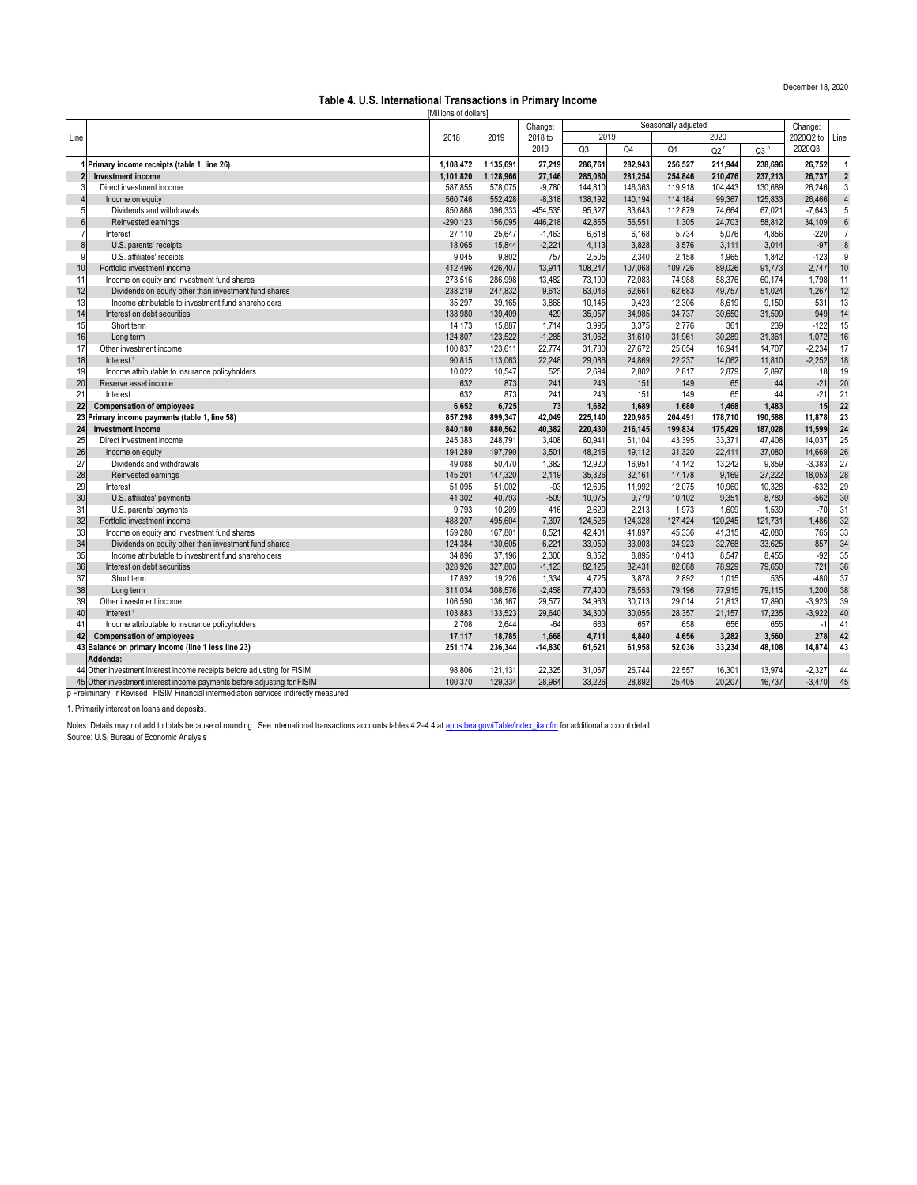December 18, 2020

# Table 4. U.S. International Transactions in Primary Income

[Millions of dollars]

| Line | | 2018 | 2019 | Change: 2018 to 2019 | Seasonally adjusted 2019 Q3 | 2019 Q4 | 2020 Q1 | 2020 Q2 r | 2020 Q3 p | Change: 2020Q2 to 2020Q3 | Line |
|---|---|---|---|---|---|---|---|---|---|---|---|
| 1 | **Primary income receipts (table 1, line 26)** | **1,108,472** | **1,135,691** | **27,219** | **286,761** | **282,943** | **256,527** | **211,944** | **238,696** | **26,752** | **1** |
| 2 | **Investment income** | **1,101,820** | **1,128,966** | **27,146** | **285,080** | **281,254** | **254,846** | **210,476** | **237,213** | **26,737** | **2** |
| 3 | Direct investment income | 587,855 | 578,075 | -9,780 | 144,810 | 146,363 | 119,918 | 104,443 | 130,689 | 26,246 | 3 |
| 4 | Income on equity | 560,746 | 552,428 | -8,318 | 138,192 | 140,194 | 114,184 | 99,367 | 125,833 | 26,466 | 4 |
| 5 | Dividends and withdrawals | 850,868 | 396,333 | -454,535 | 95,327 | 83,643 | 112,879 | 74,664 | 67,021 | -7,643 | 5 |
| 6 | Reinvested earnings | -290,123 | 156,095 | 446,218 | 42,865 | 56,551 | 1,305 | 24,703 | 58,812 | 34,109 | 6 |
| 7 | Interest | 27,110 | 25,647 | -1,463 | 6,618 | 6,168 | 5,734 | 5,076 | 4,856 | -220 | 7 |
| 8 | U.S. parents' receipts | 18,065 | 15,844 | -2,221 | 4,113 | 3,828 | 3,576 | 3,111 | 3,014 | -97 | 8 |
| 9 | U.S. affiliates' receipts | 9,045 | 9,802 | 757 | 2,505 | 2,340 | 2,158 | 1,965 | 1,842 | -123 | 9 |
| 10 | Portfolio investment income | 412,496 | 426,407 | 13,911 | 108,247 | 107,068 | 109,726 | 89,026 | 91,773 | 2,747 | 10 |
| 11 | Income on equity and investment fund shares | 273,516 | 286,998 | 13,482 | 73,190 | 72,083 | 74,988 | 58,376 | 60,174 | 1,798 | 11 |
| 12 | Dividends on equity other than investment fund shares | 238,219 | 247,832 | 9,613 | 63,046 | 62,661 | 62,683 | 49,757 | 51,024 | 1,267 | 12 |
| 13 | Income attributable to investment fund shareholders | 35,297 | 39,165 | 3,868 | 10,145 | 9,423 | 12,306 | 8,619 | 9,150 | 531 | 13 |
| 14 | Interest on debt securities | 138,980 | 139,409 | 429 | 35,057 | 34,985 | 34,737 | 30,650 | 31,599 | 949 | 14 |
| 15 | Short term | 14,173 | 15,887 | 1,714 | 3,995 | 3,375 | 2,776 | 361 | 239 | -122 | 15 |
| 16 | Long term | 124,807 | 123,522 | -1,285 | 31,062 | 31,610 | 31,961 | 30,289 | 31,361 | 1,072 | 16 |
| 17 | Other investment income | 100,837 | 123,611 | 22,774 | 31,780 | 27,672 | 25,054 | 16,941 | 14,707 | -2,234 | 17 |
| 18 | Interest [1] | 90,815 | 113,063 | 22,248 | 29,086 | 24,869 | 22,237 | 14,062 | 11,810 | -2,252 | 18 |
| 19 | Income attributable to insurance policyholders | 10,022 | 10,547 | 525 | 2,694 | 2,802 | 2,817 | 2,879 | 2,897 | 18 | 19 |
| 20 | Reserve asset income | 632 | 873 | 241 | 243 | 151 | 149 | 65 | 44 | -21 | 20 |
| 21 | Interest | 632 | 873 | 241 | 243 | 151 | 149 | 65 | 44 | -21 | 21 |
| 22 | **Compensation of employees** | **6,652** | **6,725** | **73** | **1,682** | **1,689** | **1,680** | **1,468** | **1,483** | **15** | **22** |
| 23 | **Primary income payments (table 1, line 58)** | **857,298** | **899,347** | **42,049** | **225,140** | **220,985** | **204,491** | **178,710** | **190,588** | **11,878** | **23** |
| 24 | **Investment income** | **840,180** | **880,562** | **40,382** | **220,430** | **216,145** | **199,834** | **175,429** | **187,028** | **11,599** | **24** |
| 25 | Direct investment income | 245,383 | 248,791 | 3,408 | 60,941 | 61,104 | 43,395 | 33,371 | 47,408 | 14,037 | 25 |
| 26 | Income on equity | 194,289 | 197,790 | 3,501 | 48,246 | 49,112 | 31,320 | 22,411 | 37,080 | 14,669 | 26 |
| 27 | Dividends and withdrawals | 49,088 | 50,470 | 1,382 | 12,920 | 16,951 | 14,142 | 13,242 | 9,859 | -3,383 | 27 |
| 28 | Reinvested earnings | 145,201 | 147,320 | 2,119 | 35,326 | 32,161 | 17,178 | 9,169 | 27,222 | 18,053 | 28 |
| 29 | Interest | 51,095 | 51,002 | -93 | 12,695 | 11,992 | 12,075 | 10,960 | 10,328 | -632 | 29 |
| 30 | U.S. affiliates' payments | 41,302 | 40,793 | -509 | 10,075 | 9,779 | 10,102 | 9,351 | 8,789 | -562 | 30 |
| 31 | U.S. parents' payments | 9,793 | 10,209 | 416 | 2,620 | 2,213 | 1,973 | 1,609 | 1,539 | -70 | 31 |
| 32 | Portfolio investment income | 488,207 | 495,604 | 7,397 | 124,526 | 124,328 | 127,424 | 120,245 | 121,731 | 1,486 | 32 |
| 33 | Income on equity and investment fund shares | 159,280 | 167,801 | 8,521 | 42,401 | 41,897 | 45,336 | 41,315 | 42,080 | 765 | 33 |
| 34 | Dividends on equity other than investment fund shares | 124,384 | 130,605 | 6,221 | 33,050 | 33,003 | 34,923 | 32,768 | 33,625 | 857 | 34 |
| 35 | Income attributable to investment fund shareholders | 34,896 | 37,196 | 2,300 | 9,352 | 8,895 | 10,413 | 8,547 | 8,455 | -92 | 35 |
| 36 | Interest on debt securities | 328,926 | 327,803 | -1,123 | 82,125 | 82,431 | 82,088 | 78,929 | 79,650 | 721 | 36 |
| 37 | Short term | 17,892 | 19,226 | 1,334 | 4,725 | 3,878 | 2,892 | 1,015 | 535 | -480 | 37 |
| 38 | Long term | 311,034 | 308,576 | -2,458 | 77,400 | 78,553 | 79,196 | 77,915 | 79,115 | 1,200 | 38 |
| 39 | Other investment income | 106,590 | 136,167 | 29,577 | 34,963 | 30,713 | 29,014 | 21,813 | 17,890 | -3,923 | 39 |
| 40 | Interest [1] | 103,883 | 133,523 | 29,640 | 34,300 | 30,055 | 28,357 | 21,157 | 17,235 | -3,922 | 40 |
| 41 | Income attributable to insurance policyholders | 2,708 | 2,644 | -64 | 663 | 657 | 658 | 656 | 655 | -1 | 41 |
| 42 | **Compensation of employees** | **17,117** | **18,785** | **1,668** | **4,711** | **4,840** | **4,656** | **3,282** | **3,560** | **278** | **42** |
| 43 | **Balance on primary income (line 1 less line 23)** | **251,174** | **236,344** | **-14,830** | **61,621** | **61,958** | **52,036** | **33,234** | **48,108** | **14,874** | **43** |
| | **Addenda:** | | | | | | | | | | |
| 44 | Other investment interest income receipts before adjusting for FISIM | 98,806 | 121,131 | 22,325 | 31,067 | 26,744 | 22,557 | 16,301 | 13,974 | -2,327 | 44 |
| 45 | Other investment interest income payments before adjusting for FISIM | 100,370 | 129,334 | 28,964 | 33,226 | 28,892 | 25,405 | 20,207 | 16,737 | -3,470 | 45 |

p Preliminary r Revised FISIM Financial intermediation services indirectly measured

1. Primarily interest on loans and deposits.

Notes: Details may not add to totals because of rounding. See international transactions accounts tables 4.2–4.4 at apps.bea.gov/iTable/index_ita.cfm for additional account detail.

Source: U.S. Bureau of Economic Analysis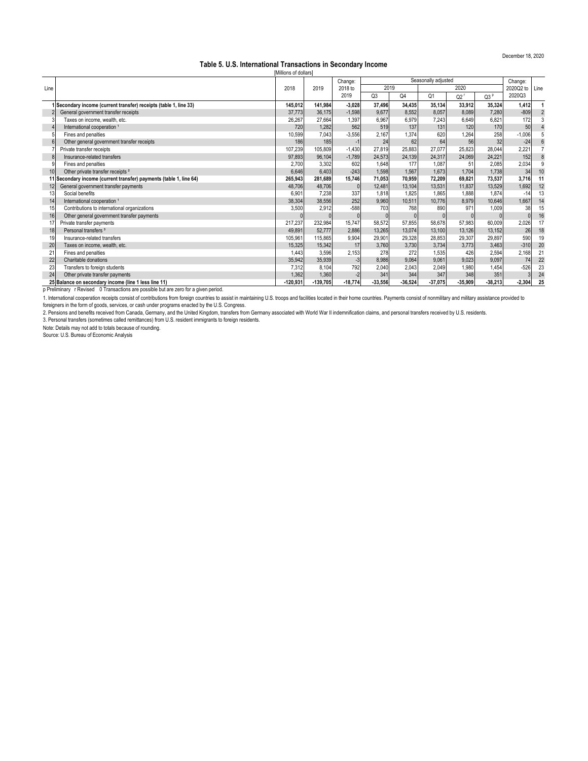December 18, 2020

# Table 5. U.S. International Transactions in Secondary Income

[Millions of dollars]

| Line | | 2018 | 2019 | Change: 2018 to 2019 | Seasonally adjusted 2019 Q3 | 2019 Q4 | 2020 Q1 | 2020 Q2 r | 2020 Q3 p | Change: 2020Q2 to 2020Q3 | Line |
|---|---|---|---|---|---|---|---|---|---|---|---|
| 1 | **Secondary income (current transfer) receipts (table 1, line 33)** | **145,012** | **141,984** | **-3,028** | **37,496** | **34,435** | **35,134** | **33,912** | **35,324** | **1,412** | **1** |
| 2 | General government transfer receipts | 37,773 | 36,175 | -1,598 | 9,677 | 8,552 | 8,057 | 8,089 | 7,280 | -809 | 2 |
| 3 | Taxes on income, wealth, etc. | 26,267 | 27,664 | 1,397 | 6,967 | 6,979 | 7,243 | 6,649 | 6,821 | 172 | 3 |
| 4 | International cooperation [1] | 720 | 1,282 | 562 | 519 | 137 | 131 | 120 | 170 | 50 | 4 |
| 5 | Fines and penalties | 10,599 | 7,043 | -3,556 | 2,167 | 1,374 | 620 | 1,264 | 258 | -1,006 | 5 |
| 6 | Other general government transfer receipts | 186 | 185 | -1 | 24 | 62 | 64 | 56 | 32 | -24 | 6 |
| 7 | Private transfer receipts | 107,239 | 105,809 | -1,430 | 27,819 | 25,883 | 27,077 | 25,823 | 28,044 | 2,221 | 7 |
| 8 | Insurance-related transfers | 97,893 | 96,104 | -1,789 | 24,573 | 24,139 | 24,317 | 24,069 | 24,221 | 152 | 8 |
| 9 | Fines and penalties | 2,700 | 3,302 | 602 | 1,648 | 177 | 1,087 | 51 | 2,085 | 2,034 | 9 |
| 10 | Other private transfer receipts [2] | 6,646 | 6,403 | -243 | 1,598 | 1,567 | 1,673 | 1,704 | 1,738 | 34 | 10 |
| 11 | **Secondary income (current transfer) payments (table 1, line 64)** | **265,943** | **281,689** | **15,746** | **71,053** | **70,959** | **72,209** | **69,821** | **73,537** | **3,716** | **11** |
| 12 | General government transfer payments | 48,706 | 48,706 | 0 | 12,481 | 13,104 | 13,531 | 11,837 | 13,529 | 1,692 | 12 |
| 13 | Social benefits | 6,901 | 7,238 | 337 | 1,818 | 1,825 | 1,865 | 1,888 | 1,874 | -14 | 13 |
| 14 | International cooperation [1] | 38,304 | 38,556 | 252 | 9,960 | 10,511 | 10,776 | 8,979 | 10,646 | 1,667 | 14 |
| 15 | Contributions to international organizations | 3,500 | 2,912 | -588 | 703 | 768 | 890 | 971 | 1,009 | 38 | 15 |
| 16 | Other general government transfer payments | 0 | 0 | 0 | 0 | 0 | 0 | 0 | 0 | 0 | 16 |
| 17 | Private transfer payments | 217,237 | 232,984 | 15,747 | 58,572 | 57,855 | 58,678 | 57,983 | 60,009 | 2,026 | 17 |
| 18 | Personal transfers [3] | 49,891 | 52,777 | 2,886 | 13,265 | 13,074 | 13,100 | 13,126 | 13,152 | 26 | 18 |
| 19 | Insurance-related transfers | 105,961 | 115,865 | 9,904 | 29,901 | 29,328 | 28,853 | 29,307 | 29,897 | 590 | 19 |
| 20 | Taxes on income, wealth, etc. | 15,325 | 15,342 | 17 | 3,760 | 3,730 | 3,734 | 3,773 | 3,463 | -310 | 20 |
| 21 | Fines and penalties | 1,443 | 3,596 | 2,153 | 278 | 272 | 1,535 | 426 | 2,594 | 2,168 | 21 |
| 22 | Charitable donations | 35,942 | 35,939 | -3 | 8,986 | 9,064 | 9,061 | 9,023 | 9,097 | 74 | 22 |
| 23 | Transfers to foreign students | 7,312 | 8,104 | 792 | 2,040 | 2,043 | 2,049 | 1,980 | 1,454 | -526 | 23 |
| 24 | Other private transfer payments | 1,362 | 1,360 | -2 | 341 | 344 | 347 | 348 | 351 | 3 | 24 |
| 25 | **Balance on secondary income (line 1 less line 11)** | **-120,931** | **-139,705** | **-18,774** | **-33,556** | **-36,524** | **-37,075** | **-35,909** | **-38,213** | **-2,304** | **25** |

p Preliminary r Revised 0 Transactions are possible but are zero for a given period.

1. International cooperation receipts consist of contributions from foreign countries to assist in maintaining U.S. troops and facilities located in their home countries. Payments consist of nonmilitary and military assistance provided to foreigners in the form of goods, services, or cash under programs enacted by the U.S. Congress.

2. Pensions and benefits received from Canada, Germany, and the United Kingdom, transfers from Germany associated with World War II indemnification claims, and personal transfers received by U.S. residents.

3. Personal transfers (sometimes called remittances) from U.S. resident immigrants to foreign residents.

Note: Details may not add to totals because of rounding.

Source: U.S. Bureau of Economic Analysis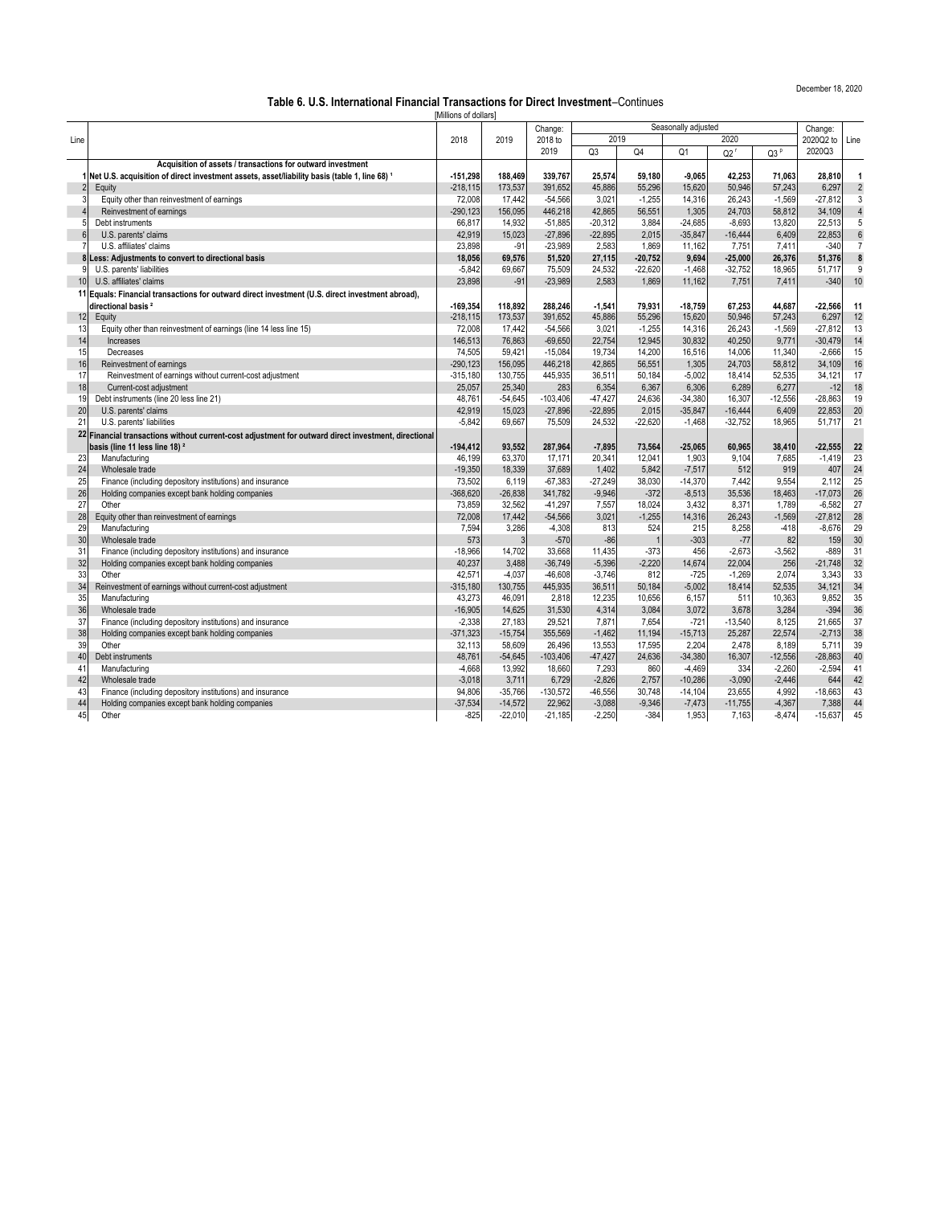December 18, 2020

## Table 6. U.S. International Financial Transactions for Direct Investment–Continues

[Millions of dollars]

| Line | | 2018 | 2019 | Change: 2018 to 2019 | Seasonally adjusted 2019 Q3 | 2019 Q4 | 2020 Q1 | 2020 Q2 [r] | 2020 Q3 [p] | Change: 2020Q2 to 2020Q3 | Line |
|---|---|---|---|---|---|---|---|---|---|---|---|
| | **Acquisition of assets / transactions for outward investment** | | | | | | | | | | |
| 1 | **Net U.S. acquisition of direct investment assets, asset/liability basis (table 1, line 68) [1]** | **-151,298** | **188,469** | **339,767** | **25,574** | **59,180** | **-9,065** | **42,253** | **71,063** | **28,810** | **1** |
| 2 | Equity | -218,115 | 173,537 | 391,652 | 45,886 | 55,296 | 15,620 | 50,946 | 57,243 | 6,297 | 2 |
| 3 | Equity other than reinvestment of earnings | 72,008 | 17,442 | -54,566 | 3,021 | -1,255 | 14,316 | 26,243 | -1,569 | -27,812 | 3 |
| 4 | Reinvestment of earnings | -290,123 | 156,095 | 446,218 | 42,865 | 56,551 | 1,305 | 24,703 | 58,812 | 34,109 | 4 |
| 5 | Debt instruments | 66,817 | 14,932 | -51,885 | -20,312 | 3,884 | -24,685 | -8,693 | 13,820 | 22,513 | 5 |
| 6 | U.S. parents' claims | 42,919 | 15,023 | -27,896 | -22,895 | 2,015 | -35,847 | -16,444 | 6,409 | 22,853 | 6 |
| 7 | U.S. affiliates' claims | 23,898 | -91 | -23,989 | 2,583 | 1,869 | 11,162 | 7,751 | 7,411 | -340 | 7 |
| 8 | **Less: Adjustments to convert to directional basis** | **18,056** | **69,576** | **51,520** | **27,115** | **-20,752** | **9,694** | **-25,000** | **26,376** | **51,376** | **8** |
| 9 | U.S. parents' liabilities | -5,842 | 69,667 | 75,509 | 24,532 | -22,620 | -1,468 | -32,752 | 18,965 | 51,717 | 9 |
| 10 | U.S. affiliates' claims | 23,898 | -91 | -23,989 | 2,583 | 1,869 | 11,162 | 7,751 | 7,411 | -340 | 10 |
| 11 | **Equals: Financial transactions for outward direct investment (U.S. direct investment abroad), directional basis [2]** | **-169,354** | **118,892** | **288,246** | **-1,541** | **79,931** | **-18,759** | **67,253** | **44,687** | **-22,566** | **11** |
| 12 | Equity | -218,115 | 173,537 | 391,652 | 45,886 | 55,296 | 15,620 | 50,946 | 57,243 | 6,297 | 12 |
| 13 | Equity other than reinvestment of earnings (line 14 less line 15) | 72,008 | 17,442 | -54,566 | 3,021 | -1,255 | 14,316 | 26,243 | -1,569 | -27,812 | 13 |
| 14 | Increases | 146,513 | 76,863 | -69,650 | 22,754 | 12,945 | 30,832 | 40,250 | 9,771 | -30,479 | 14 |
| 15 | Decreases | 74,505 | 59,421 | -15,084 | 19,734 | 14,200 | 16,516 | 14,006 | 11,340 | -2,666 | 15 |
| 16 | Reinvestment of earnings | -290,123 | 156,095 | 446,218 | 42,865 | 56,551 | 1,305 | 24,703 | 58,812 | 34,109 | 16 |
| 17 | Reinvestment of earnings without current-cost adjustment | -315,180 | 130,755 | 445,935 | 36,511 | 50,184 | -5,002 | 18,414 | 52,535 | 34,121 | 17 |
| 18 | Current-cost adjustment | 25,057 | 25,340 | 283 | 6,354 | 6,367 | 6,306 | 6,289 | 6,277 | -12 | 18 |
| 19 | Debt instruments (line 20 less line 21) | 48,761 | -54,645 | -103,406 | -47,427 | 24,636 | -34,380 | 16,307 | -12,556 | -28,863 | 19 |
| 20 | U.S. parents' claims | 42,919 | 15,023 | -27,896 | -22,895 | 2,015 | -35,847 | -16,444 | 6,409 | 22,853 | 20 |
| 21 | U.S. parents' liabilities | -5,842 | 69,667 | 75,509 | 24,532 | -22,620 | -1,468 | -32,752 | 18,965 | 51,717 | 21 |
| 22 | **Financial transactions without current-cost adjustment for outward direct investment, directional basis (line 11 less line 18) [2]** | **-194,412** | **93,552** | **287,964** | **-7,895** | **73,564** | **-25,065** | **60,965** | **38,410** | **-22,555** | **22** |
| 23 | Manufacturing | 46,199 | 63,370 | 17,171 | 20,341 | 12,041 | 1,903 | 9,104 | 7,685 | -1,419 | 23 |
| 24 | Wholesale trade | -19,350 | 18,339 | 37,689 | 1,402 | 5,842 | -7,517 | 512 | 919 | 407 | 24 |
| 25 | Finance (including depository institutions) and insurance | 73,502 | 6,119 | -67,383 | -27,249 | 38,030 | -14,370 | 7,442 | 9,554 | 2,112 | 25 |
| 26 | Holding companies except bank holding companies | -368,620 | -26,838 | 341,782 | -9,946 | -372 | -8,513 | 35,536 | 18,463 | -17,073 | 26 |
| 27 | Other | 73,859 | 32,562 | -41,297 | 7,557 | 18,024 | 3,432 | 8,371 | 1,789 | -6,582 | 27 |
| 28 | Equity other than reinvestment of earnings | 72,008 | 17,442 | -54,566 | 3,021 | -1,255 | 14,316 | 26,243 | -1,569 | -27,812 | 28 |
| 29 | Manufacturing | 7,594 | 3,286 | -4,308 | 813 | 524 | 215 | 8,258 | -418 | -8,676 | 29 |
| 30 | Wholesale trade | 573 | 3 | -570 | -86 | 1 | -303 | -77 | 82 | 159 | 30 |
| 31 | Finance (including depository institutions) and insurance | -18,966 | 14,702 | 33,668 | 11,435 | -373 | 456 | -2,673 | -3,562 | -889 | 31 |
| 32 | Holding companies except bank holding companies | 40,237 | 3,488 | -36,749 | -5,396 | -2,220 | 14,674 | 22,004 | 256 | -21,748 | 32 |
| 33 | Other | 42,571 | -4,037 | -46,608 | -3,746 | 812 | -725 | -1,269 | 2,074 | 3,343 | 33 |
| 34 | Reinvestment of earnings without current-cost adjustment | -315,180 | 130,755 | 445,935 | 36,511 | 50,184 | -5,002 | 18,414 | 52,535 | 34,121 | 34 |
| 35 | Manufacturing | 43,273 | 46,091 | 2,818 | 12,235 | 10,656 | 6,157 | 511 | 10,363 | 9,852 | 35 |
| 36 | Wholesale trade | -16,905 | 14,625 | 31,530 | 4,314 | 3,084 | 3,072 | 3,678 | 3,284 | -394 | 36 |
| 37 | Finance (including depository institutions) and insurance | -2,338 | 27,183 | 29,521 | 7,871 | 7,654 | -721 | -13,540 | 8,125 | 21,665 | 37 |
| 38 | Holding companies except bank holding companies | -371,323 | -15,754 | 355,569 | -1,462 | 11,194 | -15,713 | 25,287 | 22,574 | -2,713 | 38 |
| 39 | Other | 32,113 | 58,609 | 26,496 | 13,553 | 17,595 | 2,204 | 2,478 | 8,189 | 5,711 | 39 |
| 40 | Debt instruments | 48,761 | -54,645 | -103,406 | -47,427 | 24,636 | -34,380 | 16,307 | -12,556 | -28,863 | 40 |
| 41 | Manufacturing | -4,668 | 13,992 | 18,660 | 7,293 | 860 | -4,469 | 334 | -2,260 | -2,594 | 41 |
| 42 | Wholesale trade | -3,018 | 3,711 | 6,729 | -2,826 | 2,757 | -10,286 | -3,090 | -2,446 | 644 | 42 |
| 43 | Finance (including depository institutions) and insurance | 94,806 | -35,766 | -130,572 | -46,556 | 30,748 | -14,104 | 23,655 | 4,992 | -18,663 | 43 |
| 44 | Holding companies except bank holding companies | -37,534 | -14,572 | 22,962 | -3,088 | -9,346 | -7,473 | -11,755 | -4,367 | 7,388 | 44 |
| 45 | Other | -825 | -22,010 | -21,185 | -2,250 | -384 | 1,953 | 7,163 | -8,474 | -15,637 | 45 |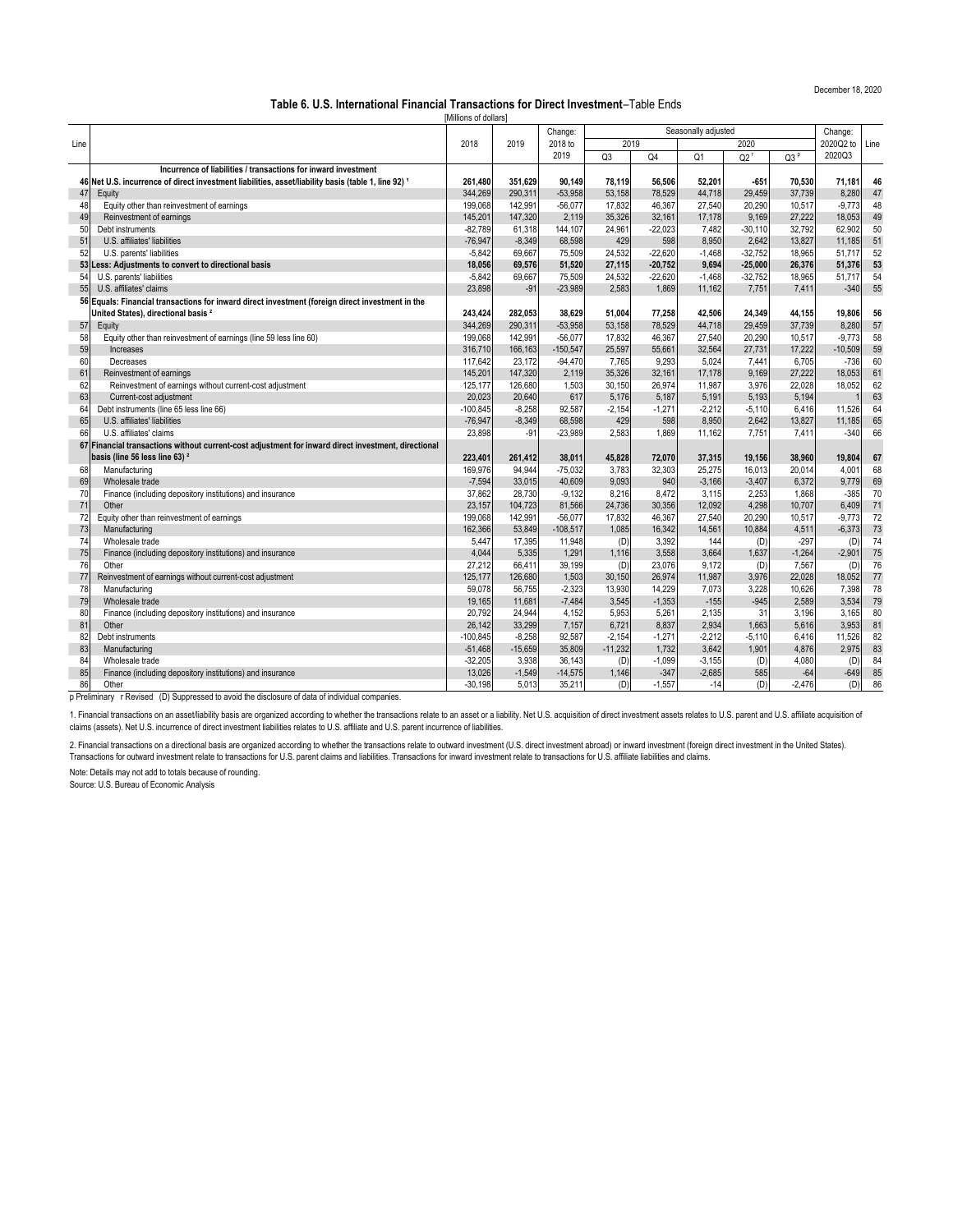December 18, 2020

## Table 6. U.S. International Financial Transactions for Direct Investment–Table Ends

[Millions of dollars]

| Line | | 2018 | 2019 | Change: 2018 to 2019 | Seasonally adjusted 2019 Q3 | 2019 Q4 | 2020 Q1 | 2020 Q2 [r] | 2020 Q3 [p] | Change: 2020Q2 to 2020Q3 | Line |
|---|---|---|---|---|---|---|---|---|---|---|---|
| | **Incurrence of liabilities / transactions for inward investment** | | | | | | | | | | |
| 46 | **Net U.S. incurrence of direct investment liabilities, asset/liability basis (table 1, line 92) [1]** | **261,480** | **351,629** | **90,149** | **78,119** | **56,506** | **52,201** | **-651** | **70,530** | **71,181** | 46 |
| 47 | Equity | 344,269 | 290,311 | -53,958 | 53,158 | 78,529 | 44,718 | 29,459 | 37,739 | 8,280 | 47 |
| 48 | Equity other than reinvestment of earnings | 199,068 | 142,991 | -56,077 | 17,832 | 46,367 | 27,540 | 20,290 | 10,517 | -9,773 | 48 |
| 49 | Reinvestment of earnings | 145,201 | 147,320 | 2,119 | 35,326 | 32,161 | 17,178 | 9,169 | 27,222 | 18,053 | 49 |
| 50 | Debt instruments | -82,789 | 61,318 | 144,107 | 24,961 | -22,023 | 7,482 | -30,110 | 32,792 | 62,902 | 50 |
| 51 | U.S. affiliates' liabilities | -76,947 | -8,349 | 68,598 | 429 | 598 | 8,950 | 2,642 | 13,827 | 11,185 | 51 |
| 52 | U.S. parents' liabilities | -5,842 | 69,667 | 75,509 | 24,532 | -22,620 | -1,468 | -32,752 | 18,965 | 51,717 | 52 |
| 53 | **Less: Adjustments to convert to directional basis** | **18,056** | **69,576** | **51,520** | **27,115** | **-20,752** | **9,694** | **-25,000** | **26,376** | **51,376** | 53 |
| 54 | U.S. parents' liabilities | -5,842 | 69,667 | 75,509 | 24,532 | -22,620 | -1,468 | -32,752 | 18,965 | 51,717 | 54 |
| 55 | U.S. affiliates' claims | 23,898 | -91 | -23,989 | 2,583 | 1,869 | 11,162 | 7,751 | 7,411 | -340 | 55 |
| 56 | **Equals: Financial transactions for inward direct investment (foreign direct investment in the United States), directional basis [2]** | **243,424** | **282,053** | **38,629** | **51,004** | **77,258** | **42,506** | **24,349** | **44,155** | **19,806** | 56 |
| 57 | Equity | 344,269 | 290,311 | -53,958 | 53,158 | 78,529 | 44,718 | 29,459 | 37,739 | 8,280 | 57 |
| 58 | Equity other than reinvestment of earnings (line 59 less line 60) | 199,068 | 142,991 | -56,077 | 17,832 | 46,367 | 27,540 | 20,290 | 10,517 | -9,773 | 58 |
| 59 | Increases | 316,710 | 166,163 | -150,547 | 25,597 | 55,661 | 32,564 | 27,731 | 17,222 | -10,509 | 59 |
| 60 | Decreases | 117,642 | 23,172 | -94,470 | 7,765 | 9,293 | 5,024 | 7,441 | 6,705 | -736 | 60 |
| 61 | Reinvestment of earnings | 145,201 | 147,320 | 2,119 | 35,326 | 32,161 | 17,178 | 9,169 | 27,222 | 18,053 | 61 |
| 62 | Reinvestment of earnings without current-cost adjustment | 125,177 | 126,680 | 1,503 | 30,150 | 26,974 | 11,987 | 3,976 | 22,028 | 18,052 | 62 |
| 63 | Current-cost adjustment | 20,023 | 20,640 | 617 | 5,176 | 5,187 | 5,191 | 5,193 | 5,194 | 1 | 63 |
| 64 | Debt instruments (line 65 less line 66) | -100,845 | -8,258 | 92,587 | -2,154 | -1,271 | -2,212 | -5,110 | 6,416 | 11,526 | 64 |
| 65 | U.S. affiliates' liabilities | -76,947 | -8,349 | 68,598 | 429 | 598 | 8,950 | 2,642 | 13,827 | 11,185 | 65 |
| 66 | U.S. affiliates' claims | 23,898 | -91 | -23,989 | 2,583 | 1,869 | 11,162 | 7,751 | 7,411 | -340 | 66 |
| 67 | **Financial transactions without current-cost adjustment for inward direct investment, directional basis (line 56 less line 63) [2]** | **223,401** | **261,412** | **38,011** | **45,828** | **72,070** | **37,315** | **19,156** | **38,960** | **19,804** | 67 |
| 68 | Manufacturing | 169,976 | 94,944 | -75,032 | 3,783 | 32,303 | 25,275 | 16,013 | 20,014 | 4,001 | 68 |
| 69 | Wholesale trade | -7,594 | 33,015 | 40,609 | 9,093 | 940 | -3,166 | -3,407 | 6,372 | 9,779 | 69 |
| 70 | Finance (including depository institutions) and insurance | 37,862 | 28,730 | -9,132 | 8,216 | 8,472 | 3,115 | 2,253 | 1,868 | -385 | 70 |
| 71 | Other | 23,157 | 104,723 | 81,566 | 24,736 | 30,356 | 12,092 | 4,298 | 10,707 | 6,409 | 71 |
| 72 | Equity other than reinvestment of earnings | 199,068 | 142,991 | -56,077 | 17,832 | 46,367 | 27,540 | 20,290 | 10,517 | -9,773 | 72 |
| 73 | Manufacturing | 162,366 | 53,849 | -108,517 | 1,085 | 16,342 | 14,561 | 10,884 | 4,511 | -6,373 | 73 |
| 74 | Wholesale trade | 5,447 | 17,395 | 11,948 | (D) | 3,392 | 144 | (D) | -297 | (D) | 74 |
| 75 | Finance (including depository institutions) and insurance | 4,044 | 5,335 | 1,291 | 1,116 | 3,558 | 3,664 | 1,637 | -1,264 | -2,901 | 75 |
| 76 | Other | 27,212 | 66,411 | 39,199 | (D) | 23,076 | 9,172 | (D) | 7,567 | (D) | 76 |
| 77 | Reinvestment of earnings without current-cost adjustment | 125,177 | 126,680 | 1,503 | 30,150 | 26,974 | 11,987 | 3,976 | 22,028 | 18,052 | 77 |
| 78 | Manufacturing | 59,078 | 56,755 | -2,323 | 13,930 | 14,229 | 7,073 | 3,228 | 10,626 | 7,398 | 78 |
| 79 | Wholesale trade | 19,165 | 11,681 | -7,484 | 3,545 | -1,353 | -155 | -945 | 2,589 | 3,534 | 79 |
| 80 | Finance (including depository institutions) and insurance | 20,792 | 24,944 | 4,152 | 5,953 | 5,261 | 2,135 | 31 | 3,196 | 3,165 | 80 |
| 81 | Other | 26,142 | 33,299 | 7,157 | 6,721 | 8,837 | 2,934 | 1,663 | 5,616 | 3,953 | 81 |
| 82 | Debt instruments | -100,845 | -8,258 | 92,587 | -2,154 | -1,271 | -2,212 | -5,110 | 6,416 | 11,526 | 82 |
| 83 | Manufacturing | -51,468 | -15,659 | 35,809 | -11,232 | 1,732 | 3,642 | 1,901 | 4,876 | 2,975 | 83 |
| 84 | Wholesale trade | -32,205 | 3,938 | 36,143 | (D) | -1,099 | -3,155 | (D) | 4,080 | (D) | 84 |
| 85 | Finance (including depository institutions) and insurance | 13,026 | -1,549 | -14,575 | 1,146 | -347 | -2,685 | 585 | -64 | -649 | 85 |
| 86 | Other | -30,198 | 5,013 | 35,211 | (D) | -1,557 | -14 | (D) | -2,476 | (D) | 86 |

p Preliminary r Revised (D) Suppressed to avoid the disclosure of data of individual companies.

1. Financial transactions on an asset/liability basis are organized according to whether the transactions relate to an asset or a liability. Net U.S. acquisition of direct investment assets relates to U.S. parent and U.S. affiliate acquisition of claims (assets). Net U.S. incurrence of direct investment liabilities relates to U.S. affiliate and U.S. parent incurrence of liabilities.

2. Financial transactions on a directional basis are organized according to whether the transactions relate to outward investment (U.S. direct investment abroad) or inward investment (foreign direct investment in the United States). Transactions for outward investment relate to transactions for U.S. parent claims and liabilities. Transactions for inward investment relate to transactions for U.S. affiliate liabilities and claims.

Note: Details may not add to totals because of rounding.

Source: U.S. Bureau of Economic Analysis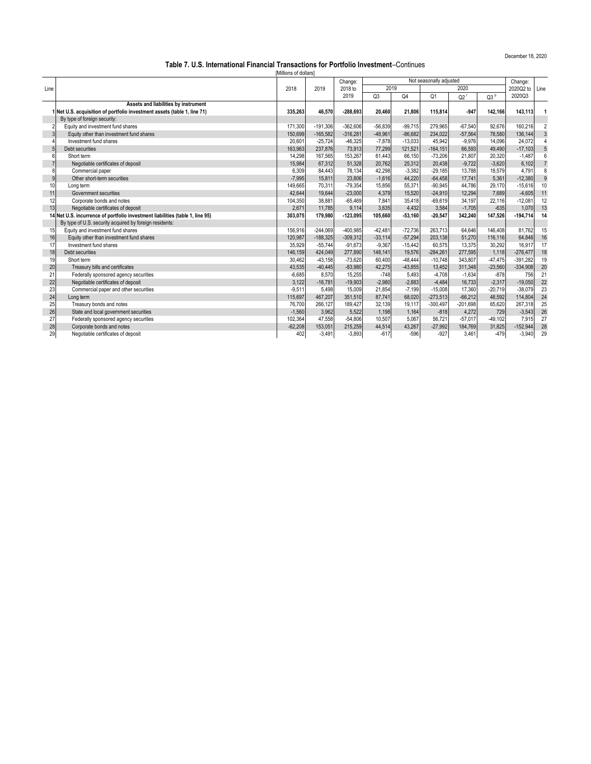December 18, 2020

**Table 7. U.S. International Financial Transactions for Portfolio Investment**–Continues

[Millions of dollars]

| Line | | 2018 | 2019 | Change: 2018 to 2019 | Not seasonally adjusted | | | | | Change: 2020Q2 to 2020Q3 | Line |
|---|---|---|---|---|---|---|---|---|---|---|---|
| | | | | | 2019 | | 2020 | | | | |
| | | | | | Q3 | Q4 | Q1 | Q2 r | Q3 p | | |
| | **Assets and liabilities by instrument** | | | | | | | | | | |
| 1 | **Net U.S. acquisition of portfolio investment assets (table 1, line 71)** | **335,263** | **46,570** | **-288,693** | **20,460** | **21,806** | **115,814** | **-947** | **142,166** | **143,113** | **1** |
| | By type of foreign security: | | | | | | | | | | |
| 2 | Equity and investment fund shares | 171,300 | -191,306 | -362,606 | -56,839 | -99,715 | 279,965 | -67,540 | 92,676 | 160,216 | 2 |
| 3 | Equity other than investment fund shares | 150,699 | -165,582 | -316,281 | -48,961 | -86,682 | 234,022 | -57,564 | 78,580 | 136,144 | 3 |
| 4 | Investment fund shares | 20,601 | -25,724 | -46,325 | -7,878 | -13,033 | 45,942 | -9,976 | 14,096 | 24,072 | 4 |
| 5 | Debt securities | 163,963 | 237,876 | 73,913 | 77,299 | 121,521 | -164,151 | 66,593 | 49,490 | -17,103 | 5 |
| 6 | Short term | 14,298 | 167,565 | 153,267 | 61,443 | 66,150 | -73,206 | 21,807 | 20,320 | -1,487 | 6 |
| 7 | Negotiable certificates of deposit | 15,984 | 67,312 | 51,328 | 20,762 | 25,312 | 20,438 | -9,722 | -3,620 | 6,102 | 7 |
| 8 | Commercial paper | 6,309 | 84,443 | 78,134 | 42,298 | -3,382 | -29,185 | 13,788 | 18,579 | 4,791 | 8 |
| 9 | Other short-term securities | -7,995 | 15,811 | 23,806 | -1,616 | 44,220 | -64,458 | 17,741 | 5,361 | -12,380 | 9 |
| 10 | Long term | 149,665 | 70,311 | -79,354 | 15,856 | 55,371 | -90,945 | 44,786 | 29,170 | -15,616 | 10 |
| 11 | Government securities | 42,644 | 19,644 | -23,000 | 4,379 | 15,520 | -24,910 | 12,294 | 7,689 | -4,605 | 11 |
| 12 | Corporate bonds and notes | 104,350 | 38,881 | -65,469 | 7,841 | 35,418 | -69,619 | 34,197 | 22,116 | -12,081 | 12 |
| 13 | Negotiable certificates of deposit | 2,671 | 11,785 | 9,114 | 3,635 | 4,432 | 3,584 | -1,705 | -635 | 1,070 | 13 |
| 14 | **Net U.S. incurrence of portfolio investment liabilities (table 1, line 95)** | **303,075** | **179,980** | **-123,095** | **105,660** | **-53,160** | **-20,547** | **342,240** | **147,526** | **-194,714** | **14** |
| | By type of U.S. security acquired by foreign residents: | | | | | | | | | | |
| 15 | Equity and investment fund shares | 156,916 | -244,069 | -400,985 | -42,481 | -72,736 | 263,713 | 64,646 | 146,408 | 81,762 | 15 |
| 16 | Equity other than investment fund shares | 120,987 | -188,325 | -309,312 | -33,114 | -57,294 | 203,138 | 51,270 | 116,116 | 64,846 | 16 |
| 17 | Investment fund shares | 35,929 | -55,744 | -91,673 | -9,367 | -15,442 | 60,575 | 13,375 | 30,292 | 16,917 | 17 |
| 18 | Debt securities | 146,159 | 424,049 | 277,890 | 148,141 | 19,576 | -284,261 | 277,595 | 1,118 | -276,477 | 18 |
| 19 | Short term | 30,462 | -43,158 | -73,620 | 60,400 | -48,444 | -10,748 | 343,807 | -47,475 | -391,282 | 19 |
| 20 | Treasury bills and certificates | 43,535 | -40,445 | -83,980 | 42,275 | -43,855 | 13,452 | 311,348 | -23,560 | -334,908 | 20 |
| 21 | Federally sponsored agency securities | -6,685 | 8,570 | 15,255 | -748 | 5,493 | -4,708 | -1,634 | -878 | 756 | 21 |
| 22 | Negotiable certificates of deposit | 3,122 | -16,781 | -19,903 | -2,980 | -2,883 | -4,484 | 16,733 | -2,317 | -19,050 | 22 |
| 23 | Commercial paper and other securities | -9,511 | 5,498 | 15,009 | 21,854 | -7,199 | -15,008 | 17,360 | -20,719 | -38,079 | 23 |
| 24 | Long term | 115,697 | 467,207 | 351,510 | 87,741 | 68,020 | -273,513 | -66,212 | 48,592 | 114,804 | 24 |
| 25 | Treasury bonds and notes | 76,700 | 266,127 | 189,427 | 32,139 | 19,117 | -300,497 | -201,698 | 65,620 | 267,318 | 25 |
| 26 | State and local government securities | -1,560 | 3,962 | 5,522 | 1,198 | 1,164 | -818 | 4,272 | 729 | -3,543 | 26 |
| 27 | Federally sponsored agency securities | 102,364 | 47,558 | -54,806 | 10,507 | 5,067 | 56,721 | -57,017 | -49,102 | 7,915 | 27 |
| 28 | Corporate bonds and notes | -62,208 | 153,051 | 215,259 | 44,514 | 43,267 | -27,992 | 184,769 | 31,825 | -152,944 | 28 |
| 29 | Negotiable certificates of deposit | 402 | -3,491 | -3,893 | -617 | -596 | -927 | 3,461 | -479 | -3,940 | 29 |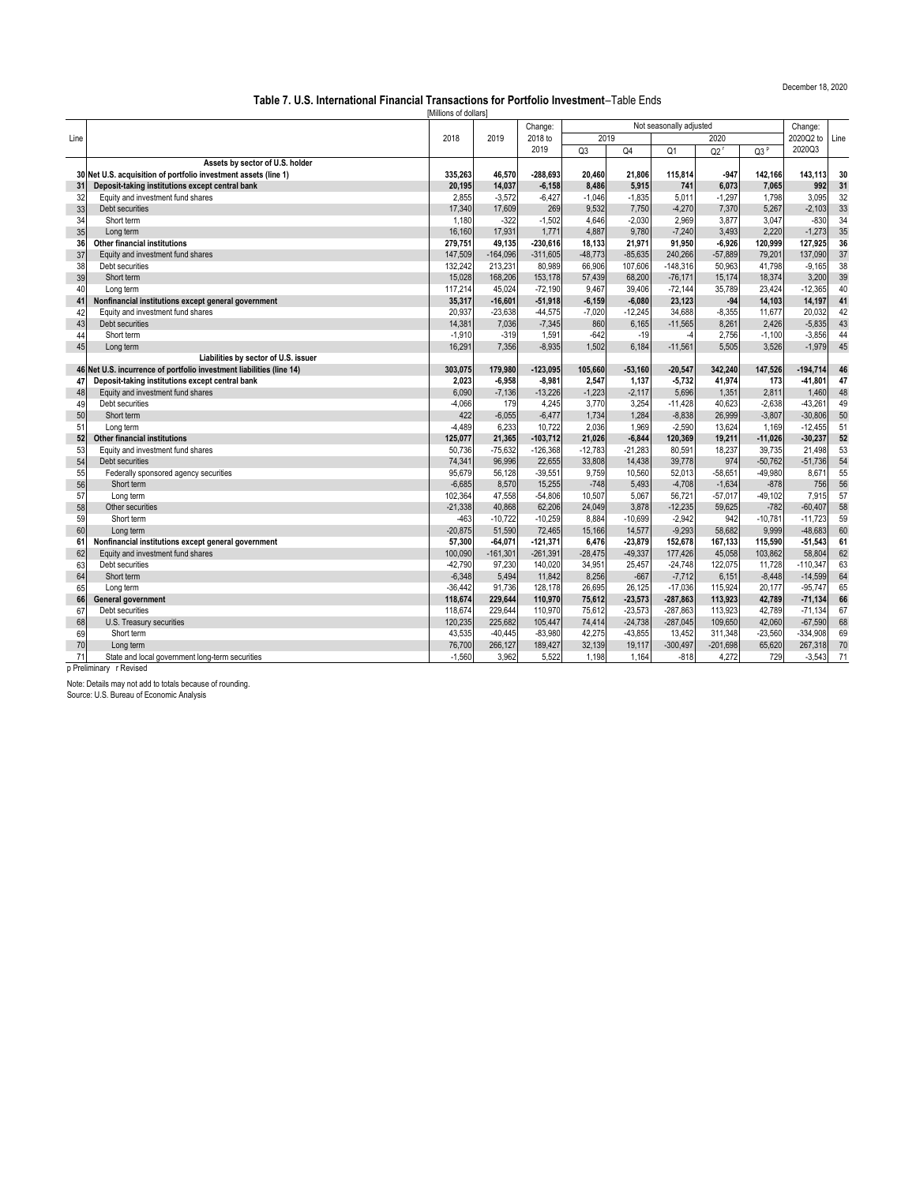December 18, 2020

## Table 7. U.S. International Financial Transactions for Portfolio Investment–Table Ends

[Millions of dollars]

| Line | | 2018 | 2019 | Change: 2018 to 2019 | Not seasonally adjusted | | | | | Change: 2020Q2 to 2020Q3 | Line |
|---|---|---|---|---|---|---|---|---|---|---|---|
| | | | | | 2019 | | 2020 | | | | |
| | | | | | Q3 | Q4 | Q1 | Q2 r | Q3 p | | |
| | **Assets by sector of U.S. holder** | | | | | | | | | | |
| 30 | **Net U.S. acquisition of portfolio investment assets (line 1)** | **335,263** | **46,570** | **-288,693** | **20,460** | **21,806** | **115,814** | **-947** | **142,166** | **143,113** | **30** |
| 31 | **Deposit-taking institutions except central bank** | **20,195** | **14,037** | **-6,158** | **8,486** | **5,915** | **741** | **6,073** | **7,065** | **992** | **31** |
| 32 | Equity and investment fund shares | 2,855 | -3,572 | -6,427 | -1,046 | -1,835 | 5,011 | -1,297 | 1,798 | 3,095 | 32 |
| 33 | Debt securities | 17,340 | 17,609 | 269 | 9,532 | 7,750 | -4,270 | 7,370 | 5,267 | -2,103 | 33 |
| 34 | Short term | 1,180 | -322 | -1,502 | 4,646 | -2,030 | 2,969 | 3,877 | 3,047 | -830 | 34 |
| 35 | Long term | 16,160 | 17,931 | 1,771 | 4,887 | 9,780 | -7,240 | 3,493 | 2,220 | -1,273 | 35 |
| 36 | **Other financial institutions** | **279,751** | **49,135** | **-230,616** | **18,133** | **21,971** | **91,950** | **-6,926** | **120,999** | **127,925** | **36** |
| 37 | Equity and investment fund shares | 147,509 | -164,096 | -311,605 | -48,773 | -85,635 | 240,266 | -57,889 | 79,201 | 137,090 | 37 |
| 38 | Debt securities | 132,242 | 213,231 | 80,989 | 66,906 | 107,606 | -148,316 | 50,963 | 41,798 | -9,165 | 38 |
| 39 | Short term | 15,028 | 168,206 | 153,178 | 57,439 | 68,200 | -76,171 | 15,174 | 18,374 | 3,200 | 39 |
| 40 | Long term | 117,214 | 45,024 | -72,190 | 9,467 | 39,406 | -72,144 | 35,789 | 23,424 | -12,365 | 40 |
| 41 | **Nonfinancial institutions except general government** | **35,317** | **-16,601** | **-51,918** | **-6,159** | **-6,080** | **23,123** | **-94** | **14,103** | **14,197** | **41** |
| 42 | Equity and investment fund shares | 20,937 | -23,638 | -44,575 | -7,020 | -12,245 | 34,688 | -8,355 | 11,677 | 20,032 | 42 |
| 43 | Debt securities | 14,381 | 7,036 | -7,345 | 860 | 6,165 | -11,565 | 8,261 | 2,426 | -5,835 | 43 |
| 44 | Short term | -1,910 | -319 | 1,591 | -642 | -19 | -4 | 2,756 | -1,100 | -3,856 | 44 |
| 45 | Long term | 16,291 | 7,356 | -8,935 | 1,502 | 6,184 | -11,561 | 5,505 | 3,526 | -1,979 | 45 |
| | **Liabilities by sector of U.S. issuer** | | | | | | | | | | |
| 46 | **Net U.S. incurrence of portfolio investment liabilities (line 14)** | **303,075** | **179,980** | **-123,095** | **105,660** | **-53,160** | **-20,547** | **342,240** | **147,526** | **-194,714** | **46** |
| 47 | **Deposit-taking institutions except central bank** | **2,023** | **-6,958** | **-8,981** | **2,547** | **1,137** | **-5,732** | **41,974** | **173** | **-41,801** | **47** |
| 48 | Equity and investment fund shares | 6,090 | -7,136 | -13,226 | -1,223 | -2,117 | 5,696 | 1,351 | 2,811 | 1,460 | 48 |
| 49 | Debt securities | -4,066 | 179 | 4,245 | 3,770 | 3,254 | -11,428 | 40,623 | -2,638 | -43,261 | 49 |
| 50 | Short term | 422 | -6,055 | -6,477 | 1,734 | 1,284 | -8,838 | 26,999 | -3,807 | -30,806 | 50 |
| 51 | Long term | -4,489 | 6,233 | 10,722 | 2,036 | 1,969 | -2,590 | 13,624 | 1,169 | -12,455 | 51 |
| 52 | **Other financial institutions** | **125,077** | **21,365** | **-103,712** | **21,026** | **-6,844** | **120,369** | **19,211** | **-11,026** | **-30,237** | **52** |
| 53 | Equity and investment fund shares | 50,736 | -75,632 | -126,368 | -12,783 | -21,283 | 80,591 | 18,237 | 39,735 | 21,498 | 53 |
| 54 | Debt securities | 74,341 | 96,996 | 22,655 | 33,808 | 14,438 | 39,778 | 974 | -50,762 | -51,736 | 54 |
| 55 | Federally sponsored agency securities | 95,679 | 56,128 | -39,551 | 9,759 | 10,560 | 52,013 | -58,651 | -49,980 | 8,671 | 55 |
| 56 | Short term | -6,685 | 8,570 | 15,255 | -748 | 5,493 | -4,708 | -1,634 | -878 | 756 | 56 |
| 57 | Long term | 102,364 | 47,558 | -54,806 | 10,507 | 5,067 | 56,721 | -57,017 | -49,102 | 7,915 | 57 |
| 58 | Other securities | -21,338 | 40,868 | 62,206 | 24,049 | 3,878 | -12,235 | 59,625 | -782 | -60,407 | 58 |
| 59 | Short term | -463 | -10,722 | -10,259 | 8,884 | -10,699 | -2,942 | 942 | -10,781 | -11,723 | 59 |
| 60 | Long term | -20,875 | 51,590 | 72,465 | 15,166 | 14,577 | -9,293 | 58,682 | 9,999 | -48,683 | 60 |
| 61 | **Nonfinancial institutions except general government** | **57,300** | **-64,071** | **-121,371** | **6,476** | **-23,879** | **152,678** | **167,133** | **115,590** | **-51,543** | **61** |
| 62 | Equity and investment fund shares | 100,090 | -161,301 | -261,391 | -28,475 | -49,337 | 177,426 | 45,058 | 103,862 | 58,804 | 62 |
| 63 | Debt securities | -42,790 | 97,230 | 140,020 | 34,951 | 25,457 | -24,748 | 122,075 | 11,728 | -110,347 | 63 |
| 64 | Short term | -6,348 | 5,494 | 11,842 | 8,256 | -667 | -7,712 | 6,151 | -8,448 | -14,599 | 64 |
| 65 | Long term | -36,442 | 91,736 | 128,178 | 26,695 | 26,125 | -17,036 | 115,924 | 20,177 | -95,747 | 65 |
| 66 | **General government** | **118,674** | **229,644** | **110,970** | **75,612** | **-23,573** | **-287,863** | **113,923** | **42,789** | **-71,134** | **66** |
| 67 | Debt securities | 118,674 | 229,644 | 110,970 | 75,612 | -23,573 | -287,863 | 113,923 | 42,789 | -71,134 | 67 |
| 68 | U.S. Treasury securities | 120,235 | 225,682 | 105,447 | 74,414 | -24,738 | -287,045 | 109,650 | 42,060 | -67,590 | 68 |
| 69 | Short term | 43,535 | -40,445 | -83,980 | 42,275 | -43,855 | 13,452 | 311,348 | -23,560 | -334,908 | 69 |
| 70 | Long term | 76,700 | 266,127 | 189,427 | 32,139 | 19,117 | -300,497 | -201,698 | 65,620 | 267,318 | 70 |
| 71 | State and local government long-term securities | -1,560 | 3,962 | 5,522 | 1,198 | 1,164 | -818 | 4,272 | 729 | -3,543 | 71 |

p Preliminary r Revised

Note: Details may not add to totals because of rounding.
Source: U.S. Bureau of Economic Analysis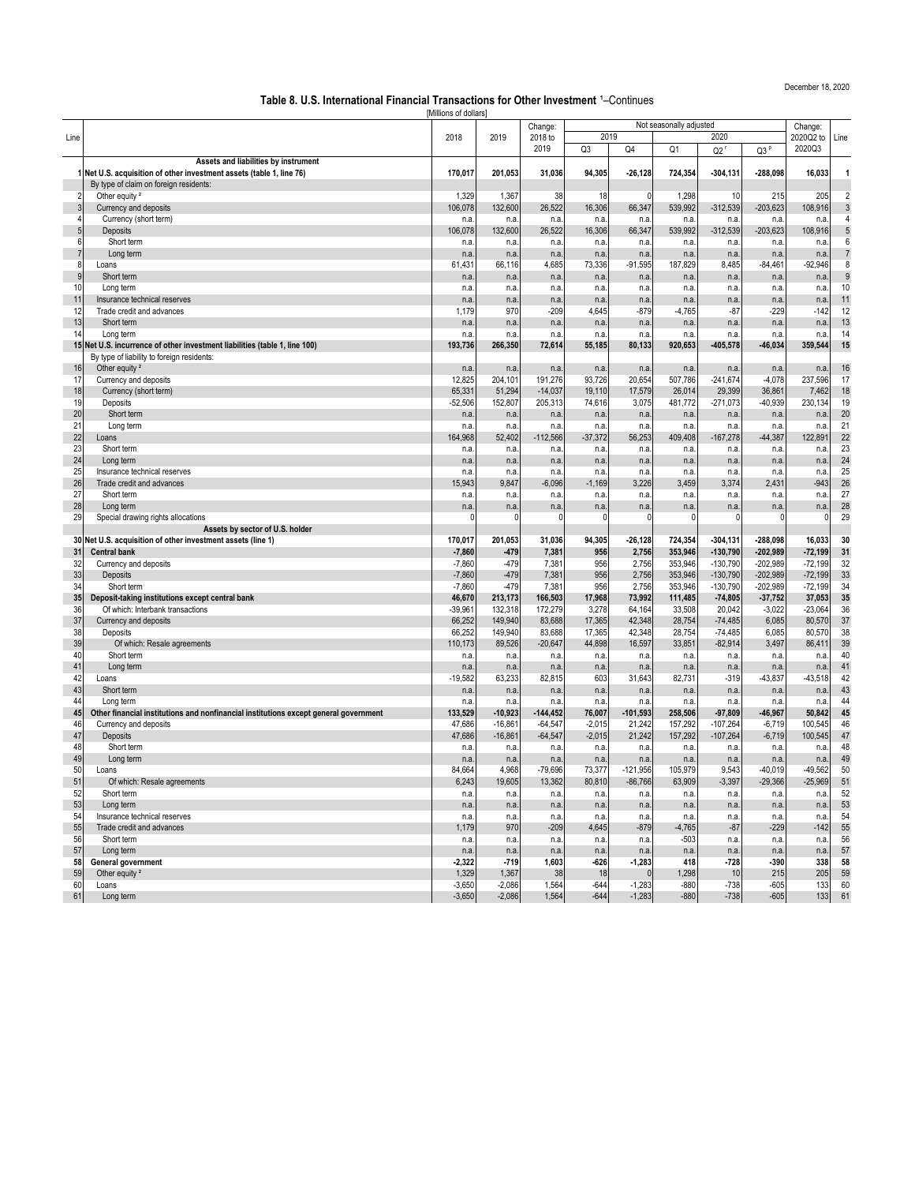December 18, 2020

## Table 8. U.S. International Financial Transactions for Other Investment [1]–Continues

[Millions of dollars]

| Line | | 2018 | 2019 | Change: 2018 to 2019 | Not seasonally adjusted 2019 Q3 | 2019 Q4 | 2020 Q1 | 2020 Q2 [r] | 2020 Q3 [p] | Change: 2020Q2 to 2020Q3 | Line |
|---|---|---|---|---|---|---|---|---|---|---|---|
| | **Assets and liabilities by instrument** | | | | | | | | | | |
| 1 | **Net U.S. acquisition of other investment assets (table 1, line 76)** | **170,017** | **201,053** | **31,036** | **94,305** | **-26,128** | **724,354** | **-304,131** | **-288,098** | **16,033** | **1** |
| | By type of claim on foreign residents: | | | | | | | | | | |
| 2 | Other equity [2] | 1,329 | 1,367 | 38 | 18 | 0 | 1,298 | 10 | 215 | 205 | 2 |
| 3 | Currency and deposits | 106,078 | 132,600 | 26,522 | 16,306 | 66,347 | 539,992 | -312,539 | -203,623 | 108,916 | 3 |
| 4 | Currency (short term) | n.a. | n.a. | n.a. | n.a. | n.a. | n.a. | n.a. | n.a. | n.a. | 4 |
| 5 | Deposits | 106,078 | 132,600 | 26,522 | 16,306 | 66,347 | 539,992 | -312,539 | -203,623 | 108,916 | 5 |
| 6 | Short term | n.a. | n.a. | n.a. | n.a. | n.a. | n.a. | n.a. | n.a. | n.a. | 6 |
| 7 | Long term | n.a. | n.a. | n.a. | n.a. | n.a. | n.a. | n.a. | n.a. | n.a. | 7 |
| 8 | Loans | 61,431 | 66,116 | 4,685 | 73,336 | -91,595 | 187,829 | 8,485 | -84,461 | -92,946 | 8 |
| 9 | Short term | n.a. | n.a. | n.a. | n.a. | n.a. | n.a. | n.a. | n.a. | n.a. | 9 |
| 10 | Long term | n.a. | n.a. | n.a. | n.a. | n.a. | n.a. | n.a. | n.a. | n.a. | 10 |
| 11 | Insurance technical reserves | n.a. | n.a. | n.a. | n.a. | n.a. | n.a. | n.a. | n.a. | n.a. | 11 |
| 12 | Trade credit and advances | 1,179 | 970 | -209 | 4,645 | -879 | -4,765 | -87 | -229 | -142 | 12 |
| 13 | Short term | n.a. | n.a. | n.a. | n.a. | n.a. | n.a. | n.a. | n.a. | n.a. | 13 |
| 14 | Long term | n.a. | n.a. | n.a. | n.a. | n.a. | n.a. | n.a. | n.a. | n.a. | 14 |
| 15 | **Net U.S. incurrence of other investment liabilities (table 1, line 100)** | **193,736** | **266,350** | **72,614** | **55,185** | **80,133** | **920,653** | **-405,578** | **-46,034** | **359,544** | **15** |
| | By type of liability to foreign residents: | | | | | | | | | | |
| 16 | Other equity [2] | n.a. | n.a. | n.a. | n.a. | n.a. | n.a. | n.a. | n.a. | n.a. | 16 |
| 17 | Currency and deposits | 12,825 | 204,101 | 191,276 | 93,726 | 20,654 | 507,786 | -241,674 | -4,078 | 237,596 | 17 |
| 18 | Currency (short term) | 65,331 | 51,294 | -14,037 | 19,110 | 17,579 | 26,014 | 29,399 | 36,861 | 7,462 | 18 |
| 19 | Deposits | -52,506 | 152,807 | 205,313 | 74,616 | 3,075 | 481,772 | -271,073 | -40,939 | 230,134 | 19 |
| 20 | Short term | n.a. | n.a. | n.a. | n.a. | n.a. | n.a. | n.a. | n.a. | n.a. | 20 |
| 21 | Long term | n.a. | n.a. | n.a. | n.a. | n.a. | n.a. | n.a. | n.a. | n.a. | 21 |
| 22 | Loans | 164,968 | 52,402 | -112,566 | -37,372 | 56,253 | 409,408 | -167,278 | -44,387 | 122,891 | 22 |
| 23 | Short term | n.a. | n.a. | n.a. | n.a. | n.a. | n.a. | n.a. | n.a. | n.a. | 23 |
| 24 | Long term | n.a. | n.a. | n.a. | n.a. | n.a. | n.a. | n.a. | n.a. | n.a. | 24 |
| 25 | Insurance technical reserves | n.a. | n.a. | n.a. | n.a. | n.a. | n.a. | n.a. | n.a. | n.a. | 25 |
| 26 | Trade credit and advances | 15,943 | 9,847 | -6,096 | -1,169 | 3,226 | 3,459 | 3,374 | 2,431 | -943 | 26 |
| 27 | Short term | n.a. | n.a. | n.a. | n.a. | n.a. | n.a. | n.a. | n.a. | n.a. | 27 |
| 28 | Long term | n.a. | n.a. | n.a. | n.a. | n.a. | n.a. | n.a. | n.a. | n.a. | 28 |
| 29 | Special drawing rights allocations | 0 | 0 | 0 | 0 | 0 | 0 | 0 | 0 | 0 | 29 |
| | **Assets by sector of U.S. holder** | | | | | | | | | | |
| 30 | **Net U.S. acquisition of other investment assets (line 1)** | **170,017** | **201,053** | **31,036** | **94,305** | **-26,128** | **724,354** | **-304,131** | **-288,098** | **16,033** | **30** |
| 31 | **Central bank** | **-7,860** | **-479** | **7,381** | **956** | **2,756** | **353,946** | **-130,790** | **-202,989** | **-72,199** | **31** |
| 32 | Currency and deposits | -7,860 | -479 | 7,381 | 956 | 2,756 | 353,946 | -130,790 | -202,989 | -72,199 | 32 |
| 33 | Deposits | -7,860 | -479 | 7,381 | 956 | 2,756 | 353,946 | -130,790 | -202,989 | -72,199 | 33 |
| 34 | Short term | -7,860 | -479 | 7,381 | 956 | 2,756 | 353,946 | -130,790 | -202,989 | -72,199 | 34 |
| 35 | **Deposit-taking institutions except central bank** | **46,670** | **213,173** | **166,503** | **17,968** | **73,992** | **111,485** | **-74,805** | **-37,752** | **37,053** | **35** |
| 36 | Of which: Interbank transactions | -39,961 | 132,318 | 172,279 | 3,278 | 64,164 | 33,508 | 20,042 | -3,022 | -23,064 | 36 |
| 37 | Currency and deposits | 66,252 | 149,940 | 83,688 | 17,365 | 42,348 | 28,754 | -74,485 | 6,085 | 80,570 | 37 |
| 38 | Deposits | 66,252 | 149,940 | 83,688 | 17,365 | 42,348 | 28,754 | -74,485 | 6,085 | 80,570 | 38 |
| 39 | Of which: Resale agreements | 110,173 | 89,526 | -20,647 | 44,898 | 16,597 | 33,851 | -82,914 | 3,497 | 86,411 | 39 |
| 40 | Short term | n.a. | n.a. | n.a. | n.a. | n.a. | n.a. | n.a. | n.a. | n.a. | 40 |
| 41 | Long term | n.a. | n.a. | n.a. | n.a. | n.a. | n.a. | n.a. | n.a. | n.a. | 41 |
| 42 | Loans | -19,582 | 63,233 | 82,815 | 603 | 31,643 | 82,731 | -319 | -43,837 | -43,518 | 42 |
| 43 | Short term | n.a. | n.a. | n.a. | n.a. | n.a. | n.a. | n.a. | n.a. | n.a. | 43 |
| 44 | Long term | n.a. | n.a. | n.a. | n.a. | n.a. | n.a. | n.a. | n.a. | n.a. | 44 |
| 45 | **Other financial institutions and nonfinancial institutions except general government** | **133,529** | **-10,923** | **-144,452** | **76,007** | **-101,593** | **258,506** | **-97,809** | **-46,967** | **50,842** | **45** |
| 46 | Currency and deposits | 47,686 | -16,861 | -64,547 | -2,015 | 21,242 | 157,292 | -107,264 | -6,719 | 100,545 | 46 |
| 47 | Deposits | 47,686 | -16,861 | -64,547 | -2,015 | 21,242 | 157,292 | -107,264 | -6,719 | 100,545 | 47 |
| 48 | Short term | n.a. | n.a. | n.a. | n.a. | n.a. | n.a. | n.a. | n.a. | n.a. | 48 |
| 49 | Long term | n.a. | n.a. | n.a. | n.a. | n.a. | n.a. | n.a. | n.a. | n.a. | 49 |
| 50 | Loans | 84,664 | 4,968 | -79,696 | 73,377 | -121,956 | 105,979 | 9,543 | -40,019 | -49,562 | 50 |
| 51 | Of which: Resale agreements | 6,243 | 19,605 | 13,362 | 80,810 | -86,766 | 63,909 | -3,397 | -29,366 | -25,969 | 51 |
| 52 | Short term | n.a. | n.a. | n.a. | n.a. | n.a. | n.a. | n.a. | n.a. | n.a. | 52 |
| 53 | Long term | n.a. | n.a. | n.a. | n.a. | n.a. | n.a. | n.a. | n.a. | n.a. | 53 |
| 54 | Insurance technical reserves | n.a. | n.a. | n.a. | n.a. | n.a. | n.a. | n.a. | n.a. | n.a. | 54 |
| 55 | Trade credit and advances | 1,179 | 970 | -209 | 4,645 | -879 | -4,765 | -87 | -229 | -142 | 55 |
| 56 | Short term | n.a. | n.a. | n.a. | n.a. | n.a. | -503 | n.a. | n.a. | n.a. | 56 |
| 57 | Long term | n.a. | n.a. | n.a. | n.a. | n.a. | n.a. | n.a. | n.a. | n.a. | 57 |
| 58 | **General government** | **-2,322** | **-719** | **1,603** | **-626** | **-1,283** | **418** | **-728** | **-390** | **338** | **58** |
| 59 | Other equity [2] | 1,329 | 1,367 | 38 | 18 | 0 | 1,298 | 10 | 215 | 205 | 59 |
| 60 | Loans | -3,650 | -2,086 | 1,564 | -644 | -1,283 | -880 | -738 | -605 | 133 | 60 |
| 61 | Long term | -3,650 | -2,086 | 1,564 | -644 | -1,283 | -880 | -738 | -605 | 133 | 61 |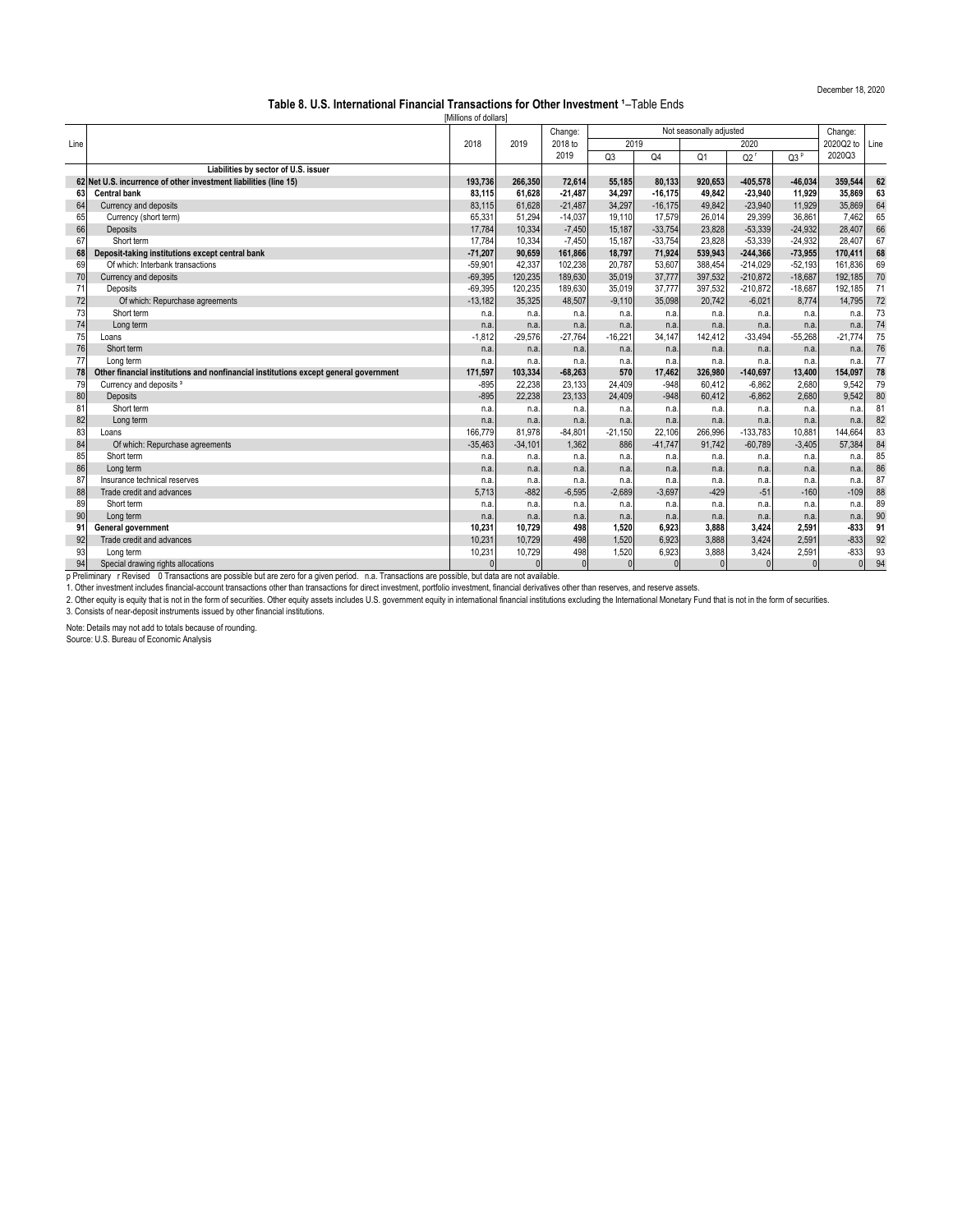December 18, 2020

## Table 8. U.S. International Financial Transactions for Other Investment [1]–Table Ends

[Millions of dollars]

| Line | | 2018 | 2019 | Change: 2018 to 2019 | Not seasonally adjusted 2019 Q3 | 2019 Q4 | 2020 Q1 | 2020 Q2 r | 2020 Q3 p | Change: 2020Q2 to 2020Q3 | Line |
|---|---|---|---|---|---|---|---|---|---|---|---|
| | **Liabilities by sector of U.S. issuer** | | | | | | | | | | |
| 62 | **Net U.S. incurrence of other investment liabilities (line 15)** | **193,736** | **266,350** | **72,614** | **55,185** | **80,133** | **920,653** | **-405,578** | **-46,034** | **359,544** | **62** |
| 63 | **Central bank** | **83,115** | **61,628** | **-21,487** | **34,297** | **-16,175** | **49,842** | **-23,940** | **11,929** | **35,869** | **63** |
| 64 | Currency and deposits | 83,115 | 61,628 | -21,487 | 34,297 | -16,175 | 49,842 | -23,940 | 11,929 | 35,869 | 64 |
| 65 | Currency (short term) | 65,331 | 51,294 | -14,037 | 19,110 | 17,579 | 26,014 | 29,399 | 36,861 | 7,462 | 65 |
| 66 | Deposits | 17,784 | 10,334 | -7,450 | 15,187 | -33,754 | 23,828 | -53,339 | -24,932 | 28,407 | 66 |
| 67 | Short term | 17,784 | 10,334 | -7,450 | 15,187 | -33,754 | 23,828 | -53,339 | -24,932 | 28,407 | 67 |
| 68 | **Deposit-taking institutions except central bank** | **-71,207** | **90,659** | **161,866** | **18,797** | **71,924** | **539,943** | **-244,366** | **-73,955** | **170,411** | **68** |
| 69 | Of which: Interbank transactions | -59,901 | 42,337 | 102,238 | 20,787 | 53,607 | 388,454 | -214,029 | -52,193 | 161,836 | 69 |
| 70 | Currency and deposits | -69,395 | 120,235 | 189,630 | 35,019 | 37,777 | 397,532 | -210,872 | -18,687 | 192,185 | 70 |
| 71 | Deposits | -69,395 | 120,235 | 189,630 | 35,019 | 37,777 | 397,532 | -210,872 | -18,687 | 192,185 | 71 |
| 72 | Of which: Repurchase agreements | -13,182 | 35,325 | 48,507 | -9,110 | 35,098 | 20,742 | -6,021 | 8,774 | 14,795 | 72 |
| 73 | Short term | n.a. | n.a. | n.a. | n.a. | n.a. | n.a. | n.a. | n.a. | n.a. | 73 |
| 74 | Long term | n.a. | n.a. | n.a. | n.a. | n.a. | n.a. | n.a. | n.a. | n.a. | 74 |
| 75 | Loans | -1,812 | -29,576 | -27,764 | -16,221 | 34,147 | 142,412 | -33,494 | -55,268 | -21,774 | 75 |
| 76 | Short term | n.a. | n.a. | n.a. | n.a. | n.a. | n.a. | n.a. | n.a. | n.a. | 76 |
| 77 | Long term | n.a. | n.a. | n.a. | n.a. | n.a. | n.a. | n.a. | n.a. | n.a. | 77 |
| 78 | **Other financial institutions and nonfinancial institutions except general government** | **171,597** | **103,334** | **-68,263** | **570** | **17,462** | **326,980** | **-140,697** | **13,400** | **154,097** | **78** |
| 79 | Currency and deposits [3] | -895 | 22,238 | 23,133 | 24,409 | -948 | 60,412 | -6,862 | 2,680 | 9,542 | 79 |
| 80 | Deposits | -895 | 22,238 | 23,133 | 24,409 | -948 | 60,412 | -6,862 | 2,680 | 9,542 | 80 |
| 81 | Short term | n.a. | n.a. | n.a. | n.a. | n.a. | n.a. | n.a. | n.a. | n.a. | 81 |
| 82 | Long term | n.a. | n.a. | n.a. | n.a. | n.a. | n.a. | n.a. | n.a. | n.a. | 82 |
| 83 | Loans | 166,779 | 81,978 | -84,801 | -21,150 | 22,106 | 266,996 | -133,783 | 10,881 | 144,664 | 83 |
| 84 | Of which: Repurchase agreements | -35,463 | -34,101 | 1,362 | 886 | -41,747 | 91,742 | -60,789 | -3,405 | 57,384 | 84 |
| 85 | Short term | n.a. | n.a. | n.a. | n.a. | n.a. | n.a. | n.a. | n.a. | n.a. | 85 |
| 86 | Long term | n.a. | n.a. | n.a. | n.a. | n.a. | n.a. | n.a. | n.a. | n.a. | 86 |
| 87 | Insurance technical reserves | n.a. | n.a. | n.a. | n.a. | n.a. | n.a. | n.a. | n.a. | n.a. | 87 |
| 88 | Trade credit and advances | 5,713 | -882 | -6,595 | -2,689 | -3,697 | -429 | -51 | -160 | -109 | 88 |
| 89 | Short term | n.a. | n.a. | n.a. | n.a. | n.a. | n.a. | n.a. | n.a. | n.a. | 89 |
| 90 | Long term | n.a. | n.a. | n.a. | n.a. | n.a. | n.a. | n.a. | n.a. | n.a. | 90 |
| 91 | **General government** | **10,231** | **10,729** | **498** | **1,520** | **6,923** | **3,888** | **3,424** | **2,591** | **-833** | **91** |
| 92 | Trade credit and advances | 10,231 | 10,729 | 498 | 1,520 | 6,923 | 3,888 | 3,424 | 2,591 | -833 | 92 |
| 93 | Long term | 10,231 | 10,729 | 498 | 1,520 | 6,923 | 3,888 | 3,424 | 2,591 | -833 | 93 |
| 94 | Special drawing rights allocations | 0 | 0 | 0 | 0 | 0 | 0 | 0 | 0 | 0 | 94 |

p Preliminary r Revised 0 Transactions are possible but are zero for a given period. n.a. Transactions are possible, but data are not available.

1. Other investment includes financial-account transactions other than transactions for direct investment, portfolio investment, financial derivatives other than reserves, and reserve assets.
2. Other equity is equity that is not in the form of securities. Other equity assets includes U.S. government equity in international financial institutions excluding the International Monetary Fund that is not in the form of securities.
3. Consists of near-deposit instruments issued by other financial institutions.

Note: Details may not add to totals because of rounding.
Source: U.S. Bureau of Economic Analysis